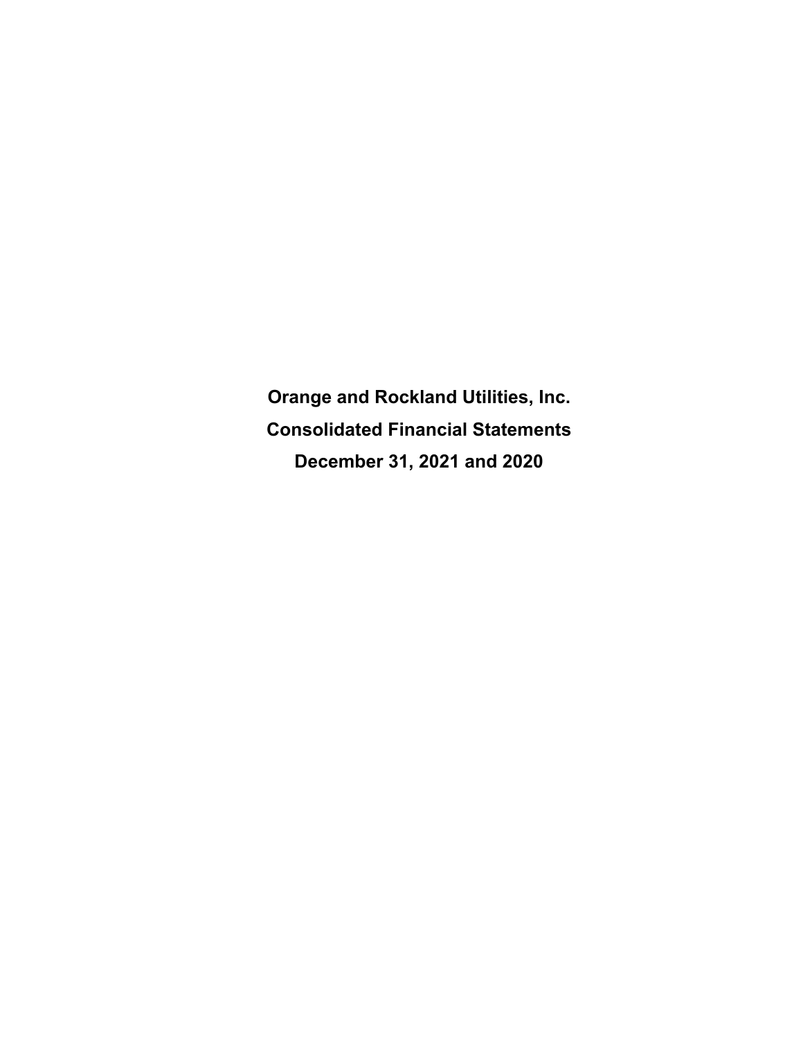# Orange and Rockland Utilities, Inc.

# Consolidated Financial Statements

# December 31, 2021 and 2020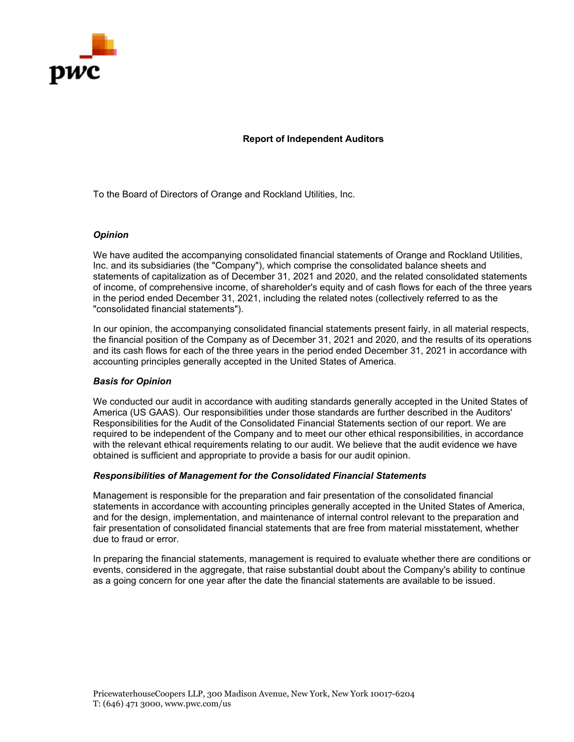# Report of Independent Auditors

To the Board of Directors of Orange and Rockland Utilities, Inc.

***Opinion***

We have audited the accompanying consolidated financial statements of Orange and Rockland Utilities, Inc. and its subsidiaries (the "Company"), which comprise the consolidated balance sheets and statements of capitalization as of December 31, 2021 and 2020, and the related consolidated statements of income, of comprehensive income, of shareholder's equity and of cash flows for each of the three years in the period ended December 31, 2021, including the related notes (collectively referred to as the "consolidated financial statements").

In our opinion, the accompanying consolidated financial statements present fairly, in all material respects, the financial position of the Company as of December 31, 2021 and 2020, and the results of its operations and its cash flows for each of the three years in the period ended December 31, 2021 in accordance with accounting principles generally accepted in the United States of America.

***Basis for Opinion***

We conducted our audit in accordance with auditing standards generally accepted in the United States of America (US GAAS). Our responsibilities under those standards are further described in the Auditors' Responsibilities for the Audit of the Consolidated Financial Statements section of our report. We are required to be independent of the Company and to meet our other ethical responsibilities, in accordance with the relevant ethical requirements relating to our audit. We believe that the audit evidence we have obtained is sufficient and appropriate to provide a basis for our audit opinion.

***Responsibilities of Management for the Consolidated Financial Statements***

Management is responsible for the preparation and fair presentation of the consolidated financial statements in accordance with accounting principles generally accepted in the United States of America, and for the design, implementation, and maintenance of internal control relevant to the preparation and fair presentation of consolidated financial statements that are free from material misstatement, whether due to fraud or error.

In preparing the financial statements, management is required to evaluate whether there are conditions or events, considered in the aggregate, that raise substantial doubt about the Company's ability to continue as a going concern for one year after the date the financial statements are available to be issued.

PricewaterhouseCoopers LLP, 300 Madison Avenue, New York, New York 10017-6204
T: (646) 471 3000, www.pwc.com/us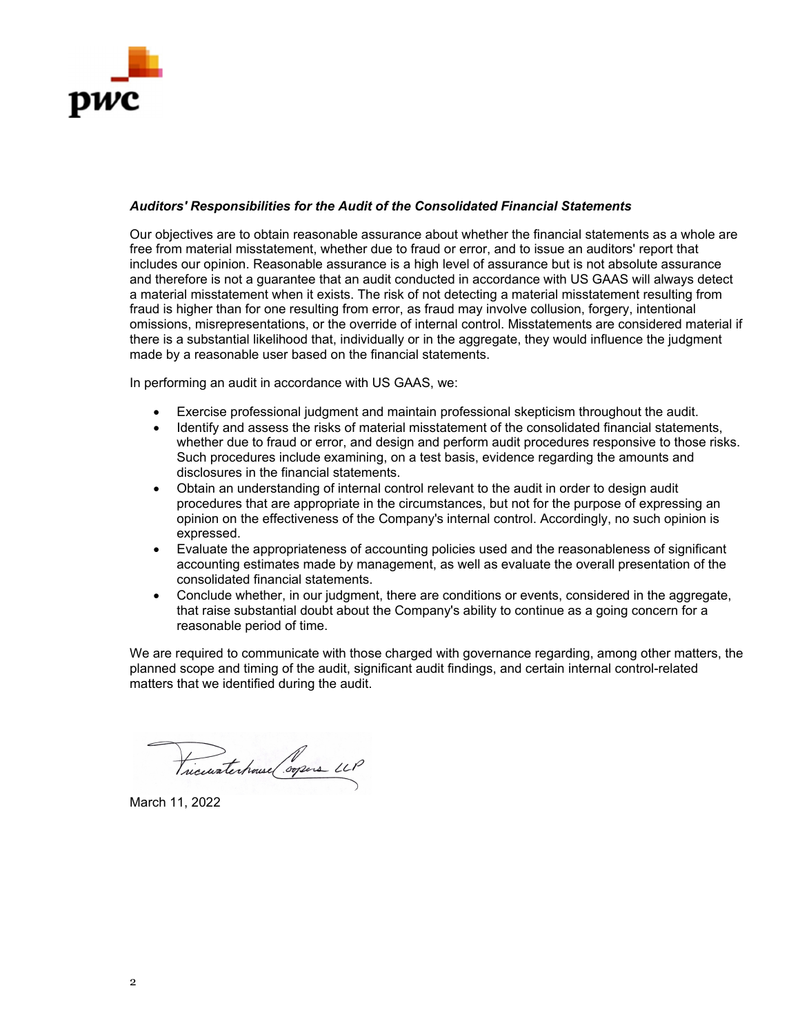### *Auditors' Responsibilities for the Audit of the Consolidated Financial Statements*

Our objectives are to obtain reasonable assurance about whether the financial statements as a whole are free from material misstatement, whether due to fraud or error, and to issue an auditors' report that includes our opinion. Reasonable assurance is a high level of assurance but is not absolute assurance and therefore is not a guarantee that an audit conducted in accordance with US GAAS will always detect a material misstatement when it exists. The risk of not detecting a material misstatement resulting from fraud is higher than for one resulting from error, as fraud may involve collusion, forgery, intentional omissions, misrepresentations, or the override of internal control. Misstatements are considered material if there is a substantial likelihood that, individually or in the aggregate, they would influence the judgment made by a reasonable user based on the financial statements.

In performing an audit in accordance with US GAAS, we:

- Exercise professional judgment and maintain professional skepticism throughout the audit.
- Identify and assess the risks of material misstatement of the consolidated financial statements, whether due to fraud or error, and design and perform audit procedures responsive to those risks. Such procedures include examining, on a test basis, evidence regarding the amounts and disclosures in the financial statements.
- Obtain an understanding of internal control relevant to the audit in order to design audit procedures that are appropriate in the circumstances, but not for the purpose of expressing an opinion on the effectiveness of the Company's internal control. Accordingly, no such opinion is expressed.
- Evaluate the appropriateness of accounting policies used and the reasonableness of significant accounting estimates made by management, as well as evaluate the overall presentation of the consolidated financial statements.
- Conclude whether, in our judgment, there are conditions or events, considered in the aggregate, that raise substantial doubt about the Company's ability to continue as a going concern for a reasonable period of time.

We are required to communicate with those charged with governance regarding, among other matters, the planned scope and timing of the audit, significant audit findings, and certain internal control-related matters that we identified during the audit.

PricewaterhouseCoopers LLP

March 11, 2022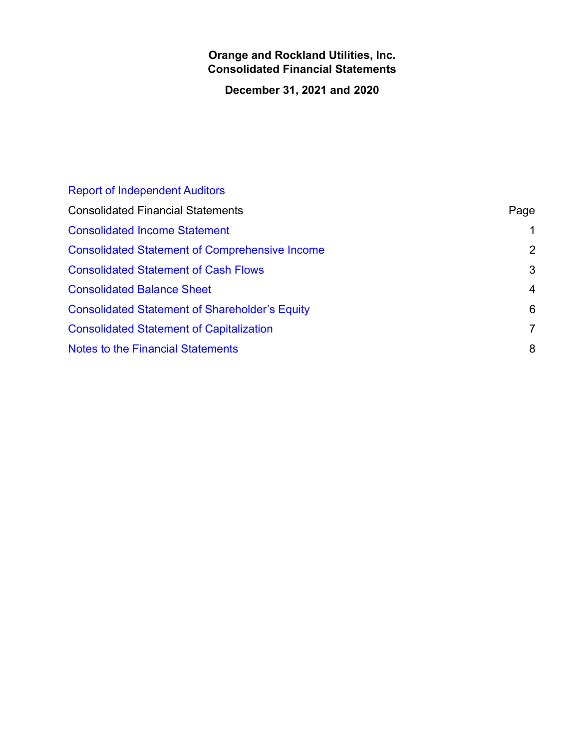# Orange and Rockland Utilities, Inc.
# Consolidated Financial Statements

## December 31, 2021 and 2020

Report of Independent Auditors

| Consolidated Financial Statements | Page |
|---|---|
| Consolidated Income Statement | 1 |
| Consolidated Statement of Comprehensive Income | 2 |
| Consolidated Statement of Cash Flows | 3 |
| Consolidated Balance Sheet | 4 |
| Consolidated Statement of Shareholder's Equity | 6 |
| Consolidated Statement of Capitalization | 7 |
| Notes to the Financial Statements | 8 |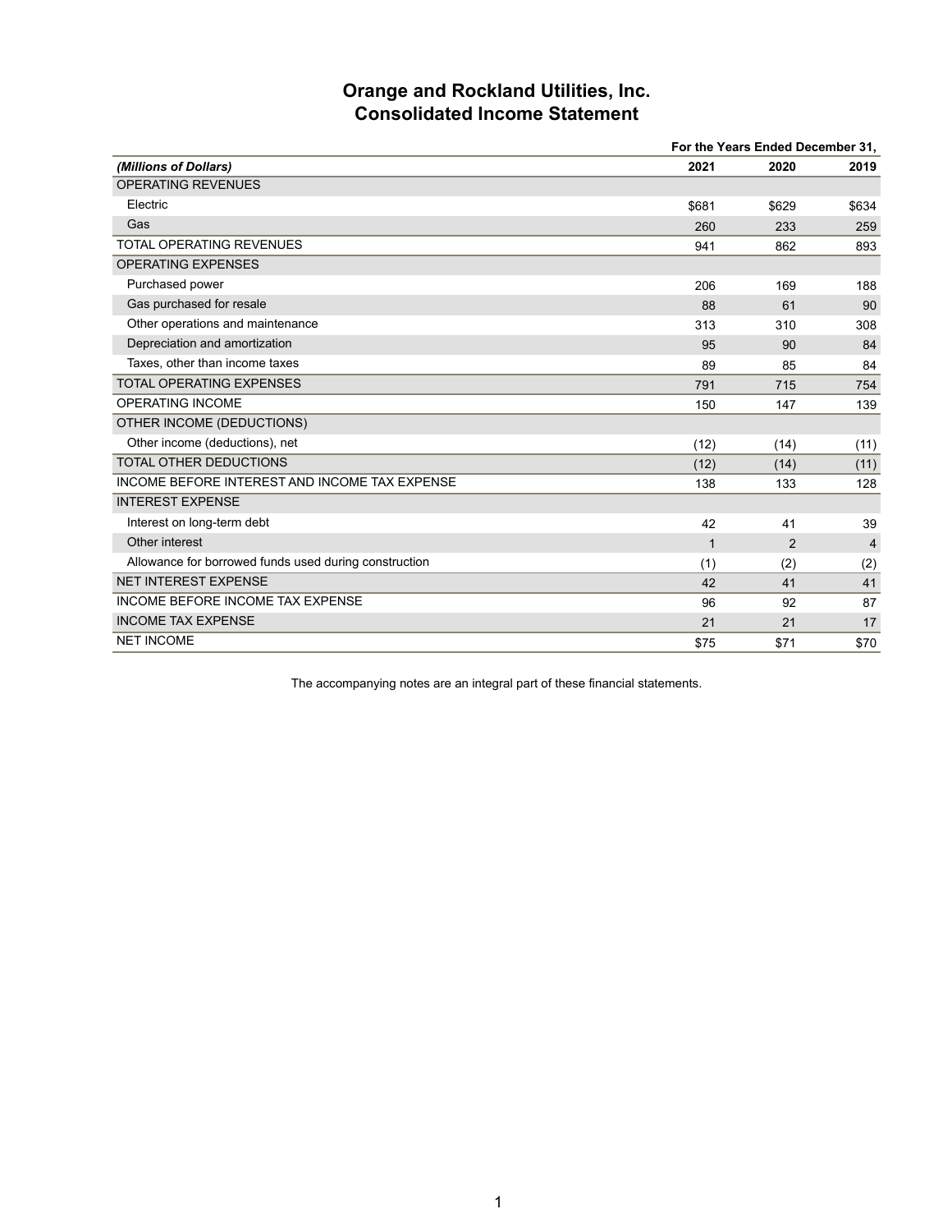# Orange and Rockland Utilities, Inc.
## Consolidated Income Statement

| | For the Years Ended December 31, | | |
|---|---|---|---|
| *(Millions of Dollars)* | **2021** | **2020** | **2019** |
| OPERATING REVENUES | | | |
| Electric | $681 | $629 | $634 |
| Gas | 260 | 233 | 259 |
| TOTAL OPERATING REVENUES | 941 | 862 | 893 |
| OPERATING EXPENSES | | | |
| Purchased power | 206 | 169 | 188 |
| Gas purchased for resale | 88 | 61 | 90 |
| Other operations and maintenance | 313 | 310 | 308 |
| Depreciation and amortization | 95 | 90 | 84 |
| Taxes, other than income taxes | 89 | 85 | 84 |
| TOTAL OPERATING EXPENSES | 791 | 715 | 754 |
| OPERATING INCOME | 150 | 147 | 139 |
| OTHER INCOME (DEDUCTIONS) | | | |
| Other income (deductions), net | (12) | (14) | (11) |
| TOTAL OTHER DEDUCTIONS | (12) | (14) | (11) |
| INCOME BEFORE INTEREST AND INCOME TAX EXPENSE | 138 | 133 | 128 |
| INTEREST EXPENSE | | | |
| Interest on long-term debt | 42 | 41 | 39 |
| Other interest | 1 | 2 | 4 |
| Allowance for borrowed funds used during construction | (1) | (2) | (2) |
| NET INTEREST EXPENSE | 42 | 41 | 41 |
| INCOME BEFORE INCOME TAX EXPENSE | 96 | 92 | 87 |
| INCOME TAX EXPENSE | 21 | 21 | 17 |
| NET INCOME | $75 | $71 | $70 |

The accompanying notes are an integral part of these financial statements.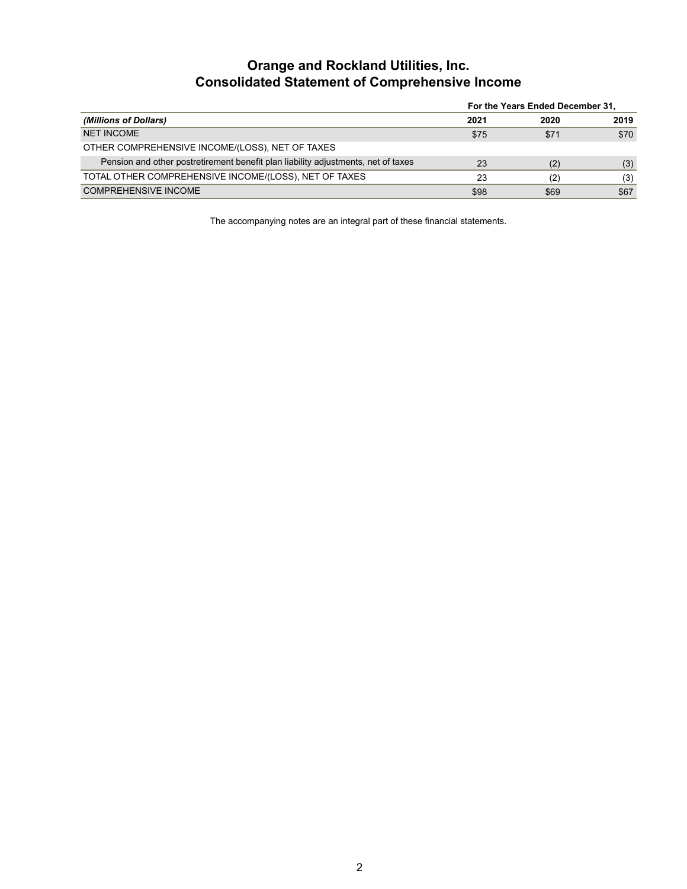# Orange and Rockland Utilities, Inc.
# Consolidated Statement of Comprehensive Income

| | For the Years Ended December 31, | | |
|---|---|---|---|
| *(Millions of Dollars)* | 2021 | 2020 | 2019 |
| NET INCOME | $75 | $71 | $70 |
| OTHER COMPREHENSIVE INCOME/(LOSS), NET OF TAXES | | | |
| Pension and other postretirement benefit plan liability adjustments, net of taxes | 23 | (2) | (3) |
| TOTAL OTHER COMPREHENSIVE INCOME/(LOSS), NET OF TAXES | 23 | (2) | (3) |
| COMPREHENSIVE INCOME | $98 | $69 | $67 |

The accompanying notes are an integral part of these financial statements.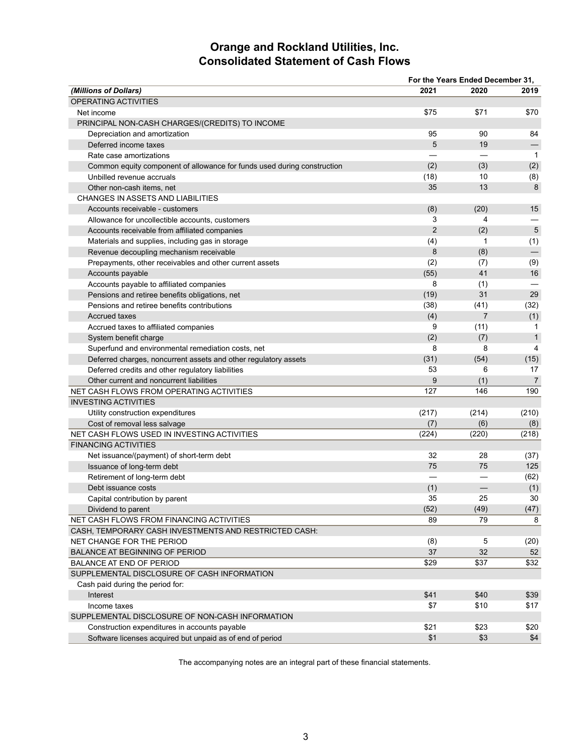# Orange and Rockland Utilities, Inc.
# Consolidated Statement of Cash Flows

| | For the Years Ended December 31, | | |
|---|---|---|---|
| *(Millions of Dollars)* | 2021 | 2020 | 2019 |
| OPERATING ACTIVITIES | | | |
| Net income | $75 | $71 | $70 |
| PRINCIPAL NON-CASH CHARGES/(CREDITS) TO INCOME | | | |
| Depreciation and amortization | 95 | 90 | 84 |
| Deferred income taxes | 5 | 19 | — |
| Rate case amortizations | — | — | 1 |
| Common equity component of allowance for funds used during construction | (2) | (3) | (2) |
| Unbilled revenue accruals | (18) | 10 | (8) |
| Other non-cash items, net | 35 | 13 | 8 |
| CHANGES IN ASSETS AND LIABILITIES | | | |
| Accounts receivable - customers | (8) | (20) | 15 |
| Allowance for uncollectible accounts, customers | 3 | 4 | — |
| Accounts receivable from affiliated companies | 2 | (2) | 5 |
| Materials and supplies, including gas in storage | (4) | 1 | (1) |
| Revenue decoupling mechanism receivable | 8 | (8) | — |
| Prepayments, other receivables and other current assets | (2) | (7) | (9) |
| Accounts payable | (55) | 41 | 16 |
| Accounts payable to affiliated companies | 8 | (1) | — |
| Pensions and retiree benefits obligations, net | (19) | 31 | 29 |
| Pensions and retiree benefits contributions | (38) | (41) | (32) |
| Accrued taxes | (4) | 7 | (1) |
| Accrued taxes to affiliated companies | 9 | (11) | 1 |
| System benefit charge | (2) | (7) | 1 |
| Superfund and environmental remediation costs, net | 8 | 8 | 4 |
| Deferred charges, noncurrent assets and other regulatory assets | (31) | (54) | (15) |
| Deferred credits and other regulatory liabilities | 53 | 6 | 17 |
| Other current and noncurrent liabilities | 9 | (1) | 7 |
| NET CASH FLOWS FROM OPERATING ACTIVITIES | 127 | 146 | 190 |
| INVESTING ACTIVITIES | | | |
| Utility construction expenditures | (217) | (214) | (210) |
| Cost of removal less salvage | (7) | (6) | (8) |
| NET CASH FLOWS USED IN INVESTING ACTIVITIES | (224) | (220) | (218) |
| FINANCING ACTIVITIES | | | |
| Net issuance/(payment) of short-term debt | 32 | 28 | (37) |
| Issuance of long-term debt | 75 | 75 | 125 |
| Retirement of long-term debt | — | — | (62) |
| Debt issuance costs | (1) | — | (1) |
| Capital contribution by parent | 35 | 25 | 30 |
| Dividend to parent | (52) | (49) | (47) |
| NET CASH FLOWS FROM FINANCING ACTIVITIES | 89 | 79 | 8 |
| CASH, TEMPORARY CASH INVESTMENTS AND RESTRICTED CASH: | | | |
| NET CHANGE FOR THE PERIOD | (8) | 5 | (20) |
| BALANCE AT BEGINNING OF PERIOD | 37 | 32 | 52 |
| BALANCE AT END OF PERIOD | $29 | $37 | $32 |
| SUPPLEMENTAL DISCLOSURE OF CASH INFORMATION | | | |
| Cash paid during the period for: | | | |
| Interest | $41 | $40 | $39 |
| Income taxes | $7 | $10 | $17 |
| SUPPLEMENTAL DISCLOSURE OF NON-CASH INFORMATION | | | |
| Construction expenditures in accounts payable | $21 | $23 | $20 |
| Software licenses acquired but unpaid as of end of period | $1 | $3 | $4 |

The accompanying notes are an integral part of these financial statements.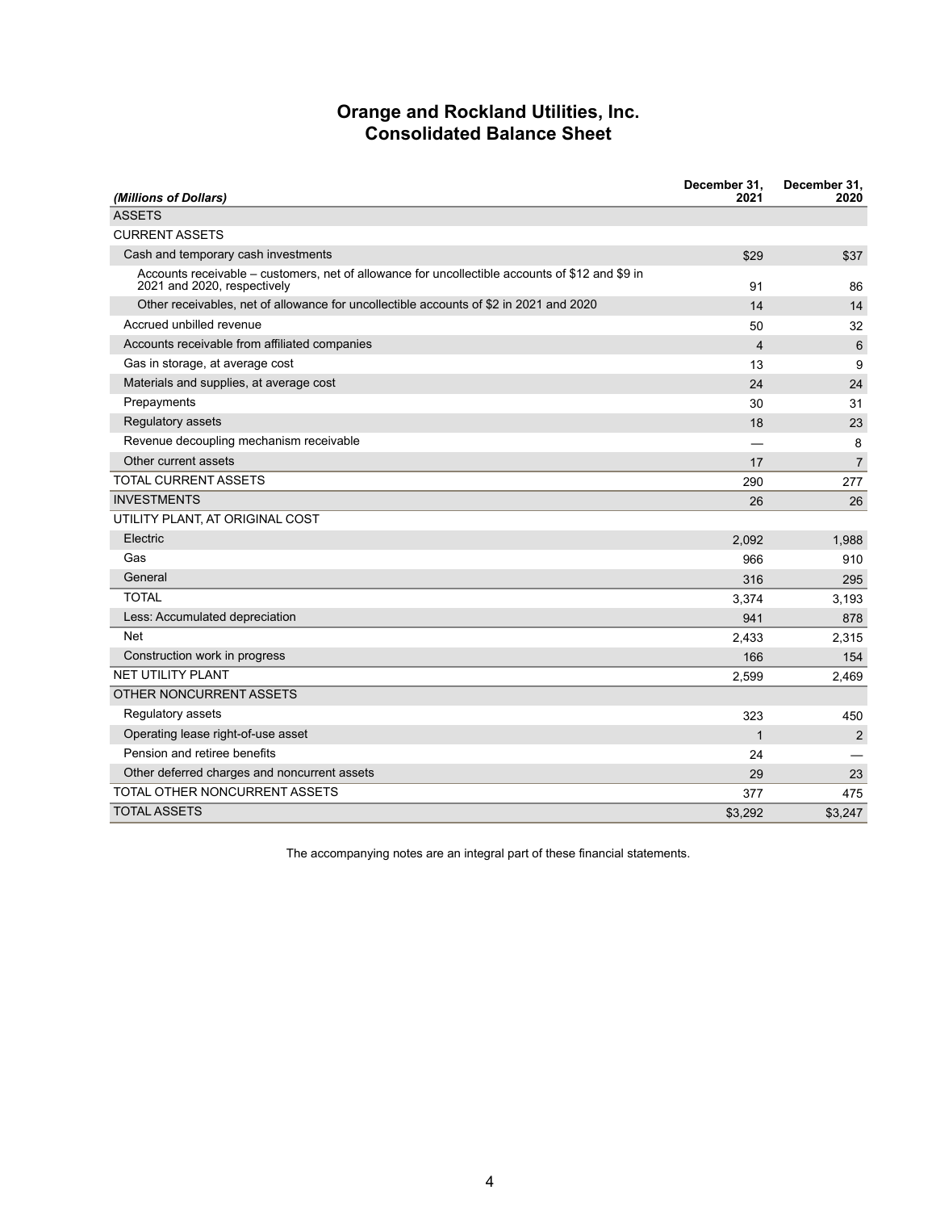# Orange and Rockland Utilities, Inc.
## Consolidated Balance Sheet

| *(Millions of Dollars)* | December 31, 2021 | December 31, 2020 |
|---|---|---|
| ASSETS | | |
| CURRENT ASSETS | | |
| Cash and temporary cash investments | $29 | $37 |
| Accounts receivable – customers, net of allowance for uncollectible accounts of $12 and $9 in 2021 and 2020, respectively | 91 | 86 |
| Other receivables, net of allowance for uncollectible accounts of $2 in 2021 and 2020 | 14 | 14 |
| Accrued unbilled revenue | 50 | 32 |
| Accounts receivable from affiliated companies | 4 | 6 |
| Gas in storage, at average cost | 13 | 9 |
| Materials and supplies, at average cost | 24 | 24 |
| Prepayments | 30 | 31 |
| Regulatory assets | 18 | 23 |
| Revenue decoupling mechanism receivable | — | 8 |
| Other current assets | 17 | 7 |
| TOTAL CURRENT ASSETS | 290 | 277 |
| INVESTMENTS | 26 | 26 |
| UTILITY PLANT, AT ORIGINAL COST | | |
| Electric | 2,092 | 1,988 |
| Gas | 966 | 910 |
| General | 316 | 295 |
| TOTAL | 3,374 | 3,193 |
| Less: Accumulated depreciation | 941 | 878 |
| Net | 2,433 | 2,315 |
| Construction work in progress | 166 | 154 |
| NET UTILITY PLANT | 2,599 | 2,469 |
| OTHER NONCURRENT ASSETS | | |
| Regulatory assets | 323 | 450 |
| Operating lease right-of-use asset | 1 | 2 |
| Pension and retiree benefits | 24 | — |
| Other deferred charges and noncurrent assets | 29 | 23 |
| TOTAL OTHER NONCURRENT ASSETS | 377 | 475 |
| TOTAL ASSETS | $3,292 | $3,247 |

The accompanying notes are an integral part of these financial statements.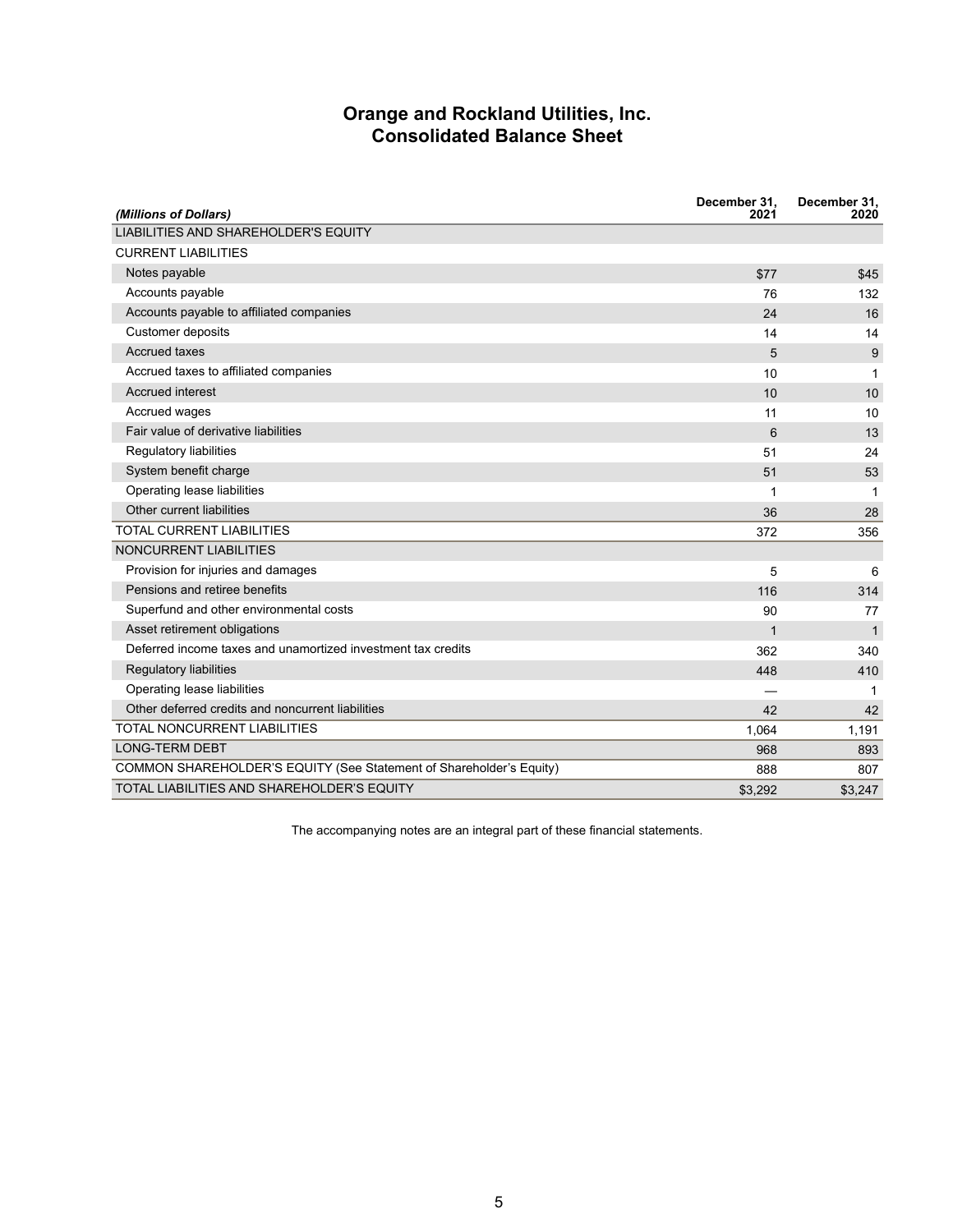# Orange and Rockland Utilities, Inc.
## Consolidated Balance Sheet

| *(Millions of Dollars)* | December 31, 2021 | December 31, 2020 |
|---|---|---|
| LIABILITIES AND SHAREHOLDER'S EQUITY | | |
| CURRENT LIABILITIES | | |
| Notes payable | $77 | $45 |
| Accounts payable | 76 | 132 |
| Accounts payable to affiliated companies | 24 | 16 |
| Customer deposits | 14 | 14 |
| Accrued taxes | 5 | 9 |
| Accrued taxes to affiliated companies | 10 | 1 |
| Accrued interest | 10 | 10 |
| Accrued wages | 11 | 10 |
| Fair value of derivative liabilities | 6 | 13 |
| Regulatory liabilities | 51 | 24 |
| System benefit charge | 51 | 53 |
| Operating lease liabilities | 1 | 1 |
| Other current liabilities | 36 | 28 |
| TOTAL CURRENT LIABILITIES | 372 | 356 |
| NONCURRENT LIABILITIES | | |
| Provision for injuries and damages | 5 | 6 |
| Pensions and retiree benefits | 116 | 314 |
| Superfund and other environmental costs | 90 | 77 |
| Asset retirement obligations | 1 | 1 |
| Deferred income taxes and unamortized investment tax credits | 362 | 340 |
| Regulatory liabilities | 448 | 410 |
| Operating lease liabilities | — | 1 |
| Other deferred credits and noncurrent liabilities | 42 | 42 |
| TOTAL NONCURRENT LIABILITIES | 1,064 | 1,191 |
| LONG-TERM DEBT | 968 | 893 |
| COMMON SHAREHOLDER'S EQUITY (See Statement of Shareholder's Equity) | 888 | 807 |
| TOTAL LIABILITIES AND SHAREHOLDER'S EQUITY | $3,292 | $3,247 |

The accompanying notes are an integral part of these financial statements.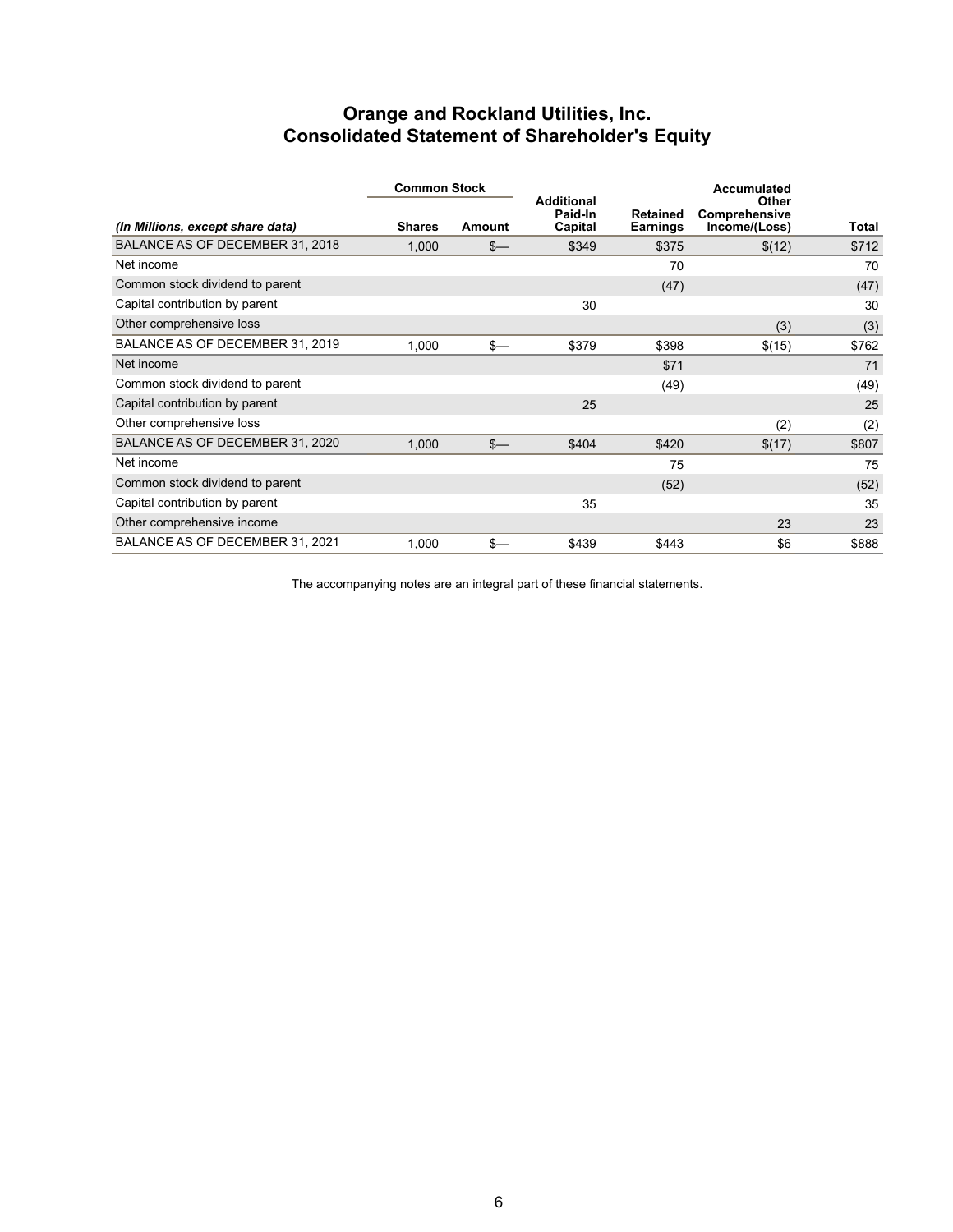# Orange and Rockland Utilities, Inc.
# Consolidated Statement of Shareholder's Equity

| | Common Stock | | | | | |
|---|---|---|---|---|---|---|
| *(In Millions, except share data)* | Shares | Amount | Additional Paid-In Capital | Retained Earnings | Accumulated Other Comprehensive Income/(Loss) | Total |
| BALANCE AS OF DECEMBER 31, 2018 | 1,000 | $— | $349 | $375 | $(12) | $712 |
| Net income | | | | 70 | | 70 |
| Common stock dividend to parent | | | | (47) | | (47) |
| Capital contribution by parent | | | 30 | | | 30 |
| Other comprehensive loss | | | | | (3) | (3) |
| BALANCE AS OF DECEMBER 31, 2019 | 1,000 | $— | $379 | $398 | $(15) | $762 |
| Net income | | | | $71 | | 71 |
| Common stock dividend to parent | | | | (49) | | (49) |
| Capital contribution by parent | | | 25 | | | 25 |
| Other comprehensive loss | | | | | (2) | (2) |
| BALANCE AS OF DECEMBER 31, 2020 | 1,000 | $— | $404 | $420 | $(17) | $807 |
| Net income | | | | 75 | | 75 |
| Common stock dividend to parent | | | | (52) | | (52) |
| Capital contribution by parent | | | 35 | | | 35 |
| Other comprehensive income | | | | | 23 | 23 |
| BALANCE AS OF DECEMBER 31, 2021 | 1,000 | $— | $439 | $443 | $6 | $888 |

The accompanying notes are an integral part of these financial statements.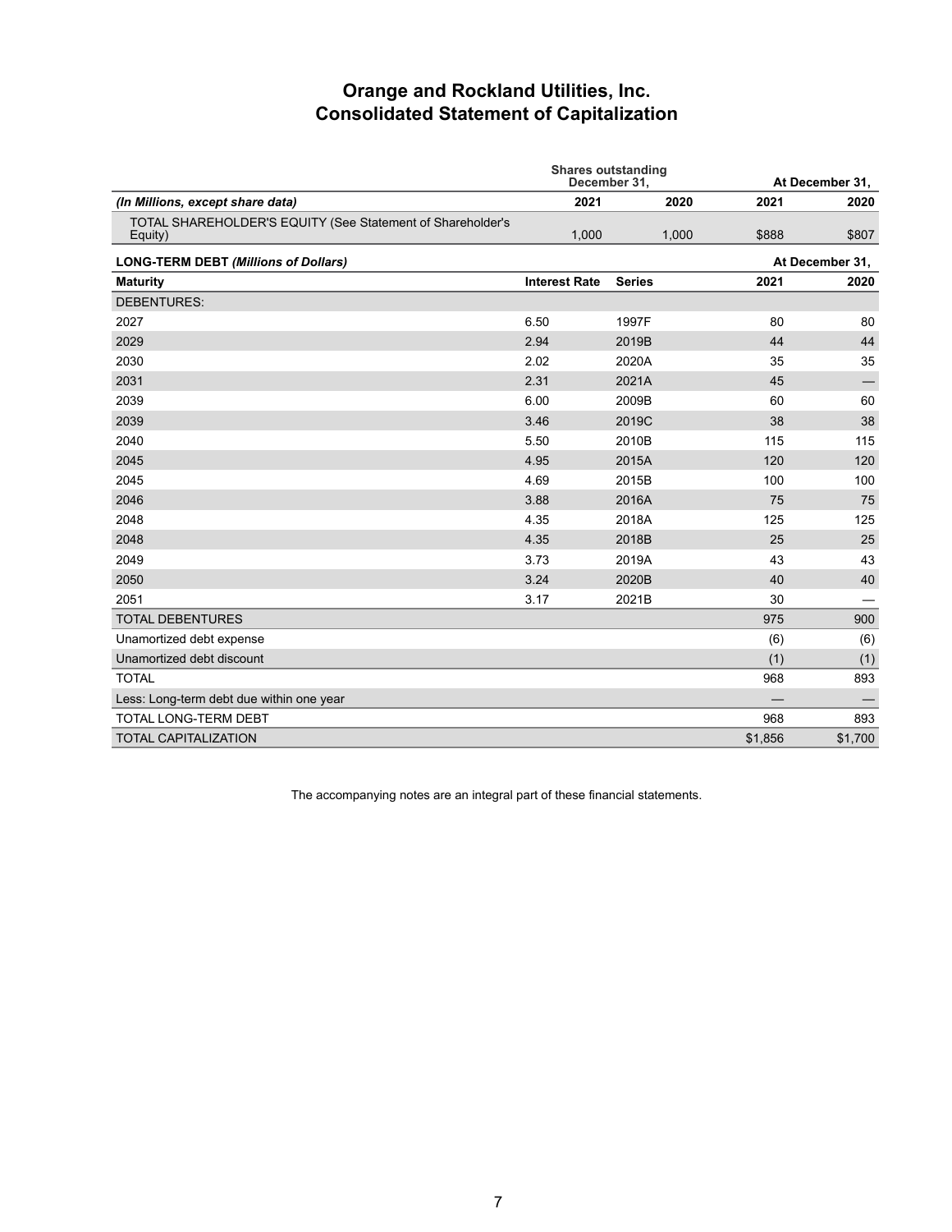# Orange and Rockland Utilities, Inc.
# Consolidated Statement of Capitalization

| | Shares outstanding December 31, | | At December 31, | |
|---|---|---|---|---|
| *(In Millions, except share data)* | 2021 | 2020 | 2021 | 2020 |
| TOTAL SHAREHOLDER'S EQUITY (See Statement of Shareholder's Equity) | 1,000 | 1,000 | $888 | $807 |

| **LONG-TERM DEBT** *(Millions of Dollars)* | | | At December 31, | |
|---|---|---|---|---|
| **Maturity** | **Interest Rate** | **Series** | **2021** | **2020** |
| DEBENTURES: | | | | |
| 2027 | 6.50 | 1997F | 80 | 80 |
| 2029 | 2.94 | 2019B | 44 | 44 |
| 2030 | 2.02 | 2020A | 35 | 35 |
| 2031 | 2.31 | 2021A | 45 | — |
| 2039 | 6.00 | 2009B | 60 | 60 |
| 2039 | 3.46 | 2019C | 38 | 38 |
| 2040 | 5.50 | 2010B | 115 | 115 |
| 2045 | 4.95 | 2015A | 120 | 120 |
| 2045 | 4.69 | 2015B | 100 | 100 |
| 2046 | 3.88 | 2016A | 75 | 75 |
| 2048 | 4.35 | 2018A | 125 | 125 |
| 2048 | 4.35 | 2018B | 25 | 25 |
| 2049 | 3.73 | 2019A | 43 | 43 |
| 2050 | 3.24 | 2020B | 40 | 40 |
| 2051 | 3.17 | 2021B | 30 | — |
| TOTAL DEBENTURES | | | 975 | 900 |
| Unamortized debt expense | | | (6) | (6) |
| Unamortized debt discount | | | (1) | (1) |
| TOTAL | | | 968 | 893 |
| Less: Long-term debt due within one year | | | — | — |
| TOTAL LONG-TERM DEBT | | | 968 | 893 |
| TOTAL CAPITALIZATION | | | $1,856 | $1,700 |

The accompanying notes are an integral part of these financial statements.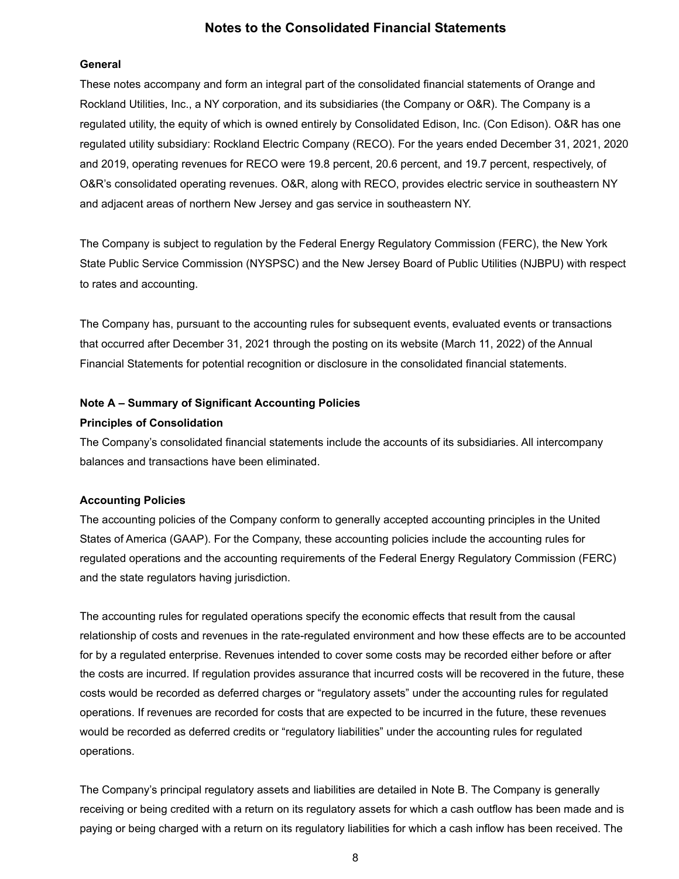# Notes to the Consolidated Financial Statements

**General**

These notes accompany and form an integral part of the consolidated financial statements of Orange and Rockland Utilities, Inc., a NY corporation, and its subsidiaries (the Company or O&R). The Company is a regulated utility, the equity of which is owned entirely by Consolidated Edison, Inc. (Con Edison). O&R has one regulated utility subsidiary: Rockland Electric Company (RECO). For the years ended December 31, 2021, 2020 and 2019, operating revenues for RECO were 19.8 percent, 20.6 percent, and 19.7 percent, respectively, of O&R's consolidated operating revenues. O&R, along with RECO, provides electric service in southeastern NY and adjacent areas of northern New Jersey and gas service in southeastern NY.

The Company is subject to regulation by the Federal Energy Regulatory Commission (FERC), the New York State Public Service Commission (NYSPSC) and the New Jersey Board of Public Utilities (NJBPU) with respect to rates and accounting.

The Company has, pursuant to the accounting rules for subsequent events, evaluated events or transactions that occurred after December 31, 2021 through the posting on its website (March 11, 2022) of the Annual Financial Statements for potential recognition or disclosure in the consolidated financial statements.

**Note A – Summary of Significant Accounting Policies**

**Principles of Consolidation**

The Company's consolidated financial statements include the accounts of its subsidiaries. All intercompany balances and transactions have been eliminated.

**Accounting Policies**

The accounting policies of the Company conform to generally accepted accounting principles in the United States of America (GAAP). For the Company, these accounting policies include the accounting rules for regulated operations and the accounting requirements of the Federal Energy Regulatory Commission (FERC) and the state regulators having jurisdiction.

The accounting rules for regulated operations specify the economic effects that result from the causal relationship of costs and revenues in the rate-regulated environment and how these effects are to be accounted for by a regulated enterprise. Revenues intended to cover some costs may be recorded either before or after the costs are incurred. If regulation provides assurance that incurred costs will be recovered in the future, these costs would be recorded as deferred charges or "regulatory assets" under the accounting rules for regulated operations. If revenues are recorded for costs that are expected to be incurred in the future, these revenues would be recorded as deferred credits or "regulatory liabilities" under the accounting rules for regulated operations.

The Company's principal regulatory assets and liabilities are detailed in Note B. The Company is generally receiving or being credited with a return on its regulatory assets for which a cash outflow has been made and is paying or being charged with a return on its regulatory liabilities for which a cash inflow has been received. The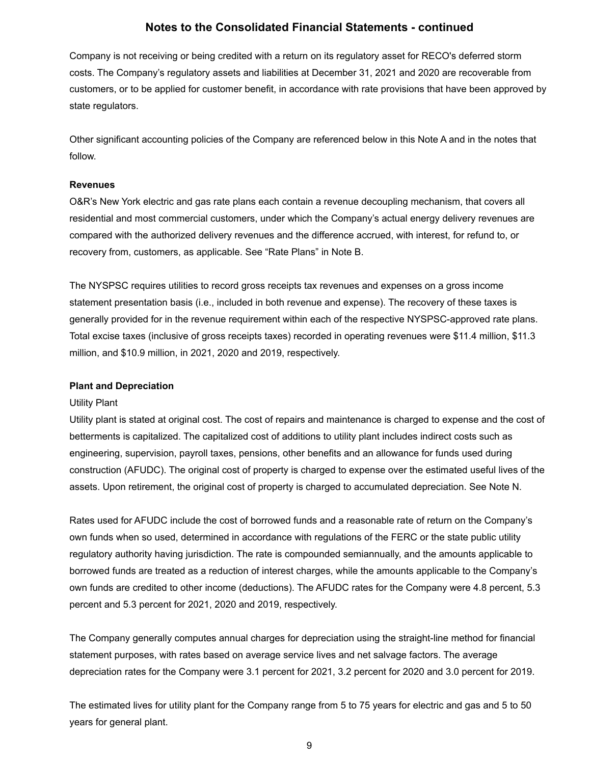Company is not receiving or being credited with a return on its regulatory asset for RECO's deferred storm costs. The Company's regulatory assets and liabilities at December 31, 2021 and 2020 are recoverable from customers, or to be applied for customer benefit, in accordance with rate provisions that have been approved by state regulators.

Other significant accounting policies of the Company are referenced below in this Note A and in the notes that follow.

**Revenues**

O&R's New York electric and gas rate plans each contain a revenue decoupling mechanism, that covers all residential and most commercial customers, under which the Company's actual energy delivery revenues are compared with the authorized delivery revenues and the difference accrued, with interest, for refund to, or recovery from, customers, as applicable. See "Rate Plans" in Note B.

The NYSPSC requires utilities to record gross receipts tax revenues and expenses on a gross income statement presentation basis (i.e., included in both revenue and expense). The recovery of these taxes is generally provided for in the revenue requirement within each of the respective NYSPSC-approved rate plans. Total excise taxes (inclusive of gross receipts taxes) recorded in operating revenues were $11.4 million, $11.3 million, and $10.9 million, in 2021, 2020 and 2019, respectively.

**Plant and Depreciation**

Utility Plant

Utility plant is stated at original cost. The cost of repairs and maintenance is charged to expense and the cost of betterments is capitalized. The capitalized cost of additions to utility plant includes indirect costs such as engineering, supervision, payroll taxes, pensions, other benefits and an allowance for funds used during construction (AFUDC). The original cost of property is charged to expense over the estimated useful lives of the assets. Upon retirement, the original cost of property is charged to accumulated depreciation. See Note N.

Rates used for AFUDC include the cost of borrowed funds and a reasonable rate of return on the Company's own funds when so used, determined in accordance with regulations of the FERC or the state public utility regulatory authority having jurisdiction. The rate is compounded semiannually, and the amounts applicable to borrowed funds are treated as a reduction of interest charges, while the amounts applicable to the Company's own funds are credited to other income (deductions). The AFUDC rates for the Company were 4.8 percent, 5.3 percent and 5.3 percent for 2021, 2020 and 2019, respectively.

The Company generally computes annual charges for depreciation using the straight-line method for financial statement purposes, with rates based on average service lives and net salvage factors. The average depreciation rates for the Company were 3.1 percent for 2021, 3.2 percent for 2020 and 3.0 percent for 2019.

The estimated lives for utility plant for the Company range from 5 to 75 years for electric and gas and 5 to 50 years for general plant.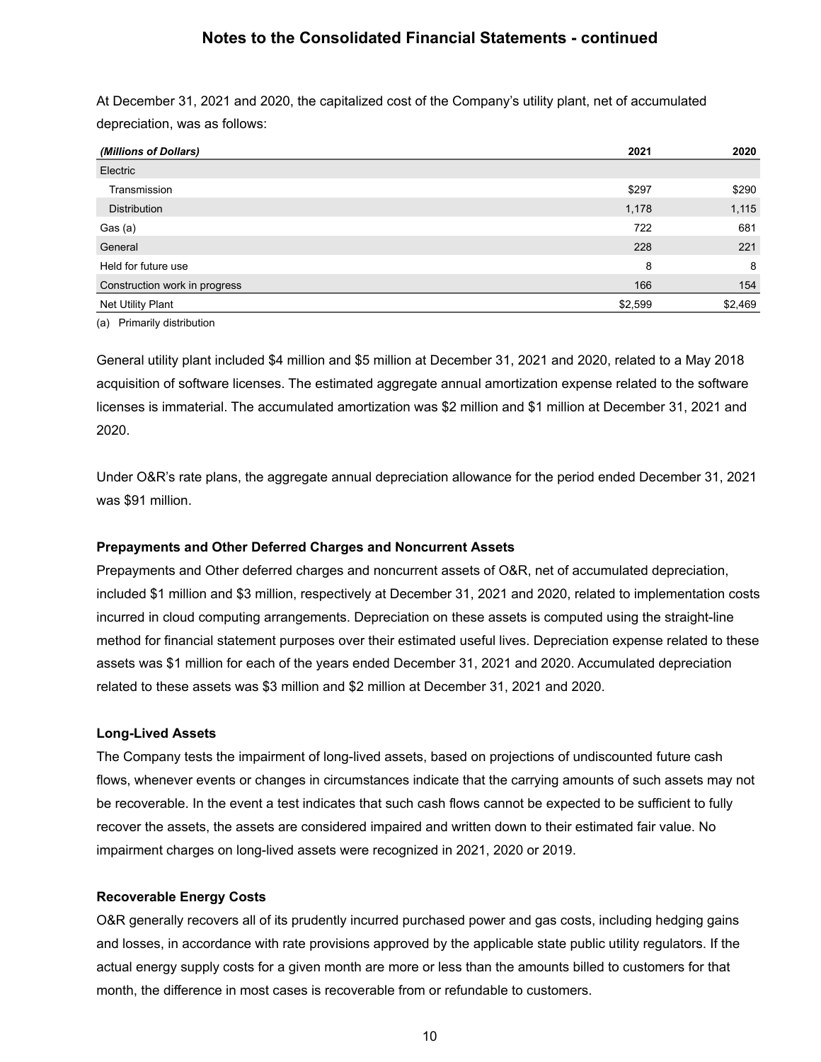At December 31, 2021 and 2020, the capitalized cost of the Company's utility plant, net of accumulated depreciation, was as follows:

| *(Millions of Dollars)* | 2021 | 2020 |
|---|---|---|
| Electric | | |
| Transmission | $297 | $290 |
| Distribution | 1,178 | 1,115 |
| Gas (a) | 722 | 681 |
| General | 228 | 221 |
| Held for future use | 8 | 8 |
| Construction work in progress | 166 | 154 |
| Net Utility Plant | $2,599 | $2,469 |

(a) Primarily distribution

General utility plant included $4 million and $5 million at December 31, 2021 and 2020, related to a May 2018 acquisition of software licenses. The estimated aggregate annual amortization expense related to the software licenses is immaterial. The accumulated amortization was $2 million and $1 million at December 31, 2021 and 2020.

Under O&R's rate plans, the aggregate annual depreciation allowance for the period ended December 31, 2021 was $91 million.

**Prepayments and Other Deferred Charges and Noncurrent Assets**

Prepayments and Other deferred charges and noncurrent assets of O&R, net of accumulated depreciation, included $1 million and $3 million, respectively at December 31, 2021 and 2020, related to implementation costs incurred in cloud computing arrangements. Depreciation on these assets is computed using the straight-line method for financial statement purposes over their estimated useful lives. Depreciation expense related to these assets was $1 million for each of the years ended December 31, 2021 and 2020. Accumulated depreciation related to these assets was $3 million and $2 million at December 31, 2021 and 2020.

**Long-Lived Assets**

The Company tests the impairment of long-lived assets, based on projections of undiscounted future cash flows, whenever events or changes in circumstances indicate that the carrying amounts of such assets may not be recoverable. In the event a test indicates that such cash flows cannot be expected to be sufficient to fully recover the assets, the assets are considered impaired and written down to their estimated fair value. No impairment charges on long-lived assets were recognized in 2021, 2020 or 2019.

**Recoverable Energy Costs**

O&R generally recovers all of its prudently incurred purchased power and gas costs, including hedging gains and losses, in accordance with rate provisions approved by the applicable state public utility regulators. If the actual energy supply costs for a given month are more or less than the amounts billed to customers for that month, the difference in most cases is recoverable from or refundable to customers.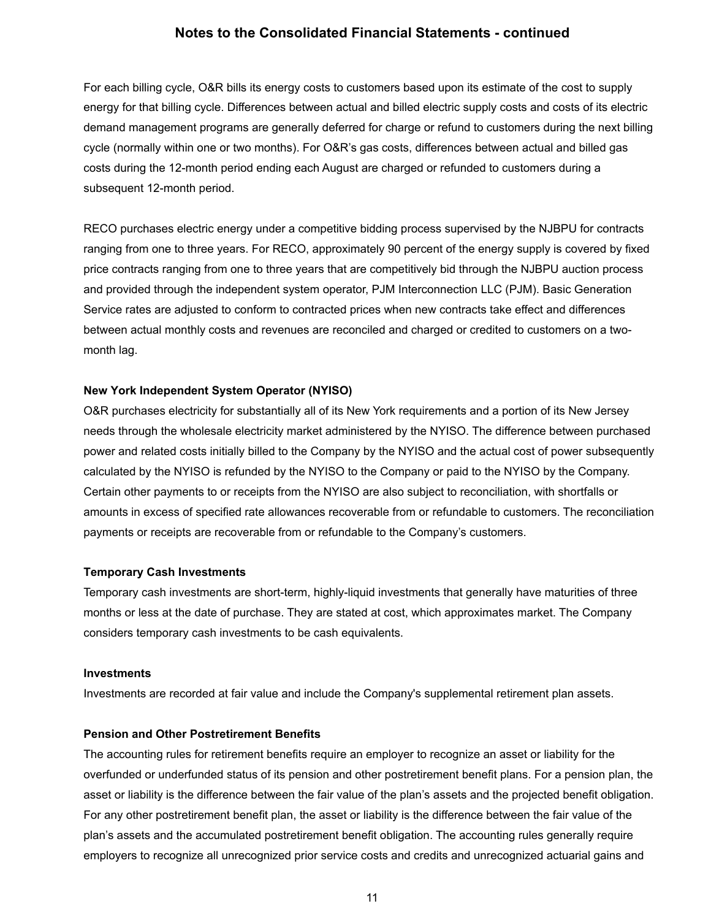For each billing cycle, O&R bills its energy costs to customers based upon its estimate of the cost to supply energy for that billing cycle. Differences between actual and billed electric supply costs and costs of its electric demand management programs are generally deferred for charge or refund to customers during the next billing cycle (normally within one or two months). For O&R's gas costs, differences between actual and billed gas costs during the 12-month period ending each August are charged or refunded to customers during a subsequent 12-month period.

RECO purchases electric energy under a competitive bidding process supervised by the NJBPU for contracts ranging from one to three years. For RECO, approximately 90 percent of the energy supply is covered by fixed price contracts ranging from one to three years that are competitively bid through the NJBPU auction process and provided through the independent system operator, PJM Interconnection LLC (PJM). Basic Generation Service rates are adjusted to conform to contracted prices when new contracts take effect and differences between actual monthly costs and revenues are reconciled and charged or credited to customers on a two-month lag.

**New York Independent System Operator (NYISO)**

O&R purchases electricity for substantially all of its New York requirements and a portion of its New Jersey needs through the wholesale electricity market administered by the NYISO. The difference between purchased power and related costs initially billed to the Company by the NYISO and the actual cost of power subsequently calculated by the NYISO is refunded by the NYISO to the Company or paid to the NYISO by the Company. Certain other payments to or receipts from the NYISO are also subject to reconciliation, with shortfalls or amounts in excess of specified rate allowances recoverable from or refundable to customers. The reconciliation payments or receipts are recoverable from or refundable to the Company's customers.

**Temporary Cash Investments**

Temporary cash investments are short-term, highly-liquid investments that generally have maturities of three months or less at the date of purchase. They are stated at cost, which approximates market. The Company considers temporary cash investments to be cash equivalents.

**Investments**

Investments are recorded at fair value and include the Company's supplemental retirement plan assets.

**Pension and Other Postretirement Benefits**

The accounting rules for retirement benefits require an employer to recognize an asset or liability for the overfunded or underfunded status of its pension and other postretirement benefit plans. For a pension plan, the asset or liability is the difference between the fair value of the plan's assets and the projected benefit obligation. For any other postretirement benefit plan, the asset or liability is the difference between the fair value of the plan's assets and the accumulated postretirement benefit obligation. The accounting rules generally require employers to recognize all unrecognized prior service costs and credits and unrecognized actuarial gains and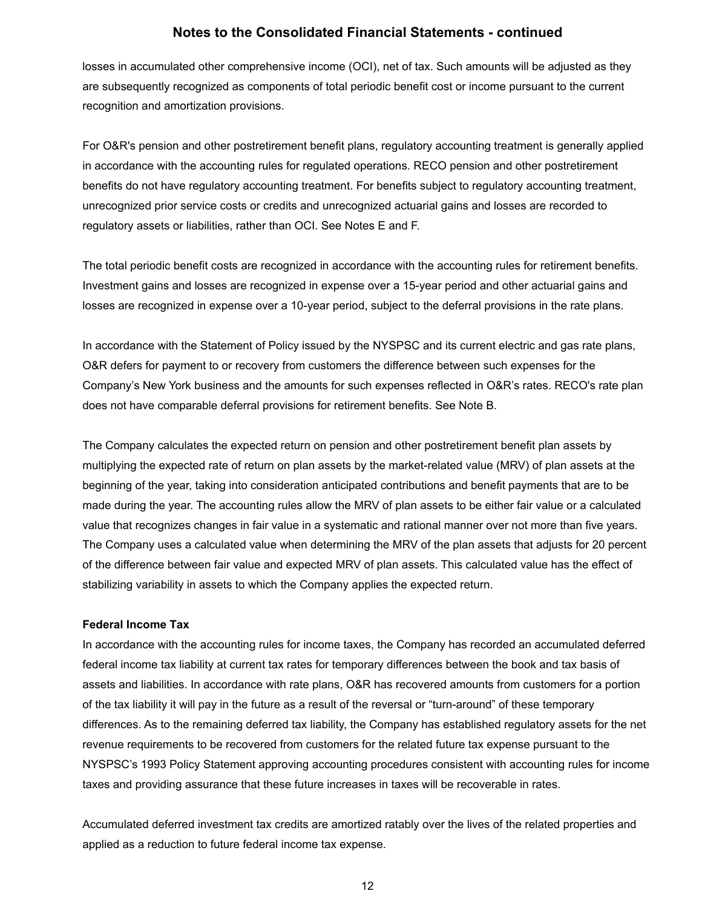losses in accumulated other comprehensive income (OCI), net of tax. Such amounts will be adjusted as they are subsequently recognized as components of total periodic benefit cost or income pursuant to the current recognition and amortization provisions.

For O&R's pension and other postretirement benefit plans, regulatory accounting treatment is generally applied in accordance with the accounting rules for regulated operations. RECO pension and other postretirement benefits do not have regulatory accounting treatment. For benefits subject to regulatory accounting treatment, unrecognized prior service costs or credits and unrecognized actuarial gains and losses are recorded to regulatory assets or liabilities, rather than OCI. See Notes E and F.

The total periodic benefit costs are recognized in accordance with the accounting rules for retirement benefits. Investment gains and losses are recognized in expense over a 15-year period and other actuarial gains and losses are recognized in expense over a 10-year period, subject to the deferral provisions in the rate plans.

In accordance with the Statement of Policy issued by the NYSPSC and its current electric and gas rate plans, O&R defers for payment to or recovery from customers the difference between such expenses for the Company's New York business and the amounts for such expenses reflected in O&R's rates. RECO's rate plan does not have comparable deferral provisions for retirement benefits. See Note B.

The Company calculates the expected return on pension and other postretirement benefit plan assets by multiplying the expected rate of return on plan assets by the market-related value (MRV) of plan assets at the beginning of the year, taking into consideration anticipated contributions and benefit payments that are to be made during the year. The accounting rules allow the MRV of plan assets to be either fair value or a calculated value that recognizes changes in fair value in a systematic and rational manner over not more than five years. The Company uses a calculated value when determining the MRV of the plan assets that adjusts for 20 percent of the difference between fair value and expected MRV of plan assets. This calculated value has the effect of stabilizing variability in assets to which the Company applies the expected return.

**Federal Income Tax**

In accordance with the accounting rules for income taxes, the Company has recorded an accumulated deferred federal income tax liability at current tax rates for temporary differences between the book and tax basis of assets and liabilities. In accordance with rate plans, O&R has recovered amounts from customers for a portion of the tax liability it will pay in the future as a result of the reversal or "turn-around" of these temporary differences. As to the remaining deferred tax liability, the Company has established regulatory assets for the net revenue requirements to be recovered from customers for the related future tax expense pursuant to the NYSPSC's 1993 Policy Statement approving accounting procedures consistent with accounting rules for income taxes and providing assurance that these future increases in taxes will be recoverable in rates.

Accumulated deferred investment tax credits are amortized ratably over the lives of the related properties and applied as a reduction to future federal income tax expense.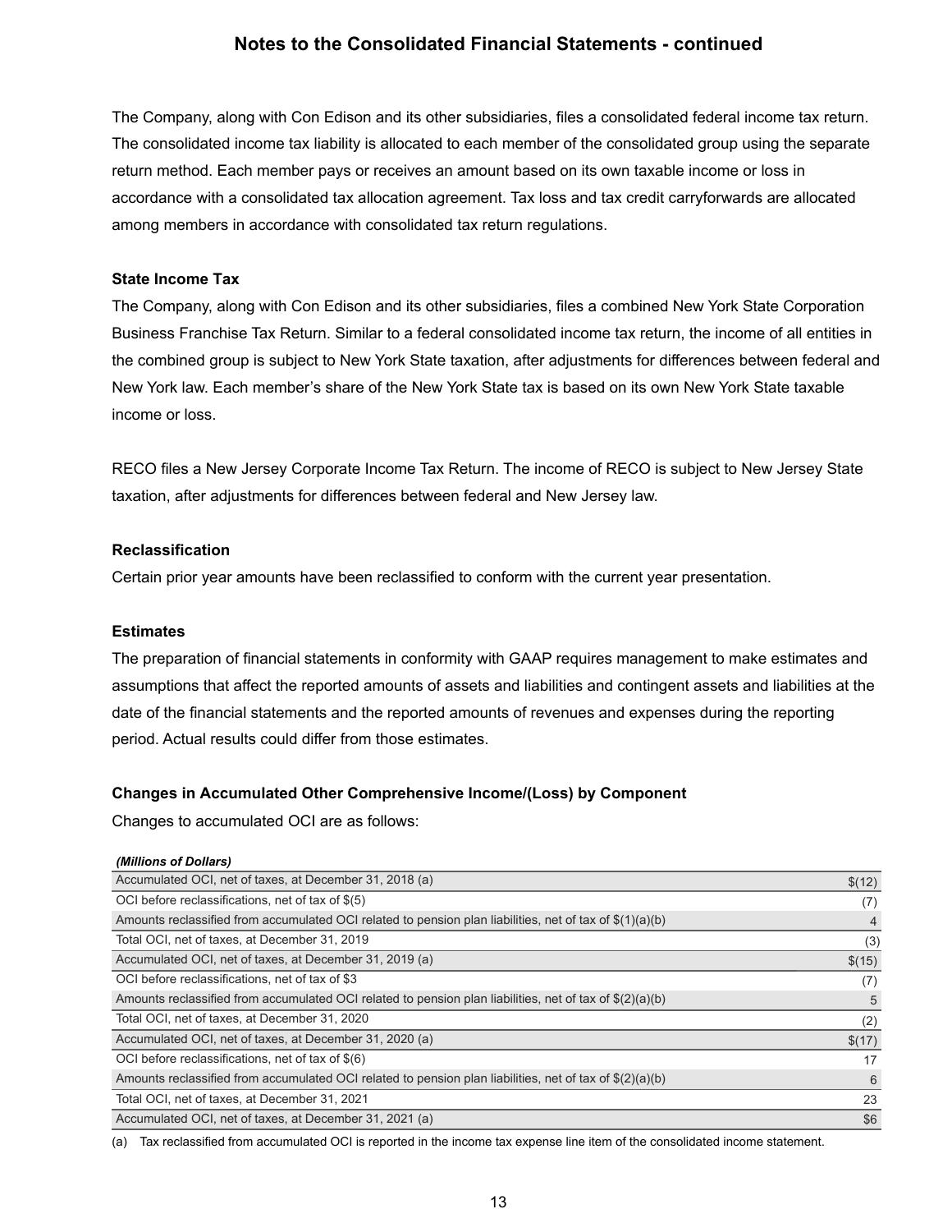The Company, along with Con Edison and its other subsidiaries, files a consolidated federal income tax return. The consolidated income tax liability is allocated to each member of the consolidated group using the separate return method. Each member pays or receives an amount based on its own taxable income or loss in accordance with a consolidated tax allocation agreement. Tax loss and tax credit carryforwards are allocated among members in accordance with consolidated tax return regulations.

**State Income Tax**

The Company, along with Con Edison and its other subsidiaries, files a combined New York State Corporation Business Franchise Tax Return. Similar to a federal consolidated income tax return, the income of all entities in the combined group is subject to New York State taxation, after adjustments for differences between federal and New York law. Each member's share of the New York State tax is based on its own New York State taxable income or loss.

RECO files a New Jersey Corporate Income Tax Return. The income of RECO is subject to New Jersey State taxation, after adjustments for differences between federal and New Jersey law.

**Reclassification**

Certain prior year amounts have been reclassified to conform with the current year presentation.

**Estimates**

The preparation of financial statements in conformity with GAAP requires management to make estimates and assumptions that affect the reported amounts of assets and liabilities and contingent assets and liabilities at the date of the financial statements and the reported amounts of revenues and expenses during the reporting period. Actual results could differ from those estimates.

**Changes in Accumulated Other Comprehensive Income/(Loss) by Component**

Changes to accumulated OCI are as follows:

| *(Millions of Dollars)* | |
|---|---|
| Accumulated OCI, net of taxes, at December 31, 2018 (a) | $(12) |
| OCI before reclassifications, net of tax of $(5) | (7) |
| Amounts reclassified from accumulated OCI related to pension plan liabilities, net of tax of $(1)(a)(b) | 4 |
| Total OCI, net of taxes, at December 31, 2019 | (3) |
| Accumulated OCI, net of taxes, at December 31, 2019 (a) | $(15) |
| OCI before reclassifications, net of tax of $3 | (7) |
| Amounts reclassified from accumulated OCI related to pension plan liabilities, net of tax of $(2)(a)(b) | 5 |
| Total OCI, net of taxes, at December 31, 2020 | (2) |
| Accumulated OCI, net of taxes, at December 31, 2020 (a) | $(17) |
| OCI before reclassifications, net of tax of $(6) | 17 |
| Amounts reclassified from accumulated OCI related to pension plan liabilities, net of tax of $(2)(a)(b) | 6 |
| Total OCI, net of taxes, at December 31, 2021 | 23 |
| Accumulated OCI, net of taxes, at December 31, 2021 (a) | $6 |

(a) Tax reclassified from accumulated OCI is reported in the income tax expense line item of the consolidated income statement.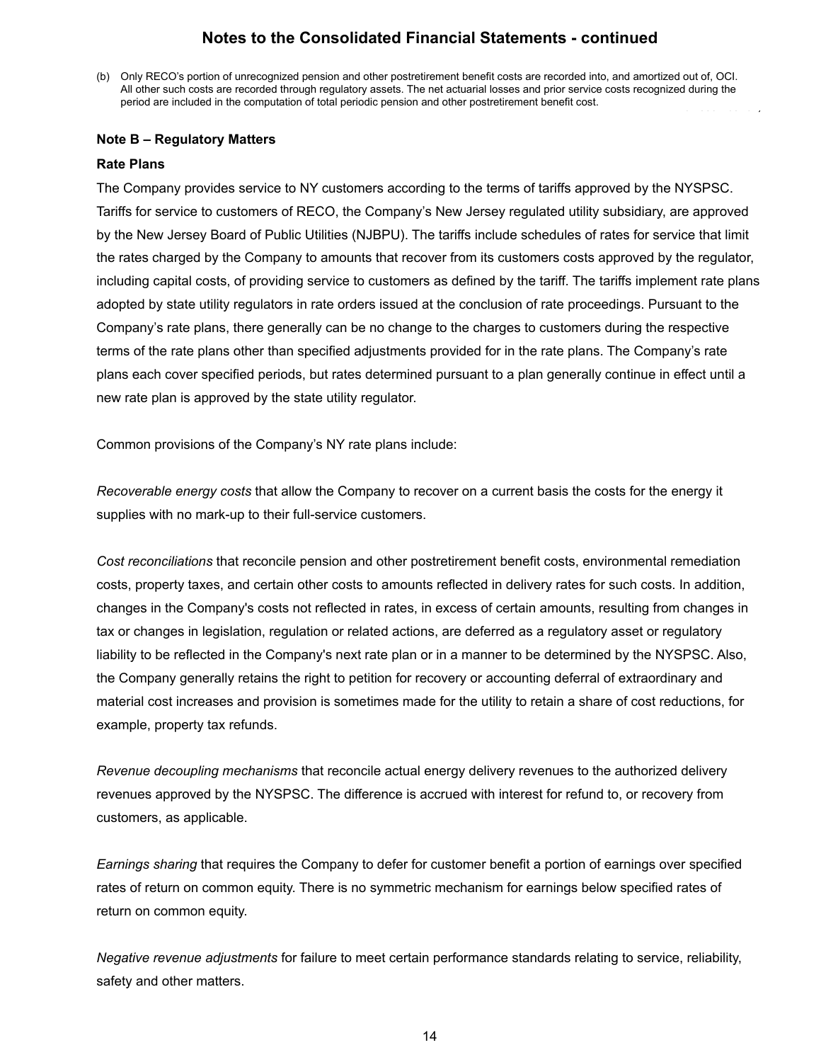(b) Only RECO's portion of unrecognized pension and other postretirement benefit costs are recorded into, and amortized out of, OCI. All other such costs are recorded through regulatory assets. The net actuarial losses and prior service costs recognized during the period are included in the computation of total periodic pension and other postretirement benefit cost.

**Note B – Regulatory Matters**

**Rate Plans**

The Company provides service to NY customers according to the terms of tariffs approved by the NYSPSC. Tariffs for service to customers of RECO, the Company's New Jersey regulated utility subsidiary, are approved by the New Jersey Board of Public Utilities (NJBPU). The tariffs include schedules of rates for service that limit the rates charged by the Company to amounts that recover from its customers costs approved by the regulator, including capital costs, of providing service to customers as defined by the tariff. The tariffs implement rate plans adopted by state utility regulators in rate orders issued at the conclusion of rate proceedings. Pursuant to the Company's rate plans, there generally can be no change to the charges to customers during the respective terms of the rate plans other than specified adjustments provided for in the rate plans. The Company's rate plans each cover specified periods, but rates determined pursuant to a plan generally continue in effect until a new rate plan is approved by the state utility regulator.

Common provisions of the Company's NY rate plans include:

*Recoverable energy costs* that allow the Company to recover on a current basis the costs for the energy it supplies with no mark-up to their full-service customers.

*Cost reconciliations* that reconcile pension and other postretirement benefit costs, environmental remediation costs, property taxes, and certain other costs to amounts reflected in delivery rates for such costs. In addition, changes in the Company's costs not reflected in rates, in excess of certain amounts, resulting from changes in tax or changes in legislation, regulation or related actions, are deferred as a regulatory asset or regulatory liability to be reflected in the Company's next rate plan or in a manner to be determined by the NYSPSC. Also, the Company generally retains the right to petition for recovery or accounting deferral of extraordinary and material cost increases and provision is sometimes made for the utility to retain a share of cost reductions, for example, property tax refunds.

*Revenue decoupling mechanisms* that reconcile actual energy delivery revenues to the authorized delivery revenues approved by the NYSPSC. The difference is accrued with interest for refund to, or recovery from customers, as applicable.

*Earnings sharing* that requires the Company to defer for customer benefit a portion of earnings over specified rates of return on common equity. There is no symmetric mechanism for earnings below specified rates of return on common equity.

*Negative revenue adjustments* for failure to meet certain performance standards relating to service, reliability, safety and other matters.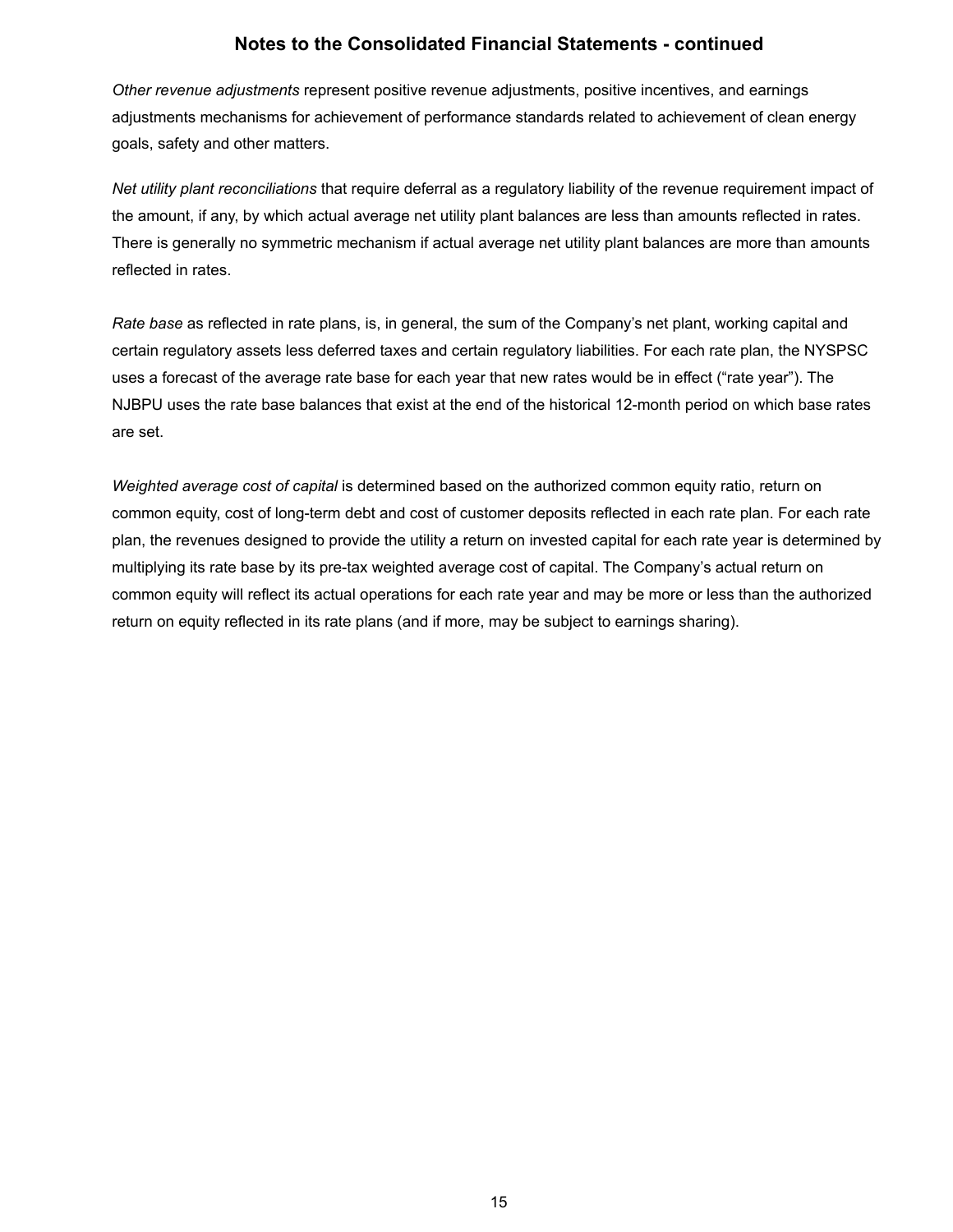*Other revenue adjustments* represent positive revenue adjustments, positive incentives, and earnings adjustments mechanisms for achievement of performance standards related to achievement of clean energy goals, safety and other matters.

*Net utility plant reconciliations* that require deferral as a regulatory liability of the revenue requirement impact of the amount, if any, by which actual average net utility plant balances are less than amounts reflected in rates. There is generally no symmetric mechanism if actual average net utility plant balances are more than amounts reflected in rates.

*Rate base* as reflected in rate plans, is, in general, the sum of the Company's net plant, working capital and certain regulatory assets less deferred taxes and certain regulatory liabilities. For each rate plan, the NYSPSC uses a forecast of the average rate base for each year that new rates would be in effect ("rate year"). The NJBPU uses the rate base balances that exist at the end of the historical 12-month period on which base rates are set.

*Weighted average cost of capital* is determined based on the authorized common equity ratio, return on common equity, cost of long-term debt and cost of customer deposits reflected in each rate plan. For each rate plan, the revenues designed to provide the utility a return on invested capital for each rate year is determined by multiplying its rate base by its pre-tax weighted average cost of capital. The Company's actual return on common equity will reflect its actual operations for each rate year and may be more or less than the authorized return on equity reflected in its rate plans (and if more, may be subject to earnings sharing).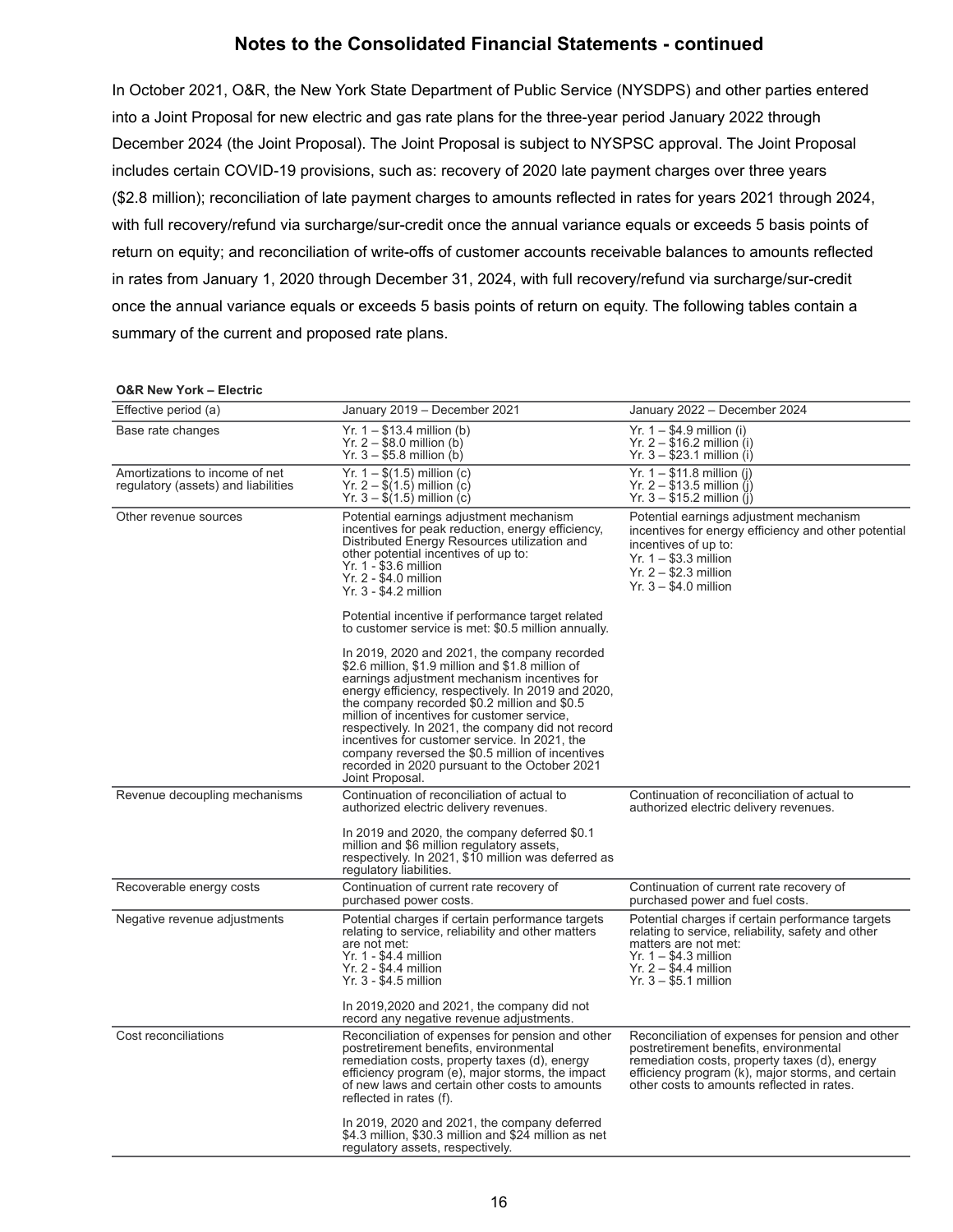## Notes to the Consolidated Financial Statements - continued

In October 2021, O&R, the New York State Department of Public Service (NYSDPS) and other parties entered into a Joint Proposal for new electric and gas rate plans for the three-year period January 2022 through December 2024 (the Joint Proposal). The Joint Proposal is subject to NYSPSC approval. The Joint Proposal includes certain COVID-19 provisions, such as: recovery of 2020 late payment charges over three years ($2.8 million); reconciliation of late payment charges to amounts reflected in rates for years 2021 through 2024, with full recovery/refund via surcharge/sur-credit once the annual variance equals or exceeds 5 basis points of return on equity; and reconciliation of write-offs of customer accounts receivable balances to amounts reflected in rates from January 1, 2020 through December 31, 2024, with full recovery/refund via surcharge/sur-credit once the annual variance equals or exceeds 5 basis points of return on equity. The following tables contain a summary of the current and proposed rate plans.

**O&R New York – Electric**

| Effective period (a) | January 2019 – December 2021 | January 2022 – December 2024 |
|---|---|---|
| Base rate changes | Yr. 1 – $13.4 million (b)<br>Yr. 2 – $8.0 million (b)<br>Yr. 3 – $5.8 million (b) | Yr. 1 – $4.9 million (i)<br>Yr. 2 – $16.2 million (i)<br>Yr. 3 – $23.1 million (i) |
| Amortizations to income of net regulatory (assets) and liabilities | Yr. 1 – $(1.5) million (c)<br>Yr. 2 – $(1.5) million (c)<br>Yr. 3 – $(1.5) million (c) | Yr. 1 – $11.8 million (j)<br>Yr. 2 – $13.5 million (j)<br>Yr. 3 – $15.2 million (j) |
| Other revenue sources | Potential earnings adjustment mechanism incentives for peak reduction, energy efficiency, Distributed Energy Resources utilization and other potential incentives of up to:<br>Yr. 1 - $3.6 million<br>Yr. 2 - $4.0 million<br>Yr. 3 - $4.2 million<br><br>Potential incentive if performance target related to customer service is met: $0.5 million annually.<br><br>In 2019, 2020 and 2021, the company recorded $2.6 million, $1.9 million and $1.8 million of earnings adjustment mechanism incentives for energy efficiency, respectively. In 2019 and 2020, the company recorded $0.2 million and $0.5 million of incentives for customer service, respectively. In 2021, the company did not record incentives for customer service. In 2021, the company reversed the $0.5 million of incentives recorded in 2020 pursuant to the October 2021 Joint Proposal. | Potential earnings adjustment mechanism incentives for energy efficiency and other potential incentives of up to:<br>Yr. 1 – $3.3 million<br>Yr. 2 – $2.3 million<br>Yr. 3 – $4.0 million |
| Revenue decoupling mechanisms | Continuation of reconciliation of actual to authorized electric delivery revenues.<br><br>In 2019 and 2020, the company deferred $0.1 million and $6 million regulatory assets, respectively. In 2021, $10 million was deferred as regulatory liabilities. | Continuation of reconciliation of actual to authorized electric delivery revenues. |
| Recoverable energy costs | Continuation of current rate recovery of purchased power costs. | Continuation of current rate recovery of purchased power and fuel costs. |
| Negative revenue adjustments | Potential charges if certain performance targets relating to service, reliability and other matters are not met:<br>Yr. 1 - $4.4 million<br>Yr. 2 - $4.4 million<br>Yr. 3 - $4.5 million<br><br>In 2019,2020 and 2021, the company did not record any negative revenue adjustments. | Potential charges if certain performance targets relating to service, reliability, safety and other matters are not met:<br>Yr. 1 – $4.3 million<br>Yr. 2 – $4.4 million<br>Yr. 3 – $5.1 million |
| Cost reconciliations | Reconciliation of expenses for pension and other postretirement benefits, environmental remediation costs, property taxes (d), energy efficiency program (e), major storms, the impact of new laws and certain other costs to amounts reflected in rates (f).<br><br>In 2019, 2020 and 2021, the company deferred $4.3 million, $30.3 million and $24 million as net regulatory assets, respectively. | Reconciliation of expenses for pension and other postretirement benefits, environmental remediation costs, property taxes (d), energy efficiency program (k), major storms, and certain other costs to amounts reflected in rates. |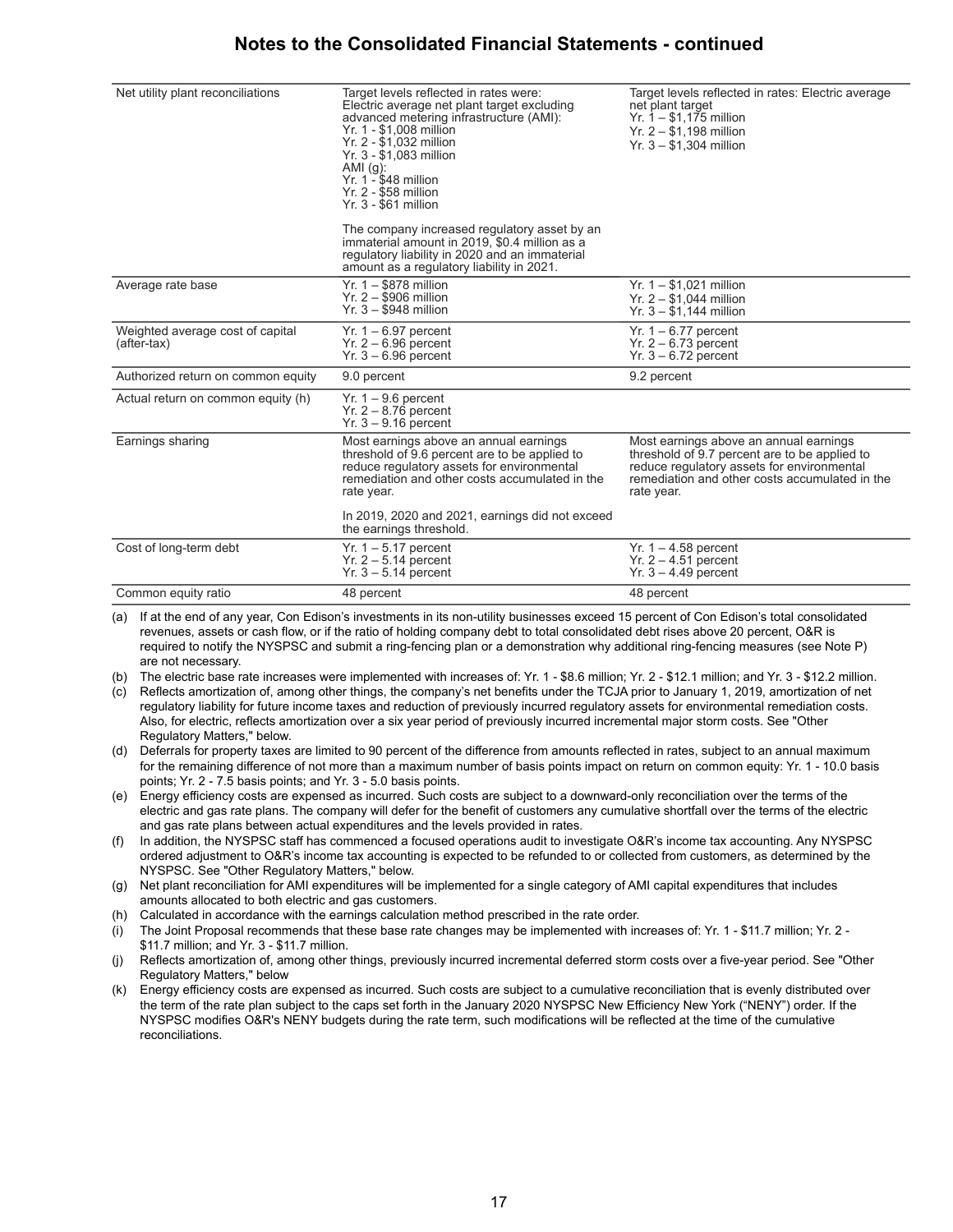## Notes to the Consolidated Financial Statements - continued

| | | |
|---|---|---|
| Net utility plant reconciliations | Target levels reflected in rates were:<br>Electric average net plant target excluding advanced metering infrastructure (AMI):<br>Yr. 1 - $1,008 million<br>Yr. 2 - $1,032 million<br>Yr. 3 - $1,083 million<br>AMI (g):<br>Yr. 1 - $48 million<br>Yr. 2 - $58 million<br>Yr. 3 - $61 million<br><br>The company increased regulatory asset by an immaterial amount in 2019, $0.4 million as a regulatory liability in 2020 and an immaterial amount as a regulatory liability in 2021. | Target levels reflected in rates: Electric average net plant target<br>Yr. 1 – $1,175 million<br>Yr. 2 – $1,198 million<br>Yr. 3 – $1,304 million |
| Average rate base | Yr. 1 – $878 million<br>Yr. 2 – $906 million<br>Yr. 3 – $948 million | Yr. 1 – $1,021 million<br>Yr. 2 – $1,044 million<br>Yr. 3 – $1,144 million |
| Weighted average cost of capital (after-tax) | Yr. 1 – 6.97 percent<br>Yr. 2 – 6.96 percent<br>Yr. 3 – 6.96 percent | Yr. 1 – 6.77 percent<br>Yr. 2 – 6.73 percent<br>Yr. 3 – 6.72 percent |
| Authorized return on common equity | 9.0 percent | 9.2 percent |
| Actual return on common equity (h) | Yr. 1 – 9.6 percent<br>Yr. 2 – 8.76 percent<br>Yr. 3 – 9.16 percent | |
| Earnings sharing | Most earnings above an annual earnings threshold of 9.6 percent are to be applied to reduce regulatory assets for environmental remediation and other costs accumulated in the rate year.<br><br>In 2019, 2020 and 2021, earnings did not exceed the earnings threshold. | Most earnings above an annual earnings threshold of 9.7 percent are to be applied to reduce regulatory assets for environmental remediation and other costs accumulated in the rate year. |
| Cost of long-term debt | Yr. 1 – 5.17 percent<br>Yr. 2 – 5.14 percent<br>Yr. 3 – 5.14 percent | Yr. 1 – 4.58 percent<br>Yr. 2 – 4.51 percent<br>Yr. 3 – 4.49 percent |
| Common equity ratio | 48 percent | 48 percent |

(a) If at the end of any year, Con Edison's investments in its non-utility businesses exceed 15 percent of Con Edison's total consolidated revenues, assets or cash flow, or if the ratio of holding company debt to total consolidated debt rises above 20 percent, O&R is required to notify the NYSPSC and submit a ring-fencing plan or a demonstration why additional ring-fencing measures (see Note P) are not necessary.

(b) The electric base rate increases were implemented with increases of: Yr. 1 - $8.6 million; Yr. 2 - $12.1 million; and Yr. 3 - $12.2 million.

(c) Reflects amortization of, among other things, the company's net benefits under the TCJA prior to January 1, 2019, amortization of net regulatory liability for future income taxes and reduction of previously incurred regulatory assets for environmental remediation costs. Also, for electric, reflects amortization over a six year period of previously incurred incremental major storm costs. See "Other Regulatory Matters," below.

(d) Deferrals for property taxes are limited to 90 percent of the difference from amounts reflected in rates, subject to an annual maximum for the remaining difference of not more than a maximum number of basis points impact on return on common equity: Yr. 1 - 10.0 basis points; Yr. 2 - 7.5 basis points; and Yr. 3 - 5.0 basis points.

(e) Energy efficiency costs are expensed as incurred. Such costs are subject to a downward-only reconciliation over the terms of the electric and gas rate plans. The company will defer for the benefit of customers any cumulative shortfall over the terms of the electric and gas rate plans between actual expenditures and the levels provided in rates.

(f) In addition, the NYSPSC staff has commenced a focused operations audit to investigate O&R's income tax accounting. Any NYSPSC ordered adjustment to O&R's income tax accounting is expected to be refunded to or collected from customers, as determined by the NYSPSC. See "Other Regulatory Matters," below.

(g) Net plant reconciliation for AMI expenditures will be implemented for a single category of AMI capital expenditures that includes amounts allocated to both electric and gas customers.

(h) Calculated in accordance with the earnings calculation method prescribed in the rate order.

(i) The Joint Proposal recommends that these base rate changes may be implemented with increases of: Yr. 1 - $11.7 million; Yr. 2 - $11.7 million; and Yr. 3 - $11.7 million.

(j) Reflects amortization of, among other things, previously incurred incremental deferred storm costs over a five-year period. See "Other Regulatory Matters," below

(k) Energy efficiency costs are expensed as incurred. Such costs are subject to a cumulative reconciliation that is evenly distributed over the term of the rate plan subject to the caps set forth in the January 2020 NYSPSC New Efficiency New York ("NENY") order. If the NYSPSC modifies O&R's NENY budgets during the rate term, such modifications will be reflected at the time of the cumulative reconciliations.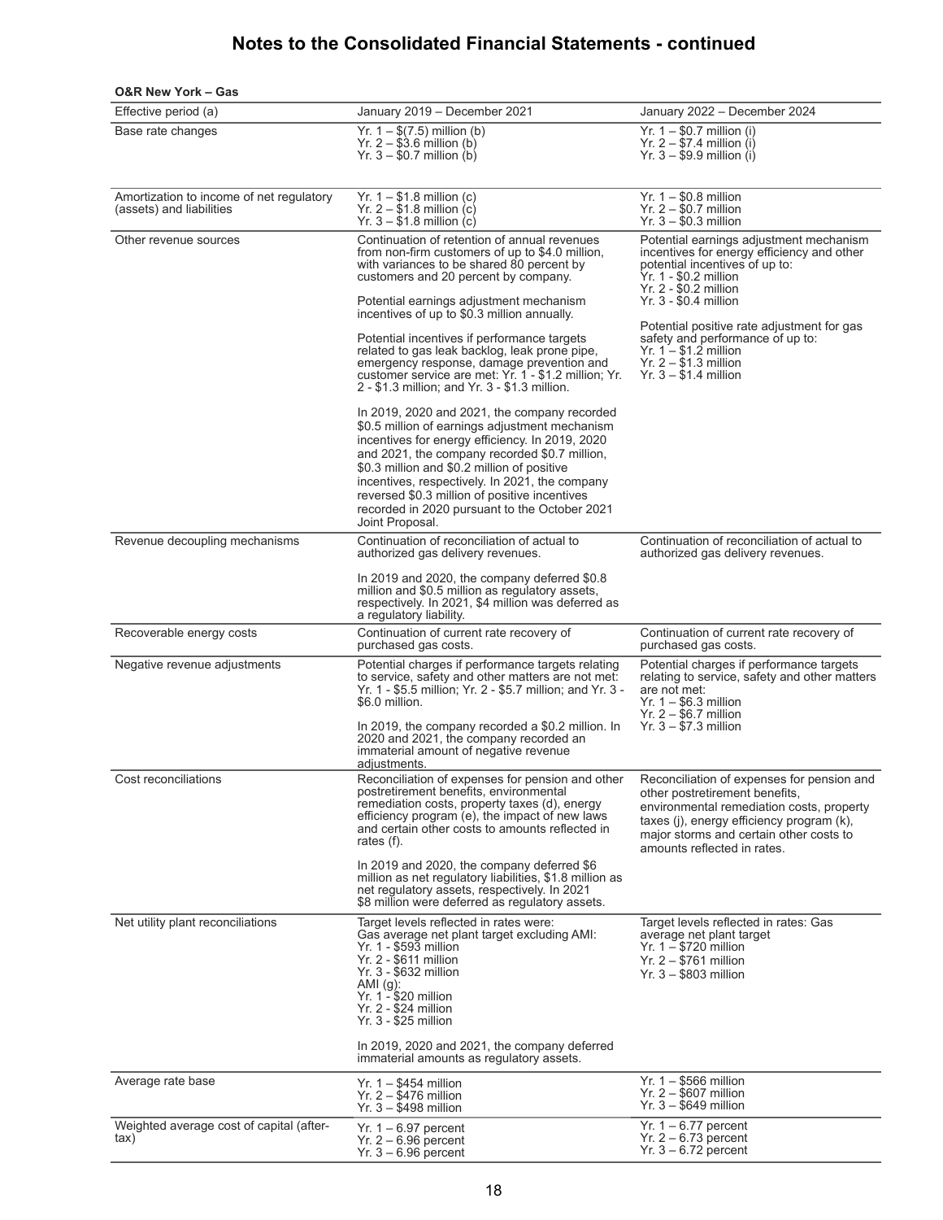# Notes to the Consolidated Financial Statements - continued

**O&R New York – Gas**

| Effective period (a) | January 2019 – December 2021 | January 2022 – December 2024 |
|---|---|---|
| Base rate changes | Yr. 1 – $(7.5) million (b)<br>Yr. 2 – $3.6 million (b)<br>Yr. 3 – $0.7 million (b) | Yr. 1 – $0.7 million (i)<br>Yr. 2 – $7.4 million (i)<br>Yr. 3 – $9.9 million (i) |
| Amortization to income of net regulatory (assets) and liabilities | Yr. 1 – $1.8 million (c)<br>Yr. 2 – $1.8 million (c)<br>Yr. 3 – $1.8 million (c) | Yr. 1 – $0.8 million<br>Yr. 2 – $0.7 million<br>Yr. 3 – $0.3 million |
| Other revenue sources | Continuation of retention of annual revenues from non-firm customers of up to $4.0 million, with variances to be shared 80 percent by customers and 20 percent by company.<br><br>Potential earnings adjustment mechanism incentives of up to $0.3 million annually.<br><br>Potential incentives if performance targets related to gas leak backlog, leak prone pipe, emergency response, damage prevention and customer service are met: Yr. 1 - $1.2 million; Yr. 2 - $1.3 million; and Yr. 3 - $1.3 million.<br><br>In 2019, 2020 and 2021, the company recorded $0.5 million of earnings adjustment mechanism incentives for energy efficiency. In 2019, 2020 and 2021, the company recorded $0.7 million, $0.3 million and $0.2 million of positive incentives, respectively. In 2021, the company reversed $0.3 million of positive incentives recorded in 2020 pursuant to the October 2021 Joint Proposal. | Potential earnings adjustment mechanism incentives for energy efficiency and other potential incentives of up to:<br>Yr. 1 - $0.2 million<br>Yr. 2 - $0.2 million<br>Yr. 3 - $0.4 million<br><br>Potential positive rate adjustment for gas safety and performance of up to:<br>Yr. 1 – $1.2 million<br>Yr. 2 – $1.3 million<br>Yr. 3 – $1.4 million |
| Revenue decoupling mechanisms | Continuation of reconciliation of actual to authorized gas delivery revenues.<br><br>In 2019 and 2020, the company deferred $0.8 million and $0.5 million as regulatory assets, respectively. In 2021, $4 million was deferred as a regulatory liability. | Continuation of reconciliation of actual to authorized gas delivery revenues. |
| Recoverable energy costs | Continuation of current rate recovery of purchased gas costs. | Continuation of current rate recovery of purchased gas costs. |
| Negative revenue adjustments | Potential charges if performance targets relating to service, safety and other matters are not met: Yr. 1 - $5.5 million; Yr. 2 - $5.7 million; and Yr. 3 - $6.0 million.<br><br>In 2019, the company recorded a $0.2 million. In 2020 and 2021, the company recorded an immaterial amount of negative revenue adjustments. | Potential charges if performance targets relating to service, safety and other matters are not met:<br>Yr. 1 – $6.3 million<br>Yr. 2 – $6.7 million<br>Yr. 3 – $7.3 million |
| Cost reconciliations | Reconciliation of expenses for pension and other postretirement benefits, environmental remediation costs, property taxes (d), energy efficiency program (e), the impact of new laws and certain other costs to amounts reflected in rates (f).<br><br>In 2019 and 2020, the company deferred $6 million as net regulatory liabilities, $1.8 million as net regulatory assets, respectively. In 2021 $8 million were deferred as regulatory assets. | Reconciliation of expenses for pension and other postretirement benefits, environmental remediation costs, property taxes (j), energy efficiency program (k), major storms and certain other costs to amounts reflected in rates. |
| Net utility plant reconciliations | Target levels reflected in rates were:<br>Gas average net plant target excluding AMI:<br>Yr. 1 - $593 million<br>Yr. 2 - $611 million<br>Yr. 3 - $632 million<br>AMI (g):<br>Yr. 1 - $20 million<br>Yr. 2 - $24 million<br>Yr. 3 - $25 million<br><br>In 2019, 2020 and 2021, the company deferred immaterial amounts as regulatory assets. | Target levels reflected in rates: Gas average net plant target<br>Yr. 1 – $720 million<br>Yr. 2 – $761 million<br>Yr. 3 – $803 million |
| Average rate base | Yr. 1 – $454 million<br>Yr. 2 – $476 million<br>Yr. 3 – $498 million | Yr. 1 – $566 million<br>Yr. 2 – $607 million<br>Yr. 3 – $649 million |
| Weighted average cost of capital (after-tax) | Yr. 1 – 6.97 percent<br>Yr. 2 – 6.96 percent<br>Yr. 3 – 6.96 percent | Yr. 1 – 6.77 percent<br>Yr. 2 – 6.73 percent<br>Yr. 3 – 6.72 percent |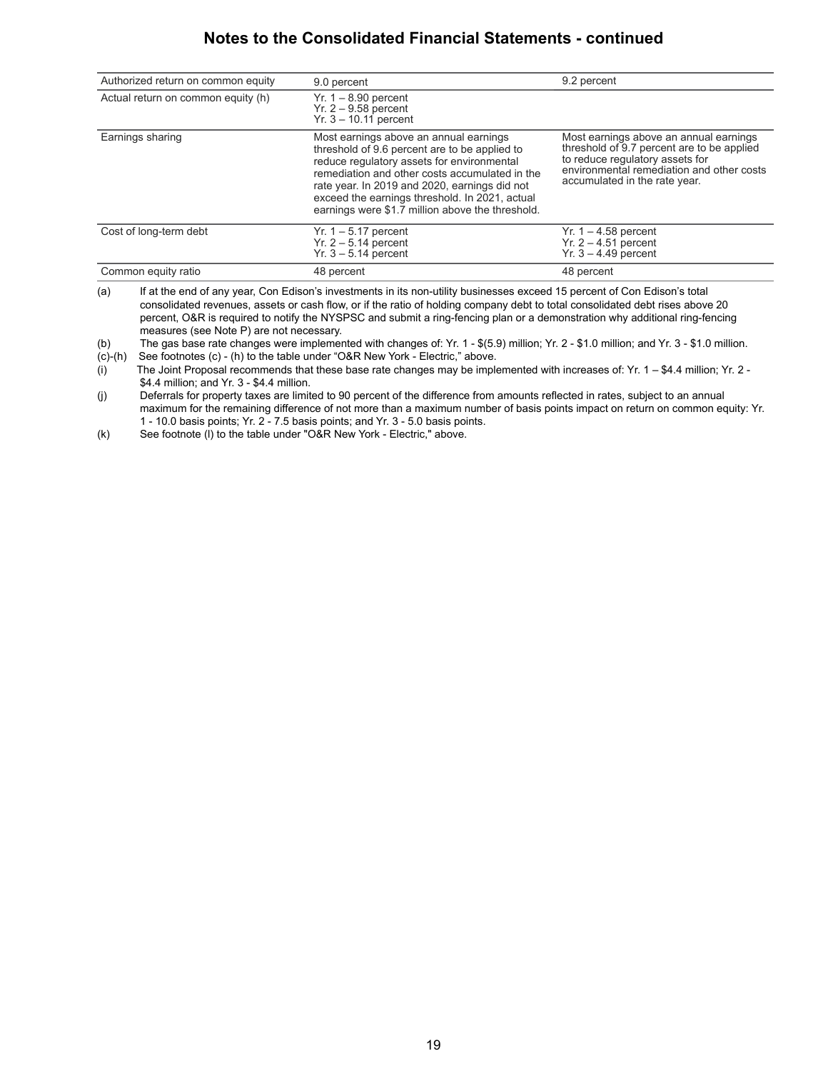## Notes to the Consolidated Financial Statements - continued

| | | |
|---|---|---|
| Authorized return on common equity | 9.0 percent | 9.2 percent |
| Actual return on common equity (h) | Yr. 1 – 8.90 percent<br>Yr. 2 – 9.58 percent<br>Yr. 3 – 10.11 percent | |
| Earnings sharing | Most earnings above an annual earnings threshold of 9.6 percent are to be applied to reduce regulatory assets for environmental remediation and other costs accumulated in the rate year. In 2019 and 2020, earnings did not exceed the earnings threshold. In 2021, actual earnings were $1.7 million above the threshold. | Most earnings above an annual earnings threshold of 9.7 percent are to be applied to reduce regulatory assets for environmental remediation and other costs accumulated in the rate year. |
| Cost of long-term debt | Yr. 1 – 5.17 percent<br>Yr. 2 – 5.14 percent<br>Yr. 3 – 5.14 percent | Yr. 1 – 4.58 percent<br>Yr. 2 – 4.51 percent<br>Yr. 3 – 4.49 percent |
| Common equity ratio | 48 percent | 48 percent |

(a) If at the end of any year, Con Edison's investments in its non-utility businesses exceed 15 percent of Con Edison's total consolidated revenues, assets or cash flow, or if the ratio of holding company debt to total consolidated debt rises above 20 percent, O&R is required to notify the NYSPSC and submit a ring-fencing plan or a demonstration why additional ring-fencing measures (see Note P) are not necessary.

(b) The gas base rate changes were implemented with changes of: Yr. 1 - $(5.9) million; Yr. 2 - $1.0 million; and Yr. 3 - $1.0 million.

(c)-(h) See footnotes (c) - (h) to the table under "O&R New York - Electric," above.

(i) The Joint Proposal recommends that these base rate changes may be implemented with increases of: Yr. 1 – $4.4 million; Yr. 2 - $4.4 million; and Yr. 3 - $4.4 million.

(j) Deferrals for property taxes are limited to 90 percent of the difference from amounts reflected in rates, subject to an annual maximum for the remaining difference of not more than a maximum number of basis points impact on return on common equity: Yr. 1 - 10.0 basis points; Yr. 2 - 7.5 basis points; and Yr. 3 - 5.0 basis points.

(k) See footnote (l) to the table under "O&R New York - Electric," above.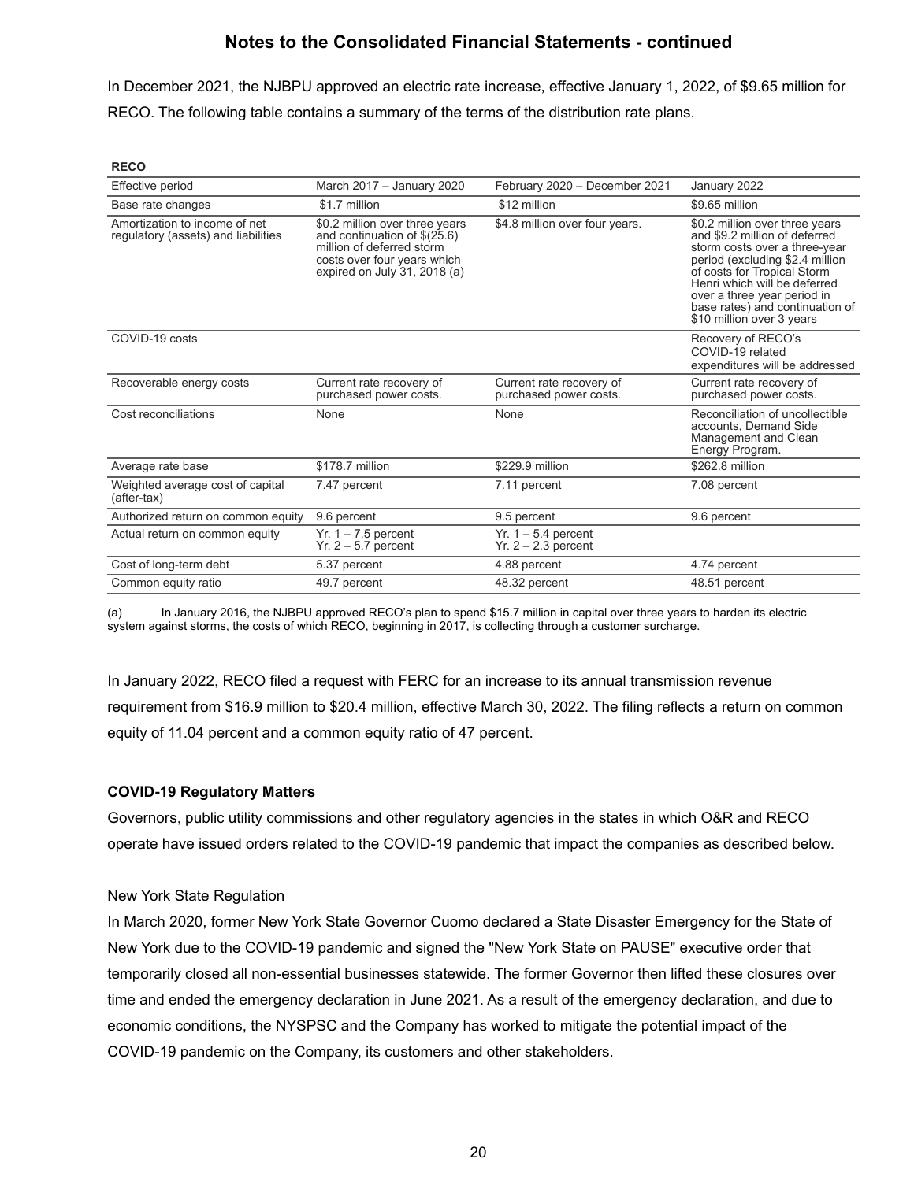## Notes to the Consolidated Financial Statements - continued

In December 2021, the NJBPU approved an electric rate increase, effective January 1, 2022, of $9.65 million for RECO. The following table contains a summary of the terms of the distribution rate plans.

**RECO**

| Effective period | March 2017 – January 2020 | February 2020 – December 2021 | January 2022 |
|---|---|---|---|
| Base rate changes | $1.7 million | $12 million | $9.65 million |
| Amortization to income of net regulatory (assets) and liabilities | $0.2 million over three years and continuation of $(25.6) million of deferred storm costs over four years which expired on July 31, 2018 (a) | $4.8 million over four years. | $0.2 million over three years and $9.2 million of deferred storm costs over a three-year period (excluding $2.4 million of costs for Tropical Storm Henri which will be deferred over a three year period in base rates) and continuation of $10 million over 3 years |
| COVID-19 costs | | | Recovery of RECO's COVID-19 related expenditures will be addressed |
| Recoverable energy costs | Current rate recovery of purchased power costs. | Current rate recovery of purchased power costs. | Current rate recovery of purchased power costs. |
| Cost reconciliations | None | None | Reconciliation of uncollectible accounts, Demand Side Management and Clean Energy Program. |
| Average rate base | $178.7 million | $229.9 million | $262.8 million |
| Weighted average cost of capital (after-tax) | 7.47 percent | 7.11 percent | 7.08 percent |
| Authorized return on common equity | 9.6 percent | 9.5 percent | 9.6 percent |
| Actual return on common equity | Yr. 1 – 7.5 percent<br>Yr. 2 – 5.7 percent | Yr. 1 – 5.4 percent<br>Yr. 2 – 2.3 percent | |
| Cost of long-term debt | 5.37 percent | 4.88 percent | 4.74 percent |
| Common equity ratio | 49.7 percent | 48.32 percent | 48.51 percent |

(a) In January 2016, the NJBPU approved RECO's plan to spend $15.7 million in capital over three years to harden its electric system against storms, the costs of which RECO, beginning in 2017, is collecting through a customer surcharge.

In January 2022, RECO filed a request with FERC for an increase to its annual transmission revenue requirement from $16.9 million to $20.4 million, effective March 30, 2022. The filing reflects a return on common equity of 11.04 percent and a common equity ratio of 47 percent.

**COVID-19 Regulatory Matters**

Governors, public utility commissions and other regulatory agencies in the states in which O&R and RECO operate have issued orders related to the COVID-19 pandemic that impact the companies as described below.

New York State Regulation

In March 2020, former New York State Governor Cuomo declared a State Disaster Emergency for the State of New York due to the COVID-19 pandemic and signed the "New York State on PAUSE" executive order that temporarily closed all non-essential businesses statewide. The former Governor then lifted these closures over time and ended the emergency declaration in June 2021. As a result of the emergency declaration, and due to economic conditions, the NYSPSC and the Company has worked to mitigate the potential impact of the COVID-19 pandemic on the Company, its customers and other stakeholders.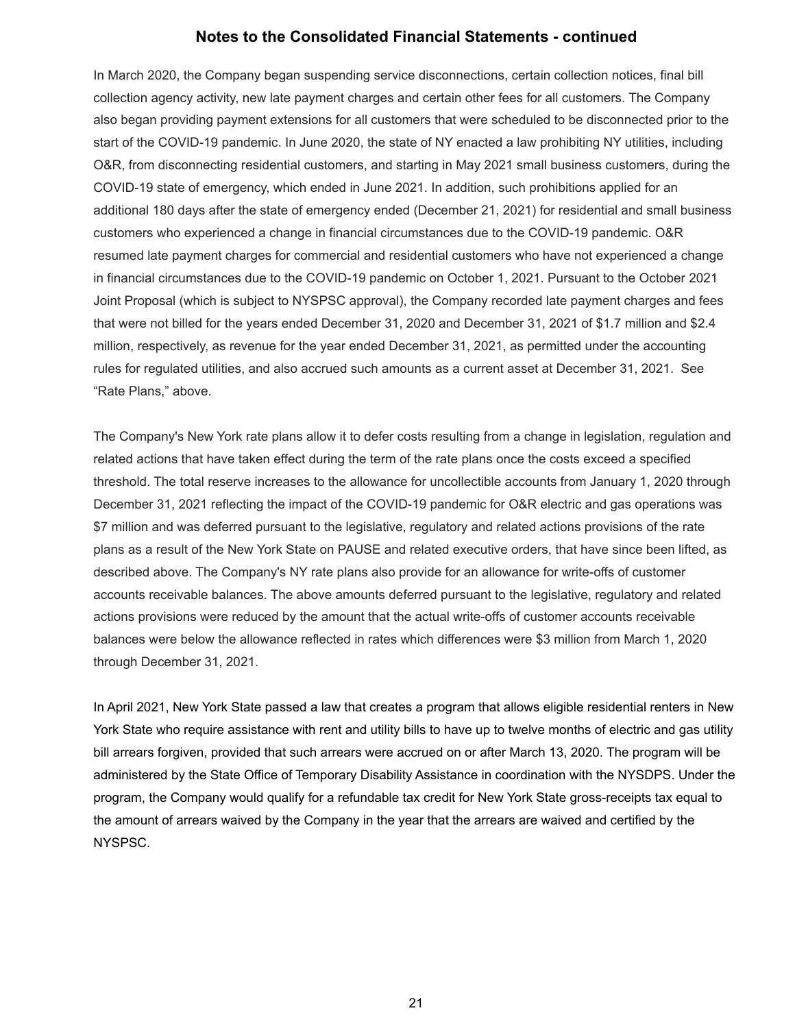## Notes to the Consolidated Financial Statements - continued

In March 2020, the Company began suspending service disconnections, certain collection notices, final bill collection agency activity, new late payment charges and certain other fees for all customers. The Company also began providing payment extensions for all customers that were scheduled to be disconnected prior to the start of the COVID-19 pandemic. In June 2020, the state of NY enacted a law prohibiting NY utilities, including O&R, from disconnecting residential customers, and starting in May 2021 small business customers, during the COVID-19 state of emergency, which ended in June 2021. In addition, such prohibitions applied for an additional 180 days after the state of emergency ended (December 21, 2021) for residential and small business customers who experienced a change in financial circumstances due to the COVID-19 pandemic. O&R resumed late payment charges for commercial and residential customers who have not experienced a change in financial circumstances due to the COVID-19 pandemic on October 1, 2021. Pursuant to the October 2021 Joint Proposal (which is subject to NYSPSC approval), the Company recorded late payment charges and fees that were not billed for the years ended December 31, 2020 and December 31, 2021 of $1.7 million and $2.4 million, respectively, as revenue for the year ended December 31, 2021, as permitted under the accounting rules for regulated utilities, and also accrued such amounts as a current asset at December 31, 2021. See "Rate Plans," above.

The Company's New York rate plans allow it to defer costs resulting from a change in legislation, regulation and related actions that have taken effect during the term of the rate plans once the costs exceed a specified threshold. The total reserve increases to the allowance for uncollectible accounts from January 1, 2020 through December 31, 2021 reflecting the impact of the COVID-19 pandemic for O&R electric and gas operations was $7 million and was deferred pursuant to the legislative, regulatory and related actions provisions of the rate plans as a result of the New York State on PAUSE and related executive orders, that have since been lifted, as described above. The Company's NY rate plans also provide for an allowance for write-offs of customer accounts receivable balances. The above amounts deferred pursuant to the legislative, regulatory and related actions provisions were reduced by the amount that the actual write-offs of customer accounts receivable balances were below the allowance reflected in rates which differences were $3 million from March 1, 2020 through December 31, 2021.

In April 2021, New York State passed a law that creates a program that allows eligible residential renters in New York State who require assistance with rent and utility bills to have up to twelve months of electric and gas utility bill arrears forgiven, provided that such arrears were accrued on or after March 13, 2020. The program will be administered by the State Office of Temporary Disability Assistance in coordination with the NYSDPS. Under the program, the Company would qualify for a refundable tax credit for New York State gross-receipts tax equal to the amount of arrears waived by the Company in the year that the arrears are waived and certified by the NYSPSC.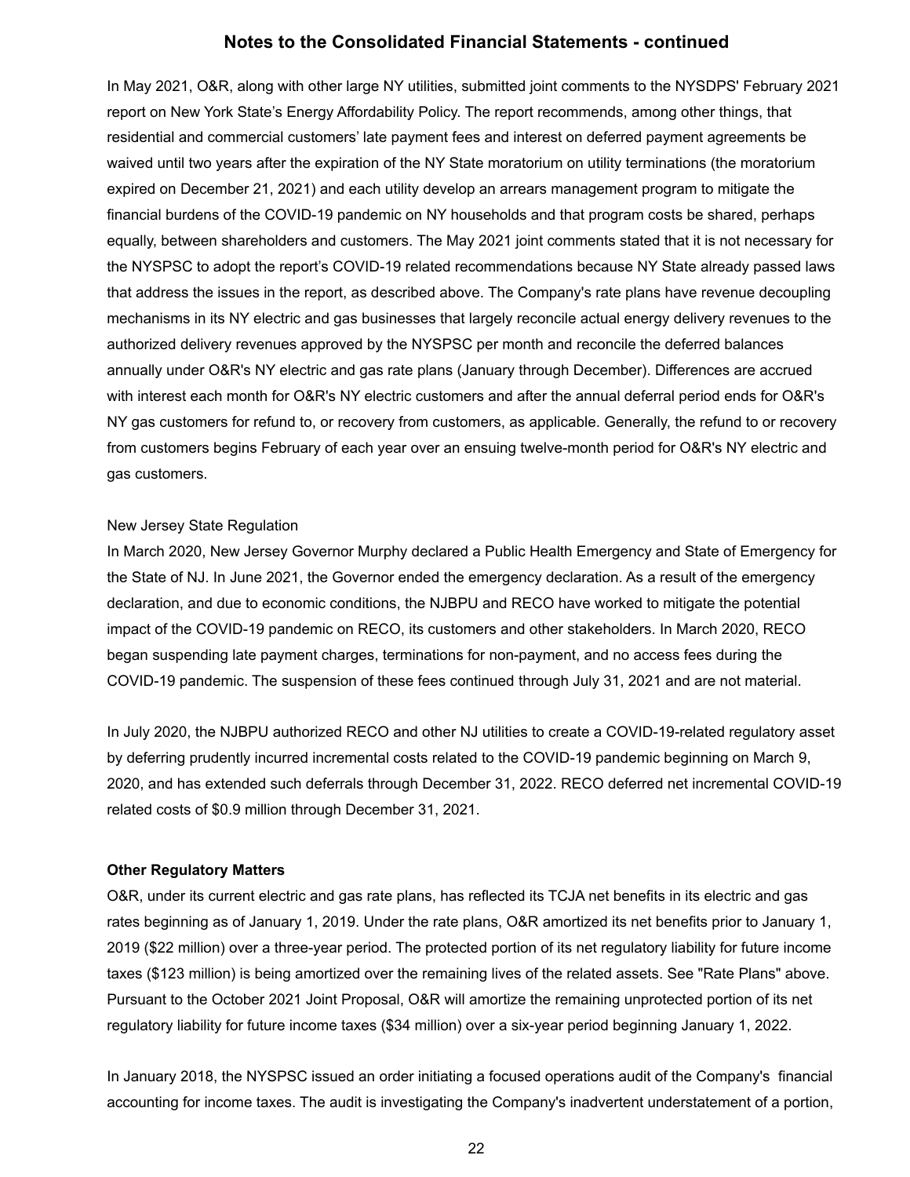In May 2021, O&R, along with other large NY utilities, submitted joint comments to the NYSDPS' February 2021 report on New York State's Energy Affordability Policy. The report recommends, among other things, that residential and commercial customers' late payment fees and interest on deferred payment agreements be waived until two years after the expiration of the NY State moratorium on utility terminations (the moratorium expired on December 21, 2021) and each utility develop an arrears management program to mitigate the financial burdens of the COVID-19 pandemic on NY households and that program costs be shared, perhaps equally, between shareholders and customers. The May 2021 joint comments stated that it is not necessary for the NYSPSC to adopt the report's COVID-19 related recommendations because NY State already passed laws that address the issues in the report, as described above. The Company's rate plans have revenue decoupling mechanisms in its NY electric and gas businesses that largely reconcile actual energy delivery revenues to the authorized delivery revenues approved by the NYSPSC per month and reconcile the deferred balances annually under O&R's NY electric and gas rate plans (January through December). Differences are accrued with interest each month for O&R's NY electric customers and after the annual deferral period ends for O&R's NY gas customers for refund to, or recovery from customers, as applicable. Generally, the refund to or recovery from customers begins February of each year over an ensuing twelve-month period for O&R's NY electric and gas customers.

New Jersey State Regulation

In March 2020, New Jersey Governor Murphy declared a Public Health Emergency and State of Emergency for the State of NJ. In June 2021, the Governor ended the emergency declaration. As a result of the emergency declaration, and due to economic conditions, the NJBPU and RECO have worked to mitigate the potential impact of the COVID-19 pandemic on RECO, its customers and other stakeholders. In March 2020, RECO began suspending late payment charges, terminations for non-payment, and no access fees during the COVID-19 pandemic. The suspension of these fees continued through July 31, 2021 and are not material.

In July 2020, the NJBPU authorized RECO and other NJ utilities to create a COVID-19-related regulatory asset by deferring prudently incurred incremental costs related to the COVID-19 pandemic beginning on March 9, 2020, and has extended such deferrals through December 31, 2022. RECO deferred net incremental COVID-19 related costs of $0.9 million through December 31, 2021.

**Other Regulatory Matters**

O&R, under its current electric and gas rate plans, has reflected its TCJA net benefits in its electric and gas rates beginning as of January 1, 2019. Under the rate plans, O&R amortized its net benefits prior to January 1, 2019 ($22 million) over a three-year period. The protected portion of its net regulatory liability for future income taxes ($123 million) is being amortized over the remaining lives of the related assets. See "Rate Plans" above. Pursuant to the October 2021 Joint Proposal, O&R will amortize the remaining unprotected portion of its net regulatory liability for future income taxes ($34 million) over a six-year period beginning January 1, 2022.

In January 2018, the NYSPSC issued an order initiating a focused operations audit of the Company's financial accounting for income taxes. The audit is investigating the Company's inadvertent understatement of a portion,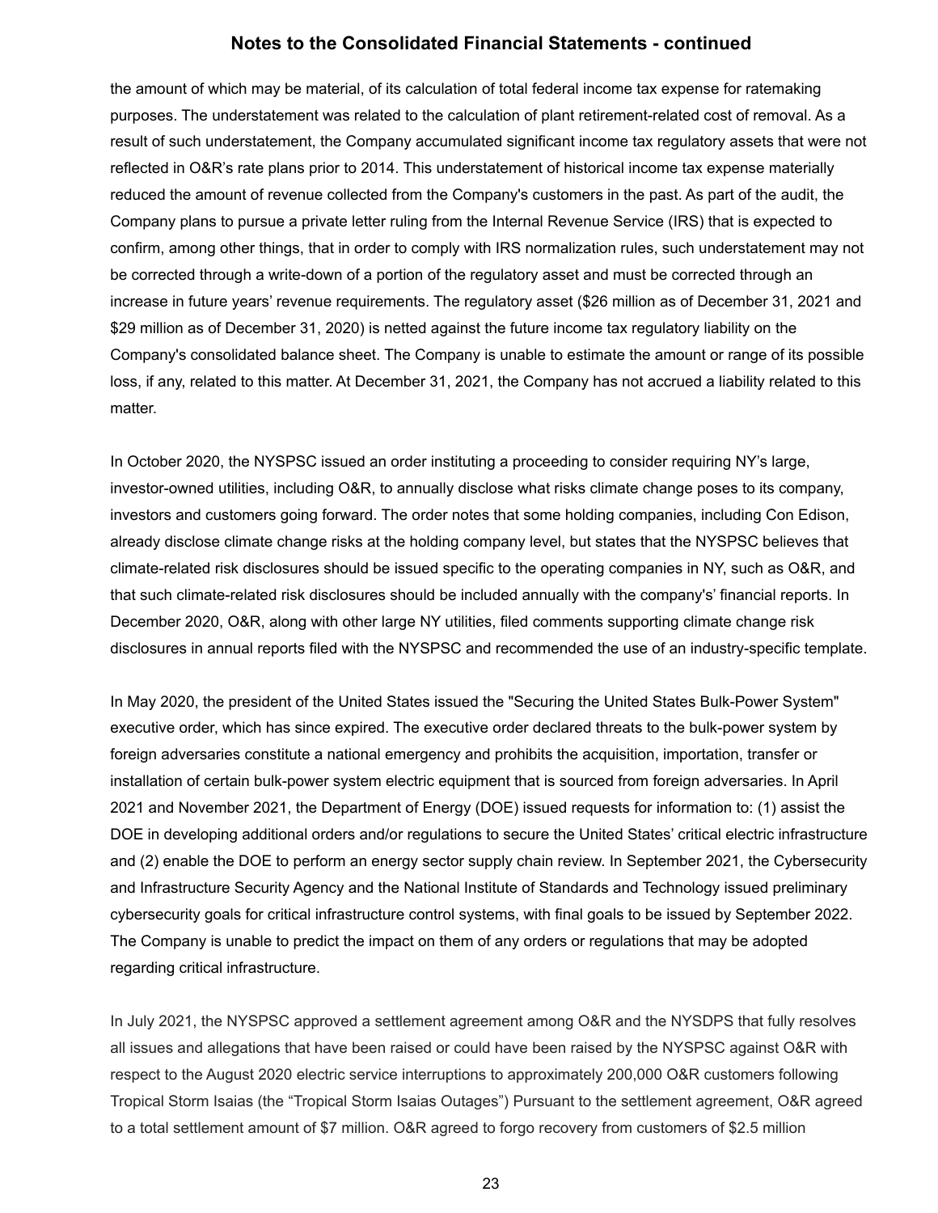the amount of which may be material, of its calculation of total federal income tax expense for ratemaking purposes. The understatement was related to the calculation of plant retirement-related cost of removal. As a result of such understatement, the Company accumulated significant income tax regulatory assets that were not reflected in O&R's rate plans prior to 2014. This understatement of historical income tax expense materially reduced the amount of revenue collected from the Company's customers in the past. As part of the audit, the Company plans to pursue a private letter ruling from the Internal Revenue Service (IRS) that is expected to confirm, among other things, that in order to comply with IRS normalization rules, such understatement may not be corrected through a write-down of a portion of the regulatory asset and must be corrected through an increase in future years' revenue requirements. The regulatory asset ($26 million as of December 31, 2021 and $29 million as of December 31, 2020) is netted against the future income tax regulatory liability on the Company's consolidated balance sheet. The Company is unable to estimate the amount or range of its possible loss, if any, related to this matter. At December 31, 2021, the Company has not accrued a liability related to this matter.

In October 2020, the NYSPSC issued an order instituting a proceeding to consider requiring NY's large, investor-owned utilities, including O&R, to annually disclose what risks climate change poses to its company, investors and customers going forward. The order notes that some holding companies, including Con Edison, already disclose climate change risks at the holding company level, but states that the NYSPSC believes that climate-related risk disclosures should be issued specific to the operating companies in NY, such as O&R, and that such climate-related risk disclosures should be included annually with the company's' financial reports. In December 2020, O&R, along with other large NY utilities, filed comments supporting climate change risk disclosures in annual reports filed with the NYSPSC and recommended the use of an industry-specific template.

In May 2020, the president of the United States issued the "Securing the United States Bulk-Power System" executive order, which has since expired. The executive order declared threats to the bulk-power system by foreign adversaries constitute a national emergency and prohibits the acquisition, importation, transfer or installation of certain bulk-power system electric equipment that is sourced from foreign adversaries. In April 2021 and November 2021, the Department of Energy (DOE) issued requests for information to: (1) assist the DOE in developing additional orders and/or regulations to secure the United States' critical electric infrastructure and (2) enable the DOE to perform an energy sector supply chain review. In September 2021, the Cybersecurity and Infrastructure Security Agency and the National Institute of Standards and Technology issued preliminary cybersecurity goals for critical infrastructure control systems, with final goals to be issued by September 2022. The Company is unable to predict the impact on them of any orders or regulations that may be adopted regarding critical infrastructure.

In July 2021, the NYSPSC approved a settlement agreement among O&R and the NYSDPS that fully resolves all issues and allegations that have been raised or could have been raised by the NYSPSC against O&R with respect to the August 2020 electric service interruptions to approximately 200,000 O&R customers following Tropical Storm Isaias (the "Tropical Storm Isaias Outages") Pursuant to the settlement agreement, O&R agreed to a total settlement amount of $7 million. O&R agreed to forgo recovery from customers of $2.5 million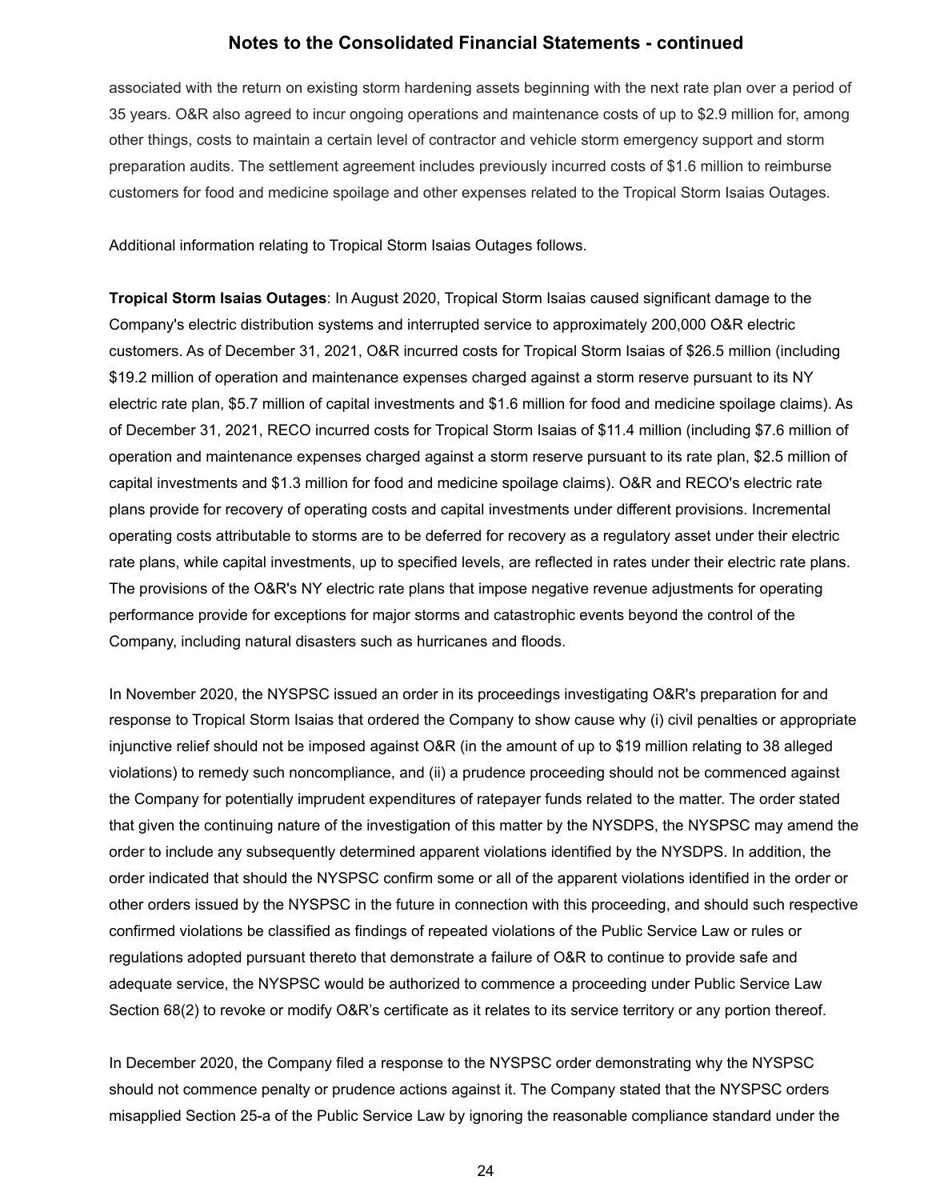associated with the return on existing storm hardening assets beginning with the next rate plan over a period of 35 years. O&R also agreed to incur ongoing operations and maintenance costs of up to $2.9 million for, among other things, costs to maintain a certain level of contractor and vehicle storm emergency support and storm preparation audits. The settlement agreement includes previously incurred costs of $1.6 million to reimburse customers for food and medicine spoilage and other expenses related to the Tropical Storm Isaias Outages.

Additional information relating to Tropical Storm Isaias Outages follows.

**Tropical Storm Isaias Outages**: In August 2020, Tropical Storm Isaias caused significant damage to the Company's electric distribution systems and interrupted service to approximately 200,000 O&R electric customers. As of December 31, 2021, O&R incurred costs for Tropical Storm Isaias of $26.5 million (including $19.2 million of operation and maintenance expenses charged against a storm reserve pursuant to its NY electric rate plan, $5.7 million of capital investments and $1.6 million for food and medicine spoilage claims). As of December 31, 2021, RECO incurred costs for Tropical Storm Isaias of $11.4 million (including $7.6 million of operation and maintenance expenses charged against a storm reserve pursuant to its rate plan, $2.5 million of capital investments and $1.3 million for food and medicine spoilage claims). O&R and RECO's electric rate plans provide for recovery of operating costs and capital investments under different provisions. Incremental operating costs attributable to storms are to be deferred for recovery as a regulatory asset under their electric rate plans, while capital investments, up to specified levels, are reflected in rates under their electric rate plans. The provisions of the O&R's NY electric rate plans that impose negative revenue adjustments for operating performance provide for exceptions for major storms and catastrophic events beyond the control of the Company, including natural disasters such as hurricanes and floods.

In November 2020, the NYSPSC issued an order in its proceedings investigating O&R's preparation for and response to Tropical Storm Isaias that ordered the Company to show cause why (i) civil penalties or appropriate injunctive relief should not be imposed against O&R (in the amount of up to $19 million relating to 38 alleged violations) to remedy such noncompliance, and (ii) a prudence proceeding should not be commenced against the Company for potentially imprudent expenditures of ratepayer funds related to the matter. The order stated that given the continuing nature of the investigation of this matter by the NYSDPS, the NYSPSC may amend the order to include any subsequently determined apparent violations identified by the NYSDPS. In addition, the order indicated that should the NYSPSC confirm some or all of the apparent violations identified in the order or other orders issued by the NYSPSC in the future in connection with this proceeding, and should such respective confirmed violations be classified as findings of repeated violations of the Public Service Law or rules or regulations adopted pursuant thereto that demonstrate a failure of O&R to continue to provide safe and adequate service, the NYSPSC would be authorized to commence a proceeding under Public Service Law Section 68(2) to revoke or modify O&R's certificate as it relates to its service territory or any portion thereof.

In December 2020, the Company filed a response to the NYSPSC order demonstrating why the NYSPSC should not commence penalty or prudence actions against it. The Company stated that the NYSPSC orders misapplied Section 25-a of the Public Service Law by ignoring the reasonable compliance standard under the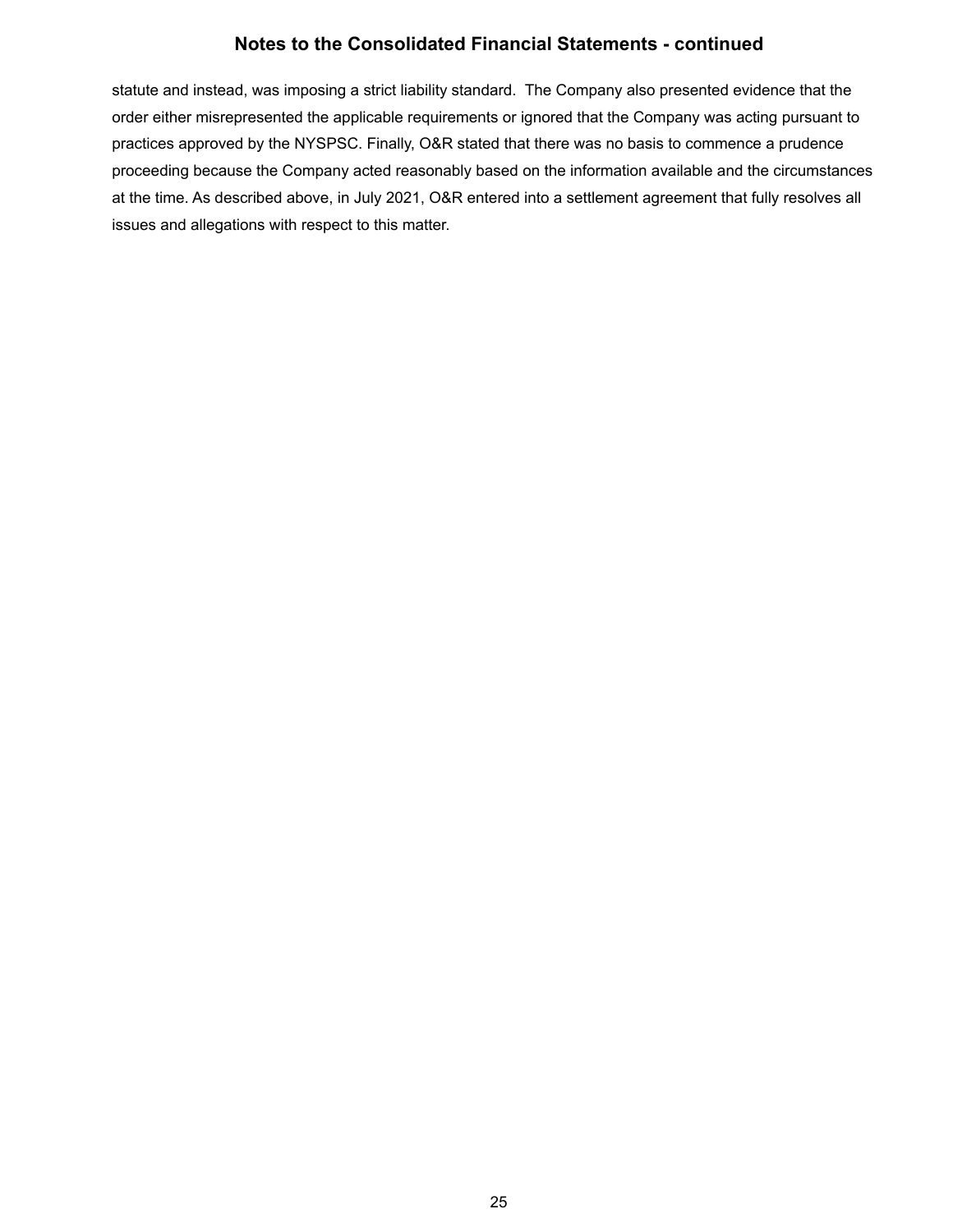statute and instead, was imposing a strict liability standard. The Company also presented evidence that the order either misrepresented the applicable requirements or ignored that the Company was acting pursuant to practices approved by the NYSPSC. Finally, O&R stated that there was no basis to commence a prudence proceeding because the Company acted reasonably based on the information available and the circumstances at the time. As described above, in July 2021, O&R entered into a settlement agreement that fully resolves all issues and allegations with respect to this matter.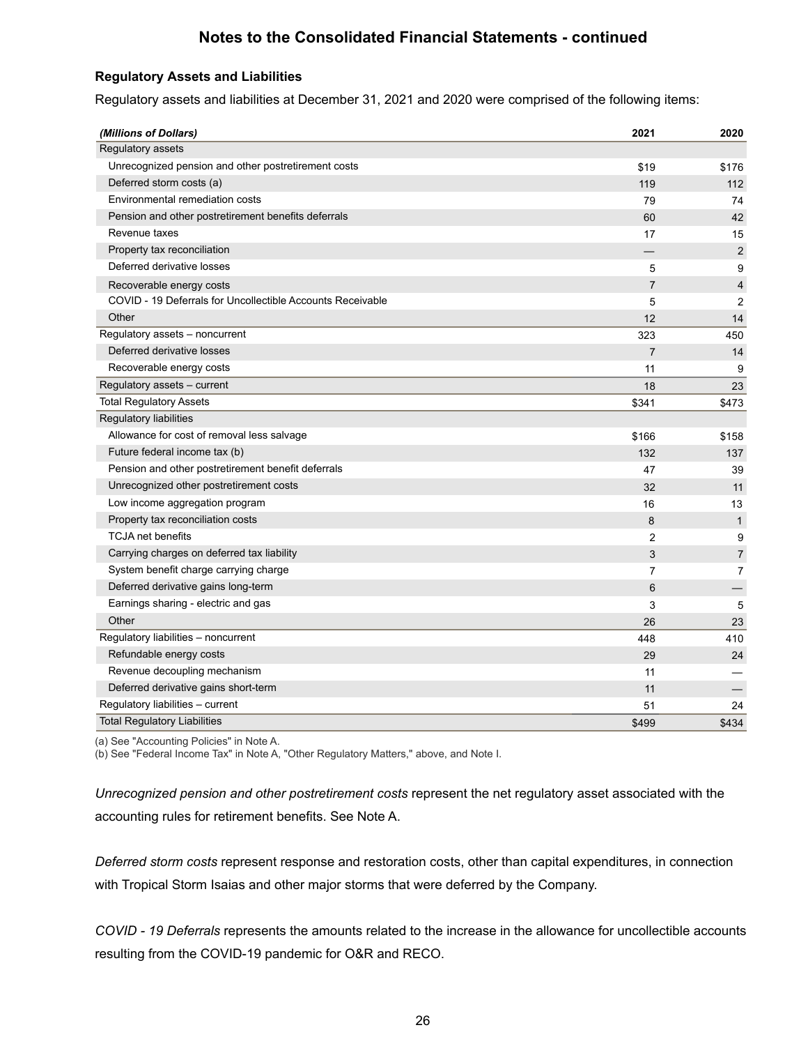## Notes to the Consolidated Financial Statements - continued

### Regulatory Assets and Liabilities

Regulatory assets and liabilities at December 31, 2021 and 2020 were comprised of the following items:

| *(Millions of Dollars)* | 2021 | 2020 |
|---|---|---|
| Regulatory assets | | |
| Unrecognized pension and other postretirement costs | $19 | $176 |
| Deferred storm costs (a) | 119 | 112 |
| Environmental remediation costs | 79 | 74 |
| Pension and other postretirement benefits deferrals | 60 | 42 |
| Revenue taxes | 17 | 15 |
| Property tax reconciliation | — | 2 |
| Deferred derivative losses | 5 | 9 |
| Recoverable energy costs | 7 | 4 |
| COVID - 19 Deferrals for Uncollectible Accounts Receivable | 5 | 2 |
| Other | 12 | 14 |
| Regulatory assets – noncurrent | 323 | 450 |
| Deferred derivative losses | 7 | 14 |
| Recoverable energy costs | 11 | 9 |
| Regulatory assets – current | 18 | 23 |
| Total Regulatory Assets | $341 | $473 |
| Regulatory liabilities | | |
| Allowance for cost of removal less salvage | $166 | $158 |
| Future federal income tax (b) | 132 | 137 |
| Pension and other postretirement benefit deferrals | 47 | 39 |
| Unrecognized other postretirement costs | 32 | 11 |
| Low income aggregation program | 16 | 13 |
| Property tax reconciliation costs | 8 | 1 |
| TCJA net benefits | 2 | 9 |
| Carrying charges on deferred tax liability | 3 | 7 |
| System benefit charge carrying charge | 7 | 7 |
| Deferred derivative gains long-term | 6 | — |
| Earnings sharing - electric and gas | 3 | 5 |
| Other | 26 | 23 |
| Regulatory liabilities – noncurrent | 448 | 410 |
| Refundable energy costs | 29 | 24 |
| Revenue decoupling mechanism | 11 | — |
| Deferred derivative gains short-term | 11 | — |
| Regulatory liabilities – current | 51 | 24 |
| Total Regulatory Liabilities | $499 | $434 |

(a) See "Accounting Policies" in Note A.
(b) See "Federal Income Tax" in Note A, "Other Regulatory Matters," above, and Note I.

*Unrecognized pension and other postretirement costs* represent the net regulatory asset associated with the accounting rules for retirement benefits. See Note A.

*Deferred storm costs* represent response and restoration costs, other than capital expenditures, in connection with Tropical Storm Isaias and other major storms that were deferred by the Company.

*COVID - 19 Deferrals* represents the amounts related to the increase in the allowance for uncollectible accounts resulting from the COVID-19 pandemic for O&R and RECO.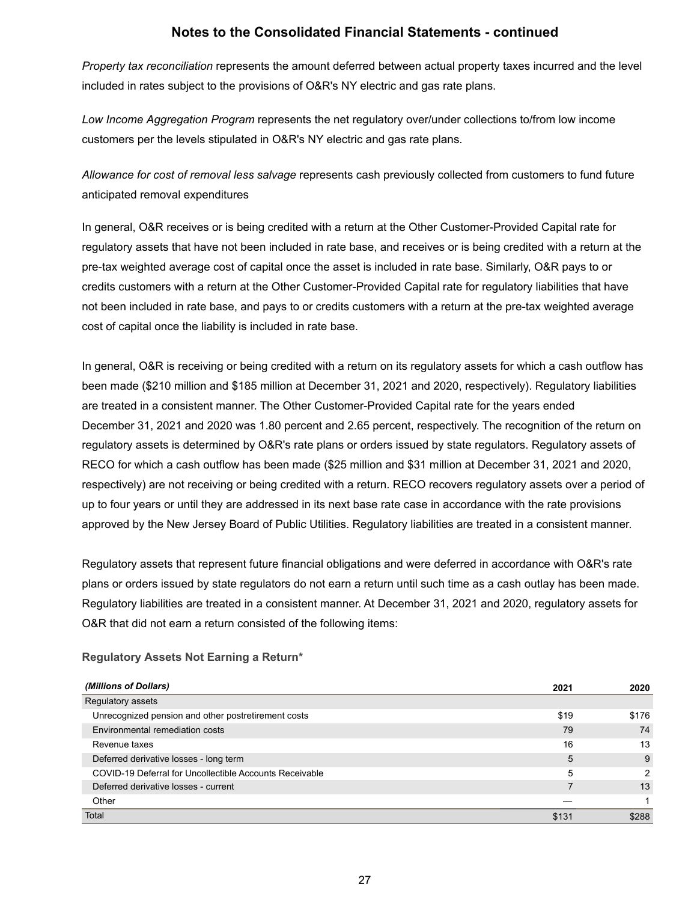*Property tax reconciliation* represents the amount deferred between actual property taxes incurred and the level included in rates subject to the provisions of O&R's NY electric and gas rate plans.

*Low Income Aggregation Program* represents the net regulatory over/under collections to/from low income customers per the levels stipulated in O&R's NY electric and gas rate plans.

*Allowance for cost of removal less salvage* represents cash previously collected from customers to fund future anticipated removal expenditures

In general, O&R receives or is being credited with a return at the Other Customer-Provided Capital rate for regulatory assets that have not been included in rate base, and receives or is being credited with a return at the pre-tax weighted average cost of capital once the asset is included in rate base. Similarly, O&R pays to or credits customers with a return at the Other Customer-Provided Capital rate for regulatory liabilities that have not been included in rate base, and pays to or credits customers with a return at the pre-tax weighted average cost of capital once the liability is included in rate base.

In general, O&R is receiving or being credited with a return on its regulatory assets for which a cash outflow has been made ($210 million and $185 million at December 31, 2021 and 2020, respectively). Regulatory liabilities are treated in a consistent manner. The Other Customer-Provided Capital rate for the years ended December 31, 2021 and 2020 was 1.80 percent and 2.65 percent, respectively. The recognition of the return on regulatory assets is determined by O&R's rate plans or orders issued by state regulators. Regulatory assets of RECO for which a cash outflow has been made ($25 million and $31 million at December 31, 2021 and 2020, respectively) are not receiving or being credited with a return. RECO recovers regulatory assets over a period of up to four years or until they are addressed in its next base rate case in accordance with the rate provisions approved by the New Jersey Board of Public Utilities. Regulatory liabilities are treated in a consistent manner.

Regulatory assets that represent future financial obligations and were deferred in accordance with O&R's rate plans or orders issued by state regulators do not earn a return until such time as a cash outlay has been made. Regulatory liabilities are treated in a consistent manner. At December 31, 2021 and 2020, regulatory assets for O&R that did not earn a return consisted of the following items:

**Regulatory Assets Not Earning a Return***

| *(Millions of Dollars)* | 2021 | 2020 |
|---|---|---|
| Regulatory assets | | |
| Unrecognized pension and other postretirement costs | $19 | $176 |
| Environmental remediation costs | 79 | 74 |
| Revenue taxes | 16 | 13 |
| Deferred derivative losses - long term | 5 | 9 |
| COVID-19 Deferral for Uncollectible Accounts Receivable | 5 | 2 |
| Deferred derivative losses - current | 7 | 13 |
| Other | — | 1 |
| Total | $131 | $288 |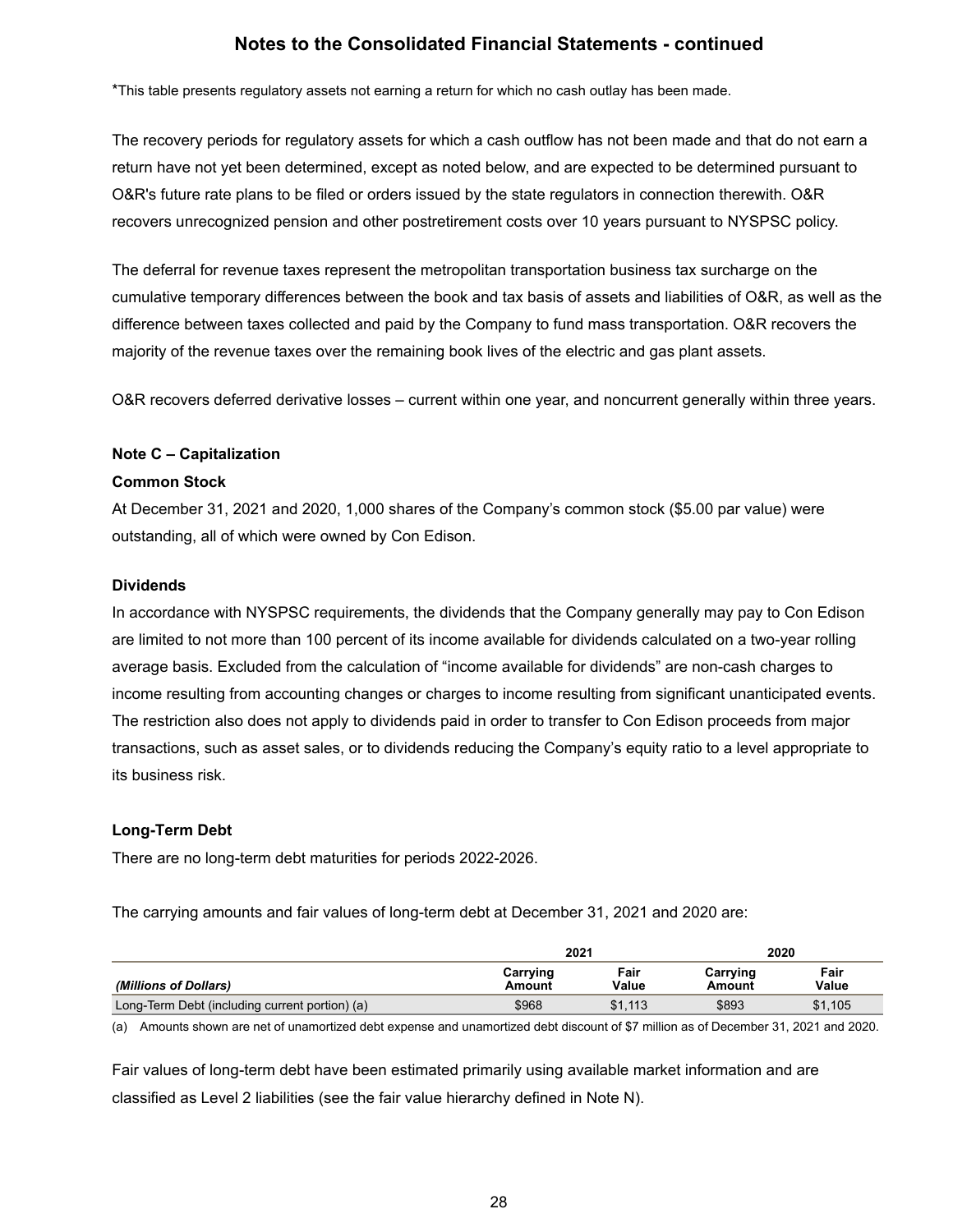## Notes to the Consolidated Financial Statements - continued

*This table presents regulatory assets not earning a return for which no cash outlay has been made.

The recovery periods for regulatory assets for which a cash outflow has not been made and that do not earn a return have not yet been determined, except as noted below, and are expected to be determined pursuant to O&R's future rate plans to be filed or orders issued by the state regulators in connection therewith. O&R recovers unrecognized pension and other postretirement costs over 10 years pursuant to NYSPSC policy.

The deferral for revenue taxes represent the metropolitan transportation business tax surcharge on the cumulative temporary differences between the book and tax basis of assets and liabilities of O&R, as well as the difference between taxes collected and paid by the Company to fund mass transportation. O&R recovers the majority of the revenue taxes over the remaining book lives of the electric and gas plant assets.

O&R recovers deferred derivative losses – current within one year, and noncurrent generally within three years.

### Note C – Capitalization

**Common Stock**

At December 31, 2021 and 2020, 1,000 shares of the Company's common stock ($5.00 par value) were outstanding, all of which were owned by Con Edison.

**Dividends**

In accordance with NYSPSC requirements, the dividends that the Company generally may pay to Con Edison are limited to not more than 100 percent of its income available for dividends calculated on a two-year rolling average basis. Excluded from the calculation of "income available for dividends" are non-cash charges to income resulting from accounting changes or charges to income resulting from significant unanticipated events. The restriction also does not apply to dividends paid in order to transfer to Con Edison proceeds from major transactions, such as asset sales, or to dividends reducing the Company's equity ratio to a level appropriate to its business risk.

**Long-Term Debt**

There are no long-term debt maturities for periods 2022-2026.

The carrying amounts and fair values of long-term debt at December 31, 2021 and 2020 are:

| | 2021 | | 2020 | |
|---|---|---|---|---|
| *(Millions of Dollars)* | Carrying Amount | Fair Value | Carrying Amount | Fair Value |
| Long-Term Debt (including current portion) (a) | $968 | $1,113 | $893 | $1,105 |

(a) Amounts shown are net of unamortized debt expense and unamortized debt discount of $7 million as of December 31, 2021 and 2020.

Fair values of long-term debt have been estimated primarily using available market information and are classified as Level 2 liabilities (see the fair value hierarchy defined in Note N).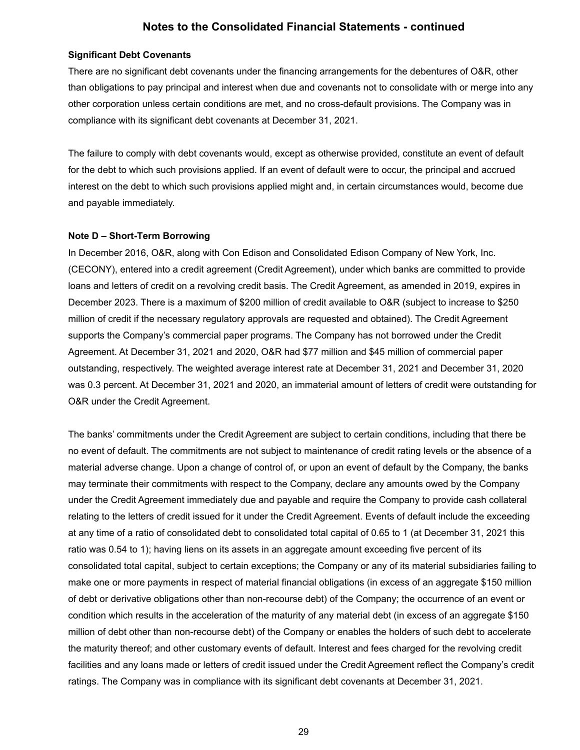**Significant Debt Covenants**

There are no significant debt covenants under the financing arrangements for the debentures of O&R, other than obligations to pay principal and interest when due and covenants not to consolidate with or merge into any other corporation unless certain conditions are met, and no cross-default provisions. The Company was in compliance with its significant debt covenants at December 31, 2021.

The failure to comply with debt covenants would, except as otherwise provided, constitute an event of default for the debt to which such provisions applied. If an event of default were to occur, the principal and accrued interest on the debt to which such provisions applied might and, in certain circumstances would, become due and payable immediately.

**Note D – Short-Term Borrowing**

In December 2016, O&R, along with Con Edison and Consolidated Edison Company of New York, Inc. (CECONY), entered into a credit agreement (Credit Agreement), under which banks are committed to provide loans and letters of credit on a revolving credit basis. The Credit Agreement, as amended in 2019, expires in December 2023. There is a maximum of $200 million of credit available to O&R (subject to increase to $250 million of credit if the necessary regulatory approvals are requested and obtained). The Credit Agreement supports the Company's commercial paper programs. The Company has not borrowed under the Credit Agreement. At December 31, 2021 and 2020, O&R had $77 million and $45 million of commercial paper outstanding, respectively. The weighted average interest rate at December 31, 2021 and December 31, 2020 was 0.3 percent. At December 31, 2021 and 2020, an immaterial amount of letters of credit were outstanding for O&R under the Credit Agreement.

The banks' commitments under the Credit Agreement are subject to certain conditions, including that there be no event of default. The commitments are not subject to maintenance of credit rating levels or the absence of a material adverse change. Upon a change of control of, or upon an event of default by the Company, the banks may terminate their commitments with respect to the Company, declare any amounts owed by the Company under the Credit Agreement immediately due and payable and require the Company to provide cash collateral relating to the letters of credit issued for it under the Credit Agreement. Events of default include the exceeding at any time of a ratio of consolidated debt to consolidated total capital of 0.65 to 1 (at December 31, 2021 this ratio was 0.54 to 1); having liens on its assets in an aggregate amount exceeding five percent of its consolidated total capital, subject to certain exceptions; the Company or any of its material subsidiaries failing to make one or more payments in respect of material financial obligations (in excess of an aggregate $150 million of debt or derivative obligations other than non-recourse debt) of the Company; the occurrence of an event or condition which results in the acceleration of the maturity of any material debt (in excess of an aggregate $150 million of debt other than non-recourse debt) of the Company or enables the holders of such debt to accelerate the maturity thereof; and other customary events of default. Interest and fees charged for the revolving credit facilities and any loans made or letters of credit issued under the Credit Agreement reflect the Company's credit ratings. The Company was in compliance with its significant debt covenants at December 31, 2021.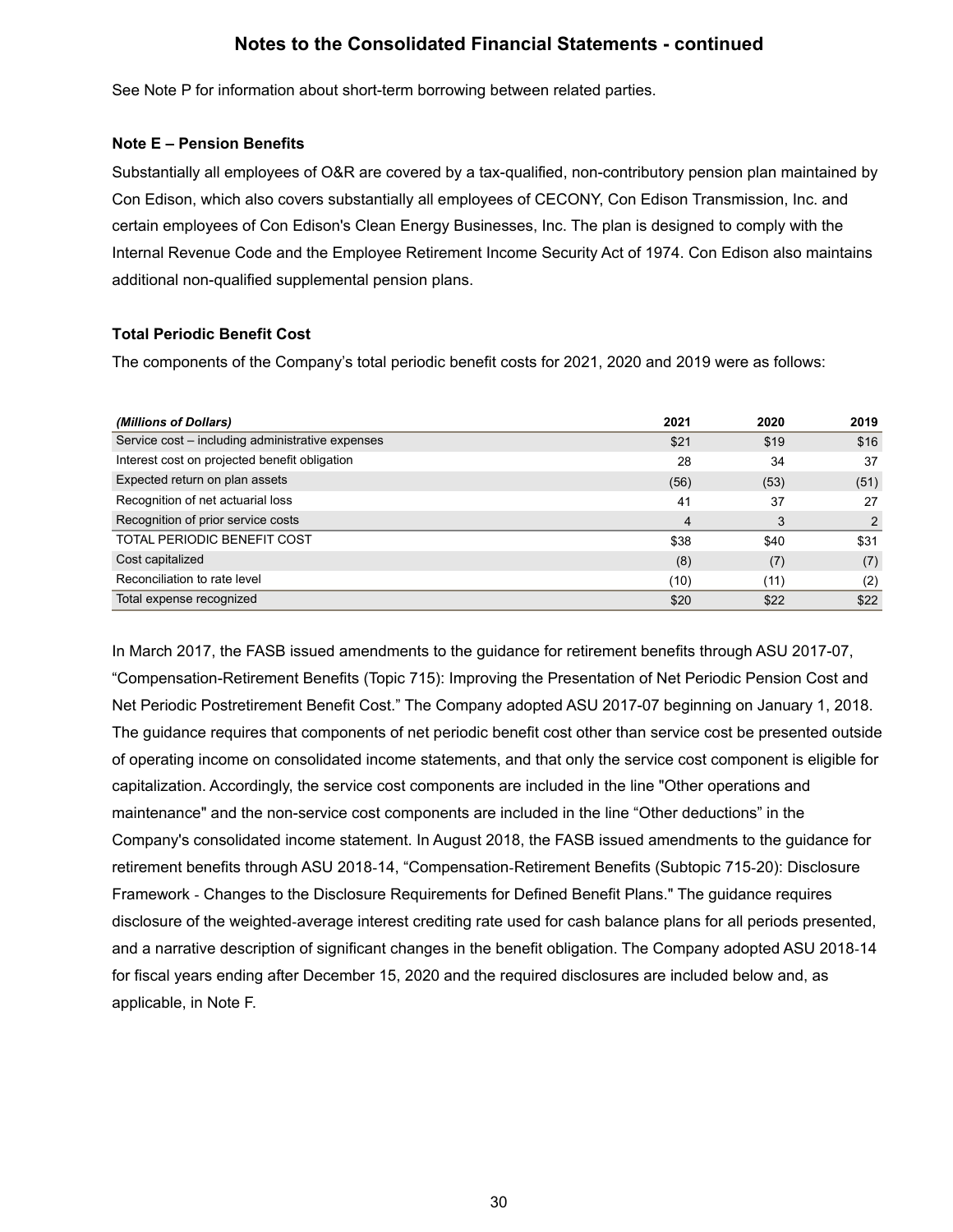## Notes to the Consolidated Financial Statements - continued

See Note P for information about short-term borrowing between related parties.

### Note E – Pension Benefits

Substantially all employees of O&R are covered by a tax-qualified, non-contributory pension plan maintained by Con Edison, which also covers substantially all employees of CECONY, Con Edison Transmission, Inc. and certain employees of Con Edison's Clean Energy Businesses, Inc. The plan is designed to comply with the Internal Revenue Code and the Employee Retirement Income Security Act of 1974. Con Edison also maintains additional non-qualified supplemental pension plans.

### Total Periodic Benefit Cost

The components of the Company's total periodic benefit costs for 2021, 2020 and 2019 were as follows:

| *(Millions of Dollars)* | 2021 | 2020 | 2019 |
|---|---|---|---|
| Service cost – including administrative expenses | $21 | $19 | $16 |
| Interest cost on projected benefit obligation | 28 | 34 | 37 |
| Expected return on plan assets | (56) | (53) | (51) |
| Recognition of net actuarial loss | 41 | 37 | 27 |
| Recognition of prior service costs | 4 | 3 | 2 |
| TOTAL PERIODIC BENEFIT COST | $38 | $40 | $31 |
| Cost capitalized | (8) | (7) | (7) |
| Reconciliation to rate level | (10) | (11) | (2) |
| Total expense recognized | $20 | $22 | $22 |

In March 2017, the FASB issued amendments to the guidance for retirement benefits through ASU 2017-07, "Compensation-Retirement Benefits (Topic 715): Improving the Presentation of Net Periodic Pension Cost and Net Periodic Postretirement Benefit Cost." The Company adopted ASU 2017-07 beginning on January 1, 2018. The guidance requires that components of net periodic benefit cost other than service cost be presented outside of operating income on consolidated income statements, and that only the service cost component is eligible for capitalization. Accordingly, the service cost components are included in the line "Other operations and maintenance" and the non-service cost components are included in the line "Other deductions" in the Company's consolidated income statement. In August 2018, the FASB issued amendments to the guidance for retirement benefits through ASU 2018-14, "Compensation-Retirement Benefits (Subtopic 715-20): Disclosure Framework - Changes to the Disclosure Requirements for Defined Benefit Plans." The guidance requires disclosure of the weighted-average interest crediting rate used for cash balance plans for all periods presented, and a narrative description of significant changes in the benefit obligation. The Company adopted ASU 2018-14 for fiscal years ending after December 15, 2020 and the required disclosures are included below and, as applicable, in Note F.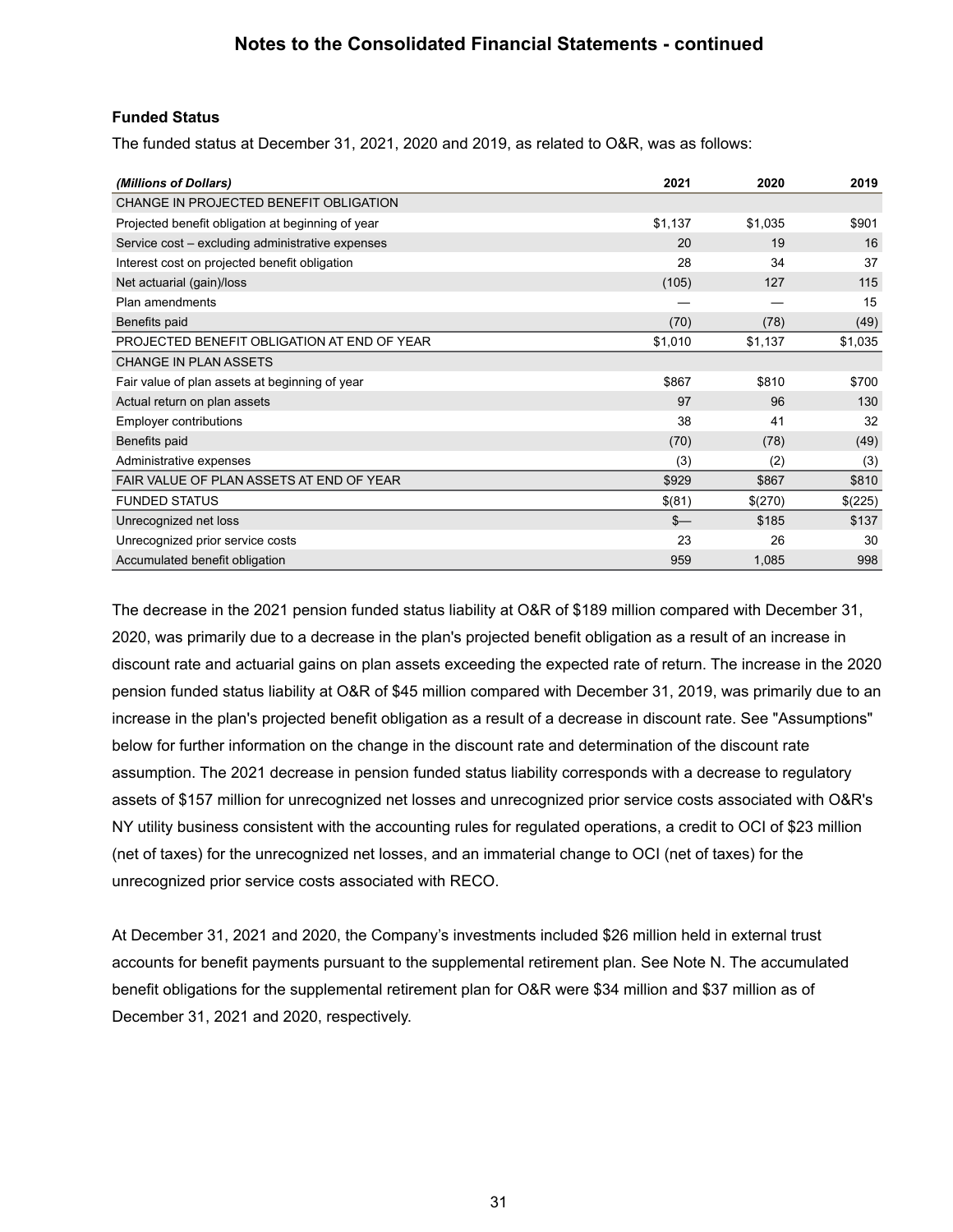## Notes to the Consolidated Financial Statements - continued

**Funded Status**

The funded status at December 31, 2021, 2020 and 2019, as related to O&R, was as follows:

| *(Millions of Dollars)* | 2021 | 2020 | 2019 |
|---|---|---|---|
| CHANGE IN PROJECTED BENEFIT OBLIGATION | | | |
| Projected benefit obligation at beginning of year | $1,137 | $1,035 | $901 |
| Service cost – excluding administrative expenses | 20 | 19 | 16 |
| Interest cost on projected benefit obligation | 28 | 34 | 37 |
| Net actuarial (gain)/loss | (105) | 127 | 115 |
| Plan amendments | — | — | 15 |
| Benefits paid | (70) | (78) | (49) |
| PROJECTED BENEFIT OBLIGATION AT END OF YEAR | $1,010 | $1,137 | $1,035 |
| CHANGE IN PLAN ASSETS | | | |
| Fair value of plan assets at beginning of year | $867 | $810 | $700 |
| Actual return on plan assets | 97 | 96 | 130 |
| Employer contributions | 38 | 41 | 32 |
| Benefits paid | (70) | (78) | (49) |
| Administrative expenses | (3) | (2) | (3) |
| FAIR VALUE OF PLAN ASSETS AT END OF YEAR | $929 | $867 | $810 |
| FUNDED STATUS | $(81) | $(270) | $(225) |
| Unrecognized net loss | $— | $185 | $137 |
| Unrecognized prior service costs | 23 | 26 | 30 |
| Accumulated benefit obligation | 959 | 1,085 | 998 |

The decrease in the 2021 pension funded status liability at O&R of $189 million compared with December 31, 2020, was primarily due to a decrease in the plan's projected benefit obligation as a result of an increase in discount rate and actuarial gains on plan assets exceeding the expected rate of return. The increase in the 2020 pension funded status liability at O&R of $45 million compared with December 31, 2019, was primarily due to an increase in the plan's projected benefit obligation as a result of a decrease in discount rate. See "Assumptions" below for further information on the change in the discount rate and determination of the discount rate assumption. The 2021 decrease in pension funded status liability corresponds with a decrease to regulatory assets of $157 million for unrecognized net losses and unrecognized prior service costs associated with O&R's NY utility business consistent with the accounting rules for regulated operations, a credit to OCI of $23 million (net of taxes) for the unrecognized net losses, and an immaterial change to OCI (net of taxes) for the unrecognized prior service costs associated with RECO.

At December 31, 2021 and 2020, the Company's investments included $26 million held in external trust accounts for benefit payments pursuant to the supplemental retirement plan. See Note N. The accumulated benefit obligations for the supplemental retirement plan for O&R were $34 million and $37 million as of December 31, 2021 and 2020, respectively.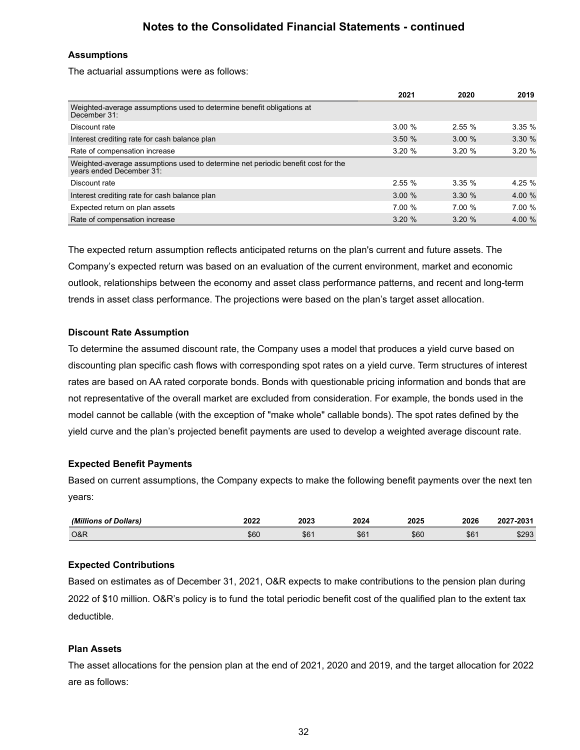## Notes to the Consolidated Financial Statements - continued

### Assumptions

The actuarial assumptions were as follows:

| | 2021 | 2020 | 2019 |
|---|---|---|---|
| Weighted-average assumptions used to determine benefit obligations at December 31: | | | |
| Discount rate | 3.00 % | 2.55 % | 3.35 % |
| Interest crediting rate for cash balance plan | 3.50 % | 3.00 % | 3.30 % |
| Rate of compensation increase | 3.20 % | 3.20 % | 3.20 % |
| Weighted-average assumptions used to determine net periodic benefit cost for the years ended December 31: | | | |
| Discount rate | 2.55 % | 3.35 % | 4.25 % |
| Interest crediting rate for cash balance plan | 3.00 % | 3.30 % | 4.00 % |
| Expected return on plan assets | 7.00 % | 7.00 % | 7.00 % |
| Rate of compensation increase | 3.20 % | 3.20 % | 4.00 % |

The expected return assumption reflects anticipated returns on the plan's current and future assets. The Company's expected return was based on an evaluation of the current environment, market and economic outlook, relationships between the economy and asset class performance patterns, and recent and long-term trends in asset class performance. The projections were based on the plan's target asset allocation.

### Discount Rate Assumption

To determine the assumed discount rate, the Company uses a model that produces a yield curve based on discounting plan specific cash flows with corresponding spot rates on a yield curve. Term structures of interest rates are based on AA rated corporate bonds. Bonds with questionable pricing information and bonds that are not representative of the overall market are excluded from consideration. For example, the bonds used in the model cannot be callable (with the exception of "make whole" callable bonds). The spot rates defined by the yield curve and the plan's projected benefit payments are used to develop a weighted average discount rate.

### Expected Benefit Payments

Based on current assumptions, the Company expects to make the following benefit payments over the next ten years:

| *(Millions of Dollars)* | 2022 | 2023 | 2024 | 2025 | 2026 | 2027-2031 |
|---|---|---|---|---|---|---|
| O&R | $60 | $61 | $61 | $60 | $61 | $293 |

### Expected Contributions

Based on estimates as of December 31, 2021, O&R expects to make contributions to the pension plan during 2022 of $10 million. O&R's policy is to fund the total periodic benefit cost of the qualified plan to the extent tax deductible.

### Plan Assets

The asset allocations for the pension plan at the end of 2021, 2020 and 2019, and the target allocation for 2022 are as follows: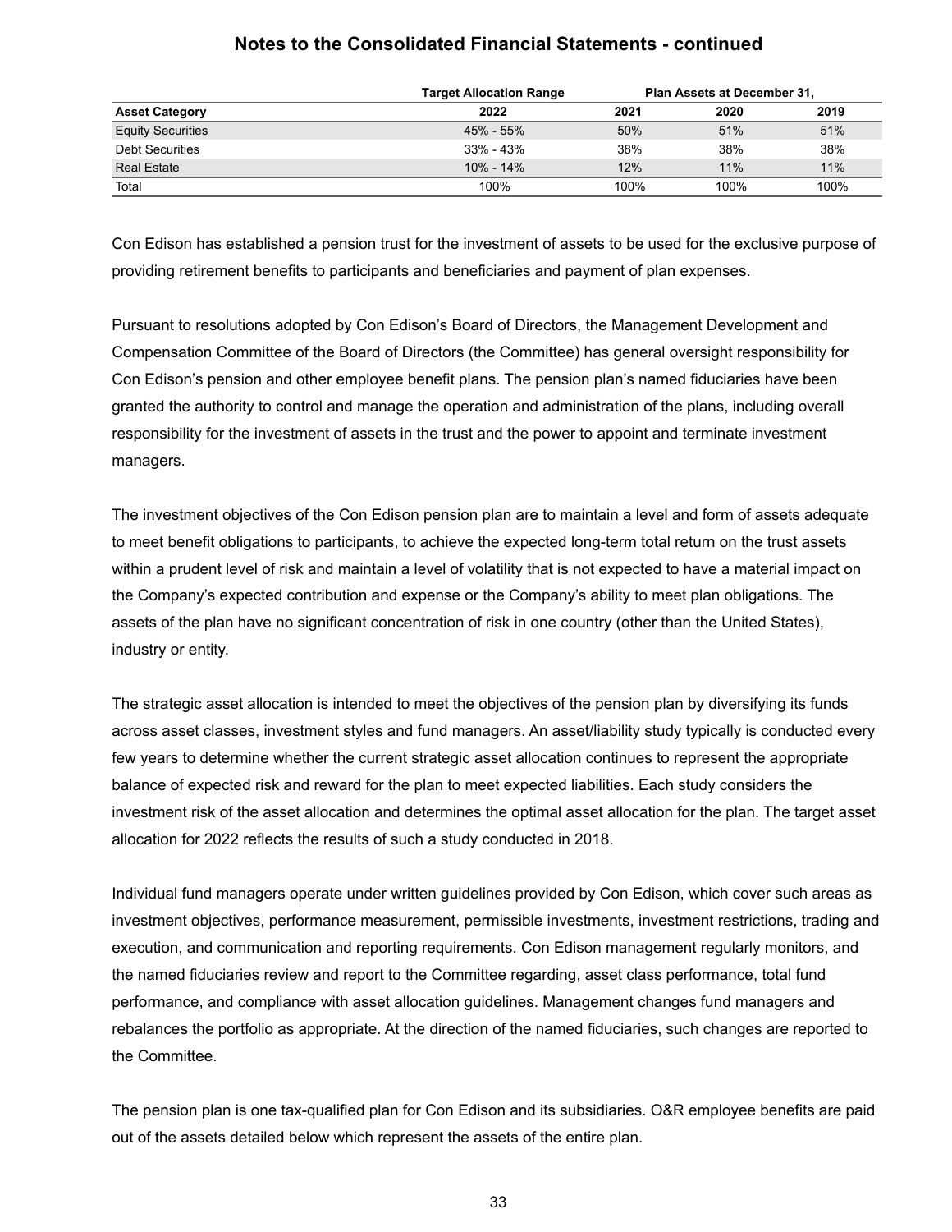## Notes to the Consolidated Financial Statements - continued

| | Target Allocation Range | Plan Assets at December 31, | | |
|---|---|---|---|---|
| **Asset Category** | **2022** | **2021** | **2020** | **2019** |
| Equity Securities | 45% - 55% | 50% | 51% | 51% |
| Debt Securities | 33% - 43% | 38% | 38% | 38% |
| Real Estate | 10% - 14% | 12% | 11% | 11% |
| Total | 100% | 100% | 100% | 100% |

Con Edison has established a pension trust for the investment of assets to be used for the exclusive purpose of providing retirement benefits to participants and beneficiaries and payment of plan expenses.

Pursuant to resolutions adopted by Con Edison's Board of Directors, the Management Development and Compensation Committee of the Board of Directors (the Committee) has general oversight responsibility for Con Edison's pension and other employee benefit plans. The pension plan's named fiduciaries have been granted the authority to control and manage the operation and administration of the plans, including overall responsibility for the investment of assets in the trust and the power to appoint and terminate investment managers.

The investment objectives of the Con Edison pension plan are to maintain a level and form of assets adequate to meet benefit obligations to participants, to achieve the expected long-term total return on the trust assets within a prudent level of risk and maintain a level of volatility that is not expected to have a material impact on the Company's expected contribution and expense or the Company's ability to meet plan obligations. The assets of the plan have no significant concentration of risk in one country (other than the United States), industry or entity.

The strategic asset allocation is intended to meet the objectives of the pension plan by diversifying its funds across asset classes, investment styles and fund managers. An asset/liability study typically is conducted every few years to determine whether the current strategic asset allocation continues to represent the appropriate balance of expected risk and reward for the plan to meet expected liabilities. Each study considers the investment risk of the asset allocation and determines the optimal asset allocation for the plan. The target asset allocation for 2022 reflects the results of such a study conducted in 2018.

Individual fund managers operate under written guidelines provided by Con Edison, which cover such areas as investment objectives, performance measurement, permissible investments, investment restrictions, trading and execution, and communication and reporting requirements. Con Edison management regularly monitors, and the named fiduciaries review and report to the Committee regarding, asset class performance, total fund performance, and compliance with asset allocation guidelines. Management changes fund managers and rebalances the portfolio as appropriate. At the direction of the named fiduciaries, such changes are reported to the Committee.

The pension plan is one tax-qualified plan for Con Edison and its subsidiaries. O&R employee benefits are paid out of the assets detailed below which represent the assets of the entire plan.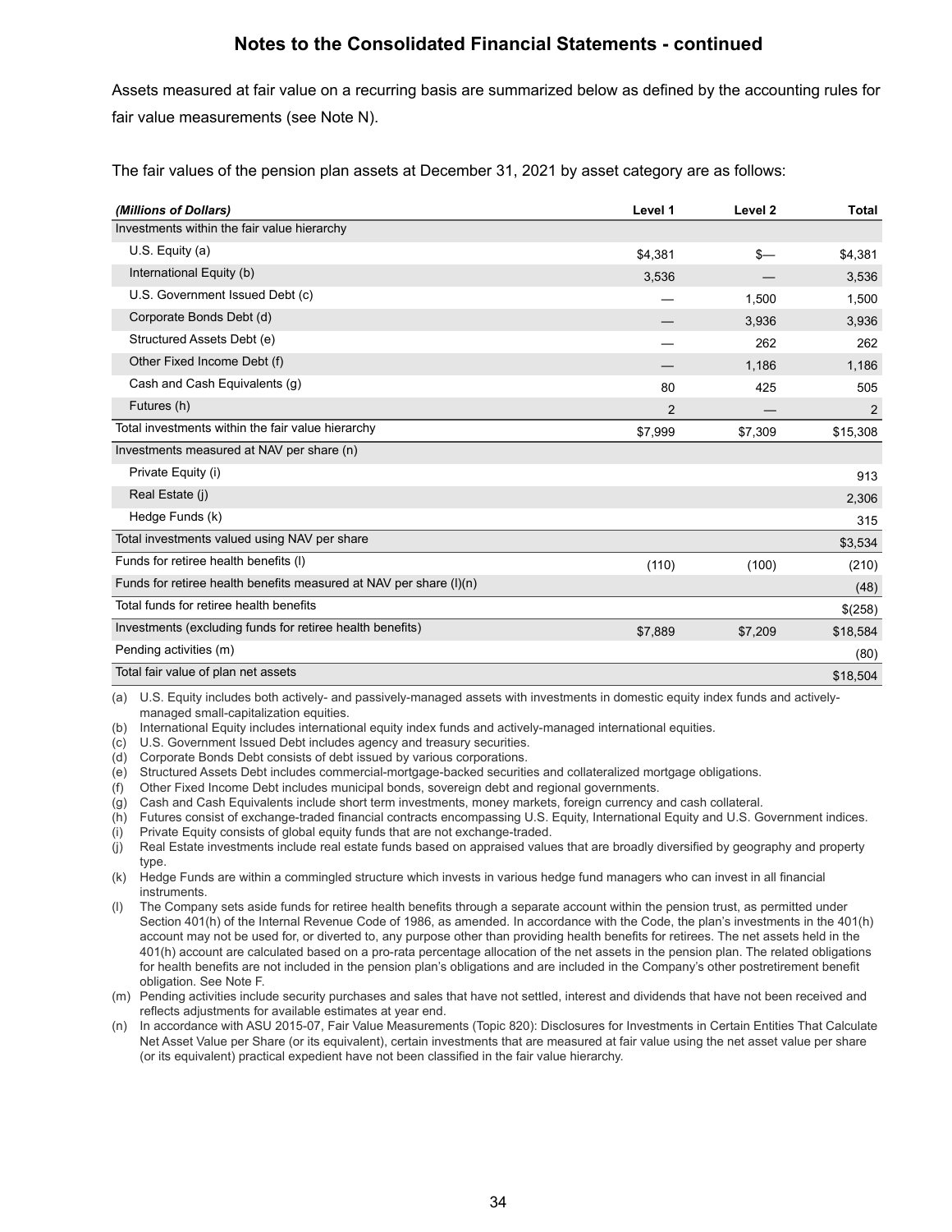## Notes to the Consolidated Financial Statements - continued

Assets measured at fair value on a recurring basis are summarized below as defined by the accounting rules for fair value measurements (see Note N).

The fair values of the pension plan assets at December 31, 2021 by asset category are as follows:

| *(Millions of Dollars)* | Level 1 | Level 2 | Total |
|---|---|---|---|
| Investments within the fair value hierarchy | | | |
| U.S. Equity (a) | $4,381 | $— | $4,381 |
| International Equity (b) | 3,536 | — | 3,536 |
| U.S. Government Issued Debt (c) | — | 1,500 | 1,500 |
| Corporate Bonds Debt (d) | — | 3,936 | 3,936 |
| Structured Assets Debt (e) | — | 262 | 262 |
| Other Fixed Income Debt (f) | — | 1,186 | 1,186 |
| Cash and Cash Equivalents (g) | 80 | 425 | 505 |
| Futures (h) | 2 | — | 2 |
| Total investments within the fair value hierarchy | $7,999 | $7,309 | $15,308 |
| Investments measured at NAV per share (n) | | | |
| Private Equity (i) | | | 913 |
| Real Estate (j) | | | 2,306 |
| Hedge Funds (k) | | | 315 |
| Total investments valued using NAV per share | | | $3,534 |
| Funds for retiree health benefits (l) | (110) | (100) | (210) |
| Funds for retiree health benefits measured at NAV per share (l)(n) | | | (48) |
| Total funds for retiree health benefits | | | $(258) |
| Investments (excluding funds for retiree health benefits) | $7,889 | $7,209 | $18,584 |
| Pending activities (m) | | | (80) |
| Total fair value of plan net assets | | | $18,504 |

(a) U.S. Equity includes both actively- and passively-managed assets with investments in domestic equity index funds and actively-managed small-capitalization equities.
(b) International Equity includes international equity index funds and actively-managed international equities.
(c) U.S. Government Issued Debt includes agency and treasury securities.
(d) Corporate Bonds Debt consists of debt issued by various corporations.
(e) Structured Assets Debt includes commercial-mortgage-backed securities and collateralized mortgage obligations.
(f) Other Fixed Income Debt includes municipal bonds, sovereign debt and regional governments.
(g) Cash and Cash Equivalents include short term investments, money markets, foreign currency and cash collateral.
(h) Futures consist of exchange-traded financial contracts encompassing U.S. Equity, International Equity and U.S. Government indices.
(i) Private Equity consists of global equity funds that are not exchange-traded.
(j) Real Estate investments include real estate funds based on appraised values that are broadly diversified by geography and property type.
(k) Hedge Funds are within a commingled structure which invests in various hedge fund managers who can invest in all financial instruments.
(l) The Company sets aside funds for retiree health benefits through a separate account within the pension trust, as permitted under Section 401(h) of the Internal Revenue Code of 1986, as amended. In accordance with the Code, the plan's investments in the 401(h) account may not be used for, or diverted to, any purpose other than providing health benefits for retirees. The net assets held in the 401(h) account are calculated based on a pro-rata percentage allocation of the net assets in the pension plan. The related obligations for health benefits are not included in the pension plan's obligations and are included in the Company's other postretirement benefit obligation. See Note F.
(m) Pending activities include security purchases and sales that have not settled, interest and dividends that have not been received and reflects adjustments for available estimates at year end.
(n) In accordance with ASU 2015-07, Fair Value Measurements (Topic 820): Disclosures for Investments in Certain Entities That Calculate Net Asset Value per Share (or its equivalent), certain investments that are measured at fair value using the net asset value per share (or its equivalent) practical expedient have not been classified in the fair value hierarchy.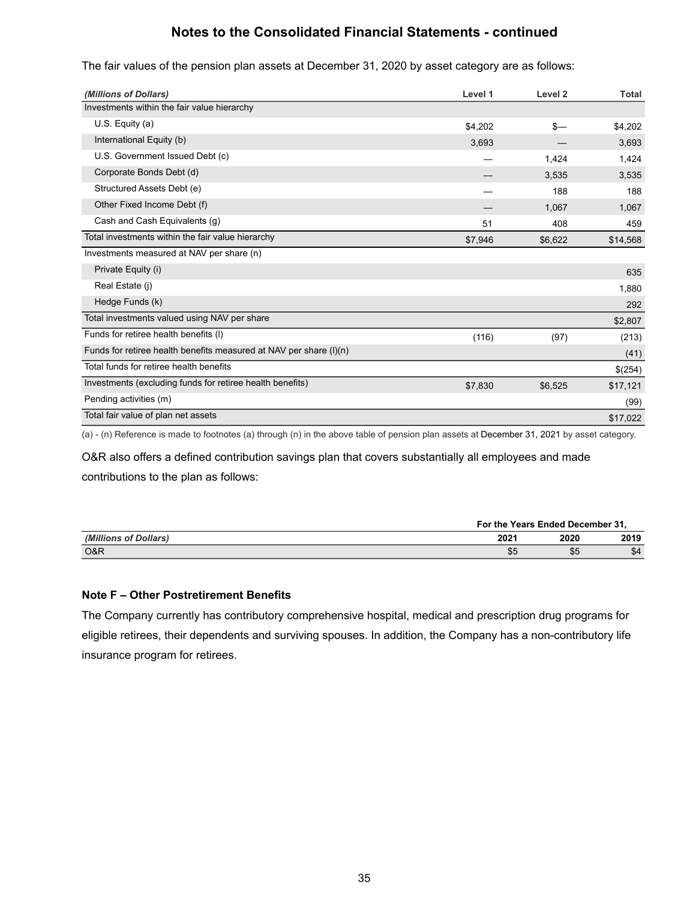## Notes to the Consolidated Financial Statements - continued

The fair values of the pension plan assets at December 31, 2020 by asset category are as follows:

| *(Millions of Dollars)* | Level 1 | Level 2 | Total |
|---|---|---|---|
| Investments within the fair value hierarchy | | | |
| U.S. Equity (a) | $4,202 | $— | $4,202 |
| International Equity (b) | 3,693 | — | 3,693 |
| U.S. Government Issued Debt (c) | — | 1,424 | 1,424 |
| Corporate Bonds Debt (d) | — | 3,535 | 3,535 |
| Structured Assets Debt (e) | — | 188 | 188 |
| Other Fixed Income Debt (f) | — | 1,067 | 1,067 |
| Cash and Cash Equivalents (g) | 51 | 408 | 459 |
| Total investments within the fair value hierarchy | $7,946 | $6,622 | $14,568 |
| Investments measured at NAV per share (n) | | | |
| Private Equity (i) | | | 635 |
| Real Estate (j) | | | 1,880 |
| Hedge Funds (k) | | | 292 |
| Total investments valued using NAV per share | | | $2,807 |
| Funds for retiree health benefits (l) | (116) | (97) | (213) |
| Funds for retiree health benefits measured at NAV per share (l)(n) | | | (41) |
| Total funds for retiree health benefits | | | $(254) |
| Investments (excluding funds for retiree health benefits) | $7,830 | $6,525 | $17,121 |
| Pending activities (m) | | | (99) |
| Total fair value of plan net assets | | | $17,022 |

(a) - (n) Reference is made to footnotes (a) through (n) in the above table of pension plan assets at December 31, 2021 by asset category.

O&R also offers a defined contribution savings plan that covers substantially all employees and made contributions to the plan as follows:

| | For the Years Ended December 31, | | |
|---|---|---|---|
| *(Millions of Dollars)* | 2021 | 2020 | 2019 |
| O&R | $5 | $5 | $4 |

### Note F – Other Postretirement Benefits

The Company currently has contributory comprehensive hospital, medical and prescription drug programs for eligible retirees, their dependents and surviving spouses. In addition, the Company has a non-contributory life insurance program for retirees.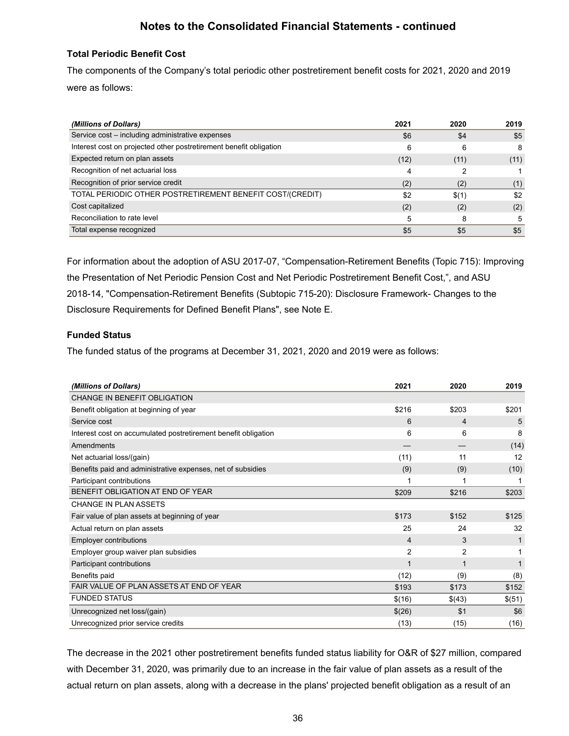### Notes to the Consolidated Financial Statements - continued

**Total Periodic Benefit Cost**

The components of the Company's total periodic other postretirement benefit costs for 2021, 2020 and 2019 were as follows:

| *(Millions of Dollars)* | 2021 | 2020 | 2019 |
|---|---|---|---|
| Service cost – including administrative expenses | $6 | $4 | $5 |
| Interest cost on projected other postretirement benefit obligation | 6 | 6 | 8 |
| Expected return on plan assets | (12) | (11) | (11) |
| Recognition of net actuarial loss | 4 | 2 | 1 |
| Recognition of prior service credit | (2) | (2) | (1) |
| TOTAL PERIODIC OTHER POSTRETIREMENT BENEFIT COST/(CREDIT) | $2 | $(1) | $2 |
| Cost capitalized | (2) | (2) | (2) |
| Reconciliation to rate level | 5 | 8 | 5 |
| Total expense recognized | $5 | $5 | $5 |

For information about the adoption of ASU 2017-07, "Compensation-Retirement Benefits (Topic 715): Improving the Presentation of Net Periodic Pension Cost and Net Periodic Postretirement Benefit Cost,", and ASU 2018-14, "Compensation-Retirement Benefits (Subtopic 715-20): Disclosure Framework- Changes to the Disclosure Requirements for Defined Benefit Plans", see Note E.

**Funded Status**

The funded status of the programs at December 31, 2021, 2020 and 2019 were as follows:

| *(Millions of Dollars)* | 2021 | 2020 | 2019 |
|---|---|---|---|
| CHANGE IN BENEFIT OBLIGATION | | | |
| Benefit obligation at beginning of year | $216 | $203 | $201 |
| Service cost | 6 | 4 | 5 |
| Interest cost on accumulated postretirement benefit obligation | 6 | 6 | 8 |
| Amendments | — | — | (14) |
| Net actuarial loss/(gain) | (11) | 11 | 12 |
| Benefits paid and administrative expenses, net of subsidies | (9) | (9) | (10) |
| Participant contributions | 1 | 1 | 1 |
| BENEFIT OBLIGATION AT END OF YEAR | $209 | $216 | $203 |
| CHANGE IN PLAN ASSETS | | | |
| Fair value of plan assets at beginning of year | $173 | $152 | $125 |
| Actual return on plan assets | 25 | 24 | 32 |
| Employer contributions | 4 | 3 | 1 |
| Employer group waiver plan subsidies | 2 | 2 | 1 |
| Participant contributions | 1 | 1 | 1 |
| Benefits paid | (12) | (9) | (8) |
| FAIR VALUE OF PLAN ASSETS AT END OF YEAR | $193 | $173 | $152 |
| FUNDED STATUS | $(16) | $(43) | $(51) |
| Unrecognized net loss/(gain) | $(26) | $1 | $6 |
| Unrecognized prior service credits | (13) | (15) | (16) |

The decrease in the 2021 other postretirement benefits funded status liability for O&R of $27 million, compared with December 31, 2020, was primarily due to an increase in the fair value of plan assets as a result of the actual return on plan assets, along with a decrease in the plans' projected benefit obligation as a result of an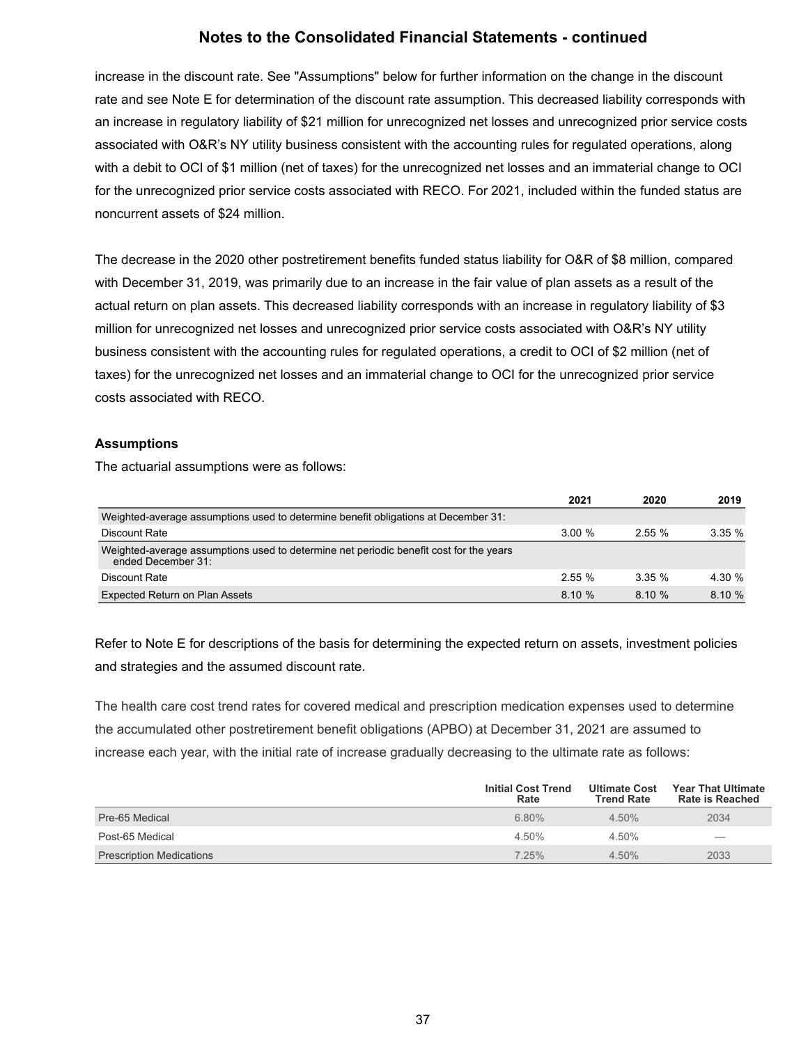increase in the discount rate. See "Assumptions" below for further information on the change in the discount rate and see Note E for determination of the discount rate assumption. This decreased liability corresponds with an increase in regulatory liability of $21 million for unrecognized net losses and unrecognized prior service costs associated with O&R's NY utility business consistent with the accounting rules for regulated operations, along with a debit to OCI of $1 million (net of taxes) for the unrecognized net losses and an immaterial change to OCI for the unrecognized prior service costs associated with RECO. For 2021, included within the funded status are noncurrent assets of $24 million.

The decrease in the 2020 other postretirement benefits funded status liability for O&R of $8 million, compared with December 31, 2019, was primarily due to an increase in the fair value of plan assets as a result of the actual return on plan assets. This decreased liability corresponds with an increase in regulatory liability of $3 million for unrecognized net losses and unrecognized prior service costs associated with O&R's NY utility business consistent with the accounting rules for regulated operations, a credit to OCI of $2 million (net of taxes) for the unrecognized net losses and an immaterial change to OCI for the unrecognized prior service costs associated with RECO.

**Assumptions**

The actuarial assumptions were as follows:

| | 2021 | 2020 | 2019 |
|---|---|---|---|
| Weighted-average assumptions used to determine benefit obligations at December 31: | | | |
| Discount Rate | 3.00 % | 2.55 % | 3.35 % |
| Weighted-average assumptions used to determine net periodic benefit cost for the years ended December 31: | | | |
| Discount Rate | 2.55 % | 3.35 % | 4.30 % |
| Expected Return on Plan Assets | 8.10 % | 8.10 % | 8.10 % |

Refer to Note E for descriptions of the basis for determining the expected return on assets, investment policies and strategies and the assumed discount rate.

The health care cost trend rates for covered medical and prescription medication expenses used to determine the accumulated other postretirement benefit obligations (APBO) at December 31, 2021 are assumed to increase each year, with the initial rate of increase gradually decreasing to the ultimate rate as follows:

| | Initial Cost Trend Rate | Ultimate Cost Trend Rate | Year That Ultimate Rate is Reached |
|---|---|---|---|
| Pre-65 Medical | 6.80% | 4.50% | 2034 |
| Post-65 Medical | 4.50% | 4.50% | — |
| Prescription Medications | 7.25% | 4.50% | 2033 |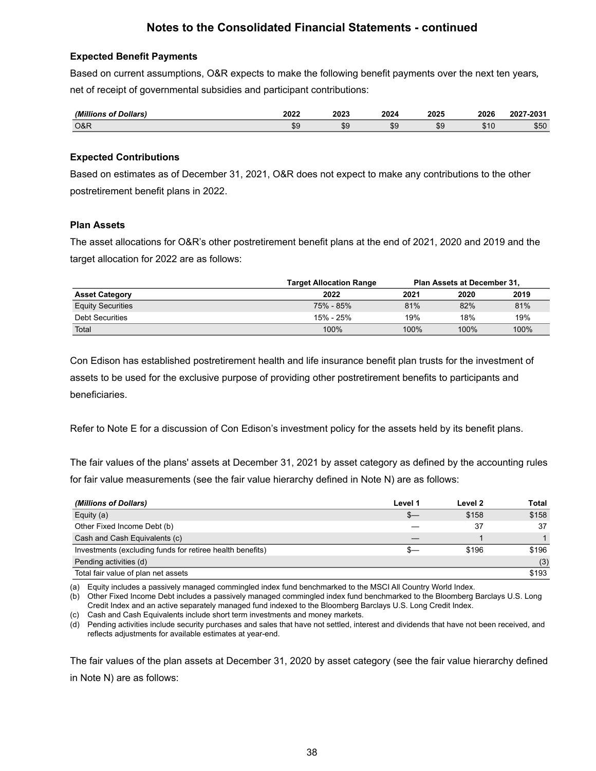## Notes to the Consolidated Financial Statements - continued

### Expected Benefit Payments

Based on current assumptions, O&R expects to make the following benefit payments over the next ten years, net of receipt of governmental subsidies and participant contributions:

| *(Millions of Dollars)* | 2022 | 2023 | 2024 | 2025 | 2026 | 2027-2031 |
|---|---|---|---|---|---|---|
| O&R | $9 | $9 | $9 | $9 | $10 | $50 |

### Expected Contributions

Based on estimates as of December 31, 2021, O&R does not expect to make any contributions to the other postretirement benefit plans in 2022.

### Plan Assets

The asset allocations for O&R's other postretirement benefit plans at the end of 2021, 2020 and 2019 and the target allocation for 2022 are as follows:

| | Target Allocation Range | Plan Assets at December 31, | | |
|---|---|---|---|---|
| **Asset Category** | **2022** | **2021** | **2020** | **2019** |
| Equity Securities | 75% - 85% | 81% | 82% | 81% |
| Debt Securities | 15% - 25% | 19% | 18% | 19% |
| Total | 100% | 100% | 100% | 100% |

Con Edison has established postretirement health and life insurance benefit plan trusts for the investment of assets to be used for the exclusive purpose of providing other postretirement benefits to participants and beneficiaries.

Refer to Note E for a discussion of Con Edison's investment policy for the assets held by its benefit plans.

The fair values of the plans' assets at December 31, 2021 by asset category as defined by the accounting rules for fair value measurements (see the fair value hierarchy defined in Note N) are as follows:

| *(Millions of Dollars)* | Level 1 | Level 2 | Total |
|---|---|---|---|
| Equity (a) | $— | $158 | $158 |
| Other Fixed Income Debt (b) | — | 37 | 37 |
| Cash and Cash Equivalents (c) | — | 1 | 1 |
| Investments (excluding funds for retiree health benefits) | $— | $196 | $196 |
| Pending activities (d) | | | (3) |
| Total fair value of plan net assets | | | $193 |

(a) Equity includes a passively managed commingled index fund benchmarked to the MSCI All Country World Index.
(b) Other Fixed Income Debt includes a passively managed commingled index fund benchmarked to the Bloomberg Barclays U.S. Long Credit Index and an active separately managed fund indexed to the Bloomberg Barclays U.S. Long Credit Index.
(c) Cash and Cash Equivalents include short term investments and money markets.
(d) Pending activities include security purchases and sales that have not settled, interest and dividends that have not been received, and reflects adjustments for available estimates at year-end.

The fair values of the plan assets at December 31, 2020 by asset category (see the fair value hierarchy defined in Note N) are as follows: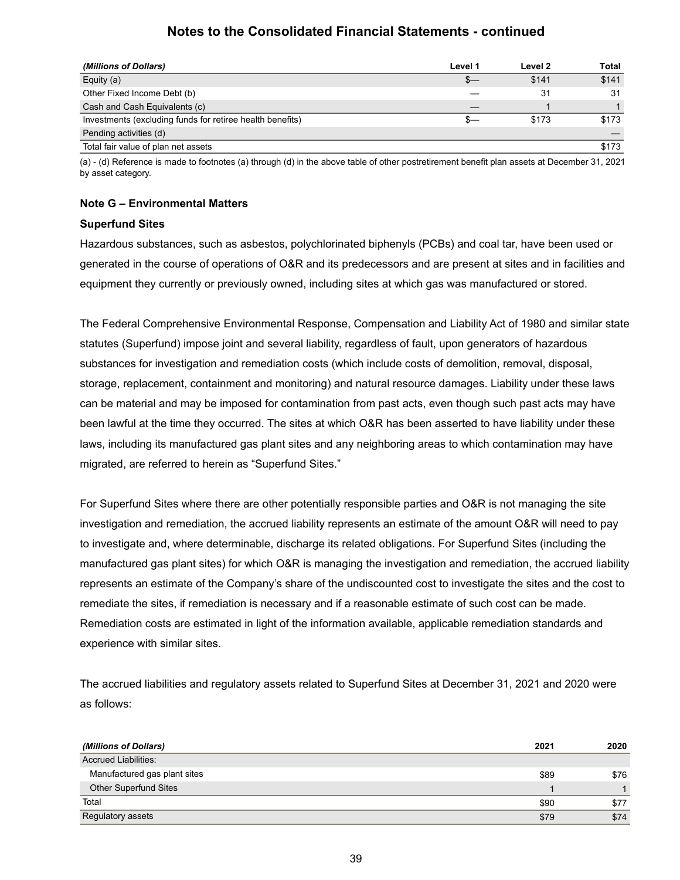## Notes to the Consolidated Financial Statements - continued

| *(Millions of Dollars)* | Level 1 | Level 2 | Total |
|---|---|---|---|
| Equity (a) | $— | $141 | $141 |
| Other Fixed Income Debt (b) | — | 31 | 31 |
| Cash and Cash Equivalents (c) | — | 1 | 1 |
| Investments (excluding funds for retiree health benefits) | $— | $173 | $173 |
| Pending activities (d) | | | — |
| Total fair value of plan net assets | | | $173 |

(a) - (d) Reference is made to footnotes (a) through (d) in the above table of other postretirement benefit plan assets at December 31, 2021 by asset category.

### Note G – Environmental Matters

#### Superfund Sites

Hazardous substances, such as asbestos, polychlorinated biphenyls (PCBs) and coal tar, have been used or generated in the course of operations of O&R and its predecessors and are present at sites and in facilities and equipment they currently or previously owned, including sites at which gas was manufactured or stored.

The Federal Comprehensive Environmental Response, Compensation and Liability Act of 1980 and similar state statutes (Superfund) impose joint and several liability, regardless of fault, upon generators of hazardous substances for investigation and remediation costs (which include costs of demolition, removal, disposal, storage, replacement, containment and monitoring) and natural resource damages. Liability under these laws can be material and may be imposed for contamination from past acts, even though such past acts may have been lawful at the time they occurred. The sites at which O&R has been asserted to have liability under these laws, including its manufactured gas plant sites and any neighboring areas to which contamination may have migrated, are referred to herein as "Superfund Sites."

For Superfund Sites where there are other potentially responsible parties and O&R is not managing the site investigation and remediation, the accrued liability represents an estimate of the amount O&R will need to pay to investigate and, where determinable, discharge its related obligations. For Superfund Sites (including the manufactured gas plant sites) for which O&R is managing the investigation and remediation, the accrued liability represents an estimate of the Company's share of the undiscounted cost to investigate the sites and the cost to remediate the sites, if remediation is necessary and if a reasonable estimate of such cost can be made. Remediation costs are estimated in light of the information available, applicable remediation standards and experience with similar sites.

The accrued liabilities and regulatory assets related to Superfund Sites at December 31, 2021 and 2020 were as follows:

| *(Millions of Dollars)* | 2021 | 2020 |
|---|---|---|
| Accrued Liabilities: | | |
| Manufactured gas plant sites | $89 | $76 |
| Other Superfund Sites | 1 | 1 |
| Total | $90 | $77 |
| Regulatory assets | $79 | $74 |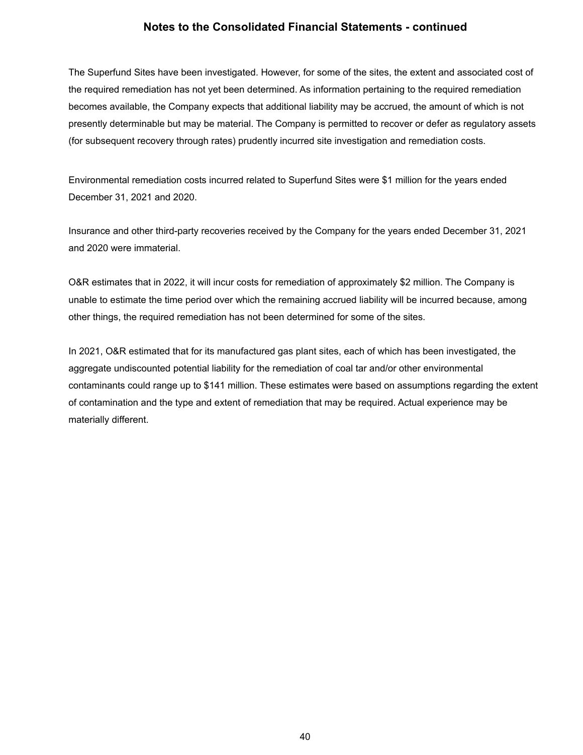The Superfund Sites have been investigated. However, for some of the sites, the extent and associated cost of the required remediation has not yet been determined. As information pertaining to the required remediation becomes available, the Company expects that additional liability may be accrued, the amount of which is not presently determinable but may be material. The Company is permitted to recover or defer as regulatory assets (for subsequent recovery through rates) prudently incurred site investigation and remediation costs.

Environmental remediation costs incurred related to Superfund Sites were $1 million for the years ended December 31, 2021 and 2020.

Insurance and other third-party recoveries received by the Company for the years ended December 31, 2021 and 2020 were immaterial.

O&R estimates that in 2022, it will incur costs for remediation of approximately $2 million. The Company is unable to estimate the time period over which the remaining accrued liability will be incurred because, among other things, the required remediation has not been determined for some of the sites.

In 2021, O&R estimated that for its manufactured gas plant sites, each of which has been investigated, the aggregate undiscounted potential liability for the remediation of coal tar and/or other environmental contaminants could range up to $141 million. These estimates were based on assumptions regarding the extent of contamination and the type and extent of remediation that may be required. Actual experience may be materially different.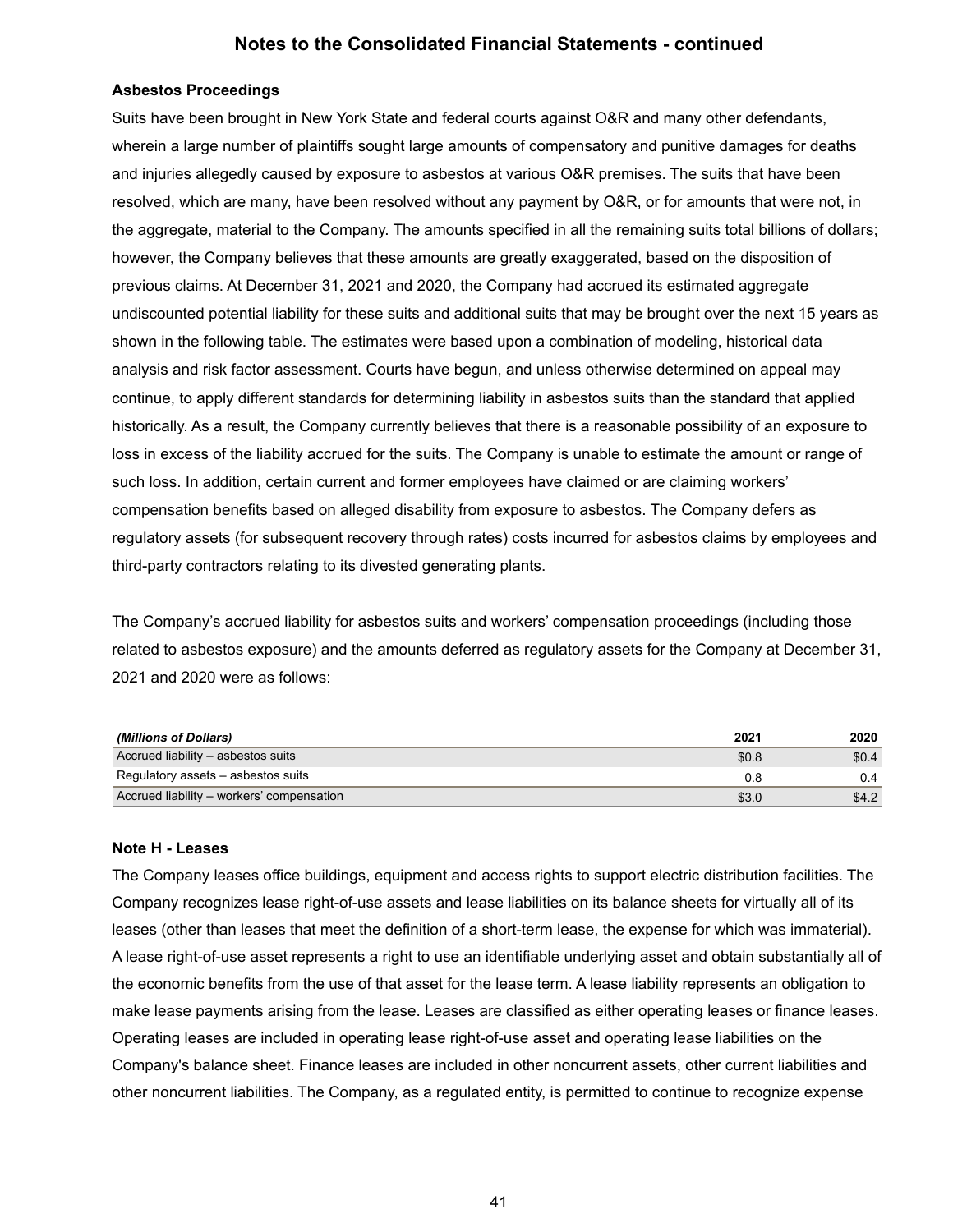## Notes to the Consolidated Financial Statements - continued

**Asbestos Proceedings**

Suits have been brought in New York State and federal courts against O&R and many other defendants, wherein a large number of plaintiffs sought large amounts of compensatory and punitive damages for deaths and injuries allegedly caused by exposure to asbestos at various O&R premises. The suits that have been resolved, which are many, have been resolved without any payment by O&R, or for amounts that were not, in the aggregate, material to the Company. The amounts specified in all the remaining suits total billions of dollars; however, the Company believes that these amounts are greatly exaggerated, based on the disposition of previous claims. At December 31, 2021 and 2020, the Company had accrued its estimated aggregate undiscounted potential liability for these suits and additional suits that may be brought over the next 15 years as shown in the following table. The estimates were based upon a combination of modeling, historical data analysis and risk factor assessment. Courts have begun, and unless otherwise determined on appeal may continue, to apply different standards for determining liability in asbestos suits than the standard that applied historically. As a result, the Company currently believes that there is a reasonable possibility of an exposure to loss in excess of the liability accrued for the suits. The Company is unable to estimate the amount or range of such loss. In addition, certain current and former employees have claimed or are claiming workers' compensation benefits based on alleged disability from exposure to asbestos. The Company defers as regulatory assets (for subsequent recovery through rates) costs incurred for asbestos claims by employees and third-party contractors relating to its divested generating plants.

The Company's accrued liability for asbestos suits and workers' compensation proceedings (including those related to asbestos exposure) and the amounts deferred as regulatory assets for the Company at December 31, 2021 and 2020 were as follows:

| *(Millions of Dollars)* | 2021 | 2020 |
|---|---|---|
| Accrued liability – asbestos suits | $0.8 | $0.4 |
| Regulatory assets – asbestos suits | 0.8 | 0.4 |
| Accrued liability – workers' compensation | $3.0 | $4.2 |

**Note H - Leases**

The Company leases office buildings, equipment and access rights to support electric distribution facilities. The Company recognizes lease right-of-use assets and lease liabilities on its balance sheets for virtually all of its leases (other than leases that meet the definition of a short-term lease, the expense for which was immaterial). A lease right-of-use asset represents a right to use an identifiable underlying asset and obtain substantially all of the economic benefits from the use of that asset for the lease term. A lease liability represents an obligation to make lease payments arising from the lease. Leases are classified as either operating leases or finance leases. Operating leases are included in operating lease right-of-use asset and operating lease liabilities on the Company's balance sheet. Finance leases are included in other noncurrent assets, other current liabilities and other noncurrent liabilities. The Company, as a regulated entity, is permitted to continue to recognize expense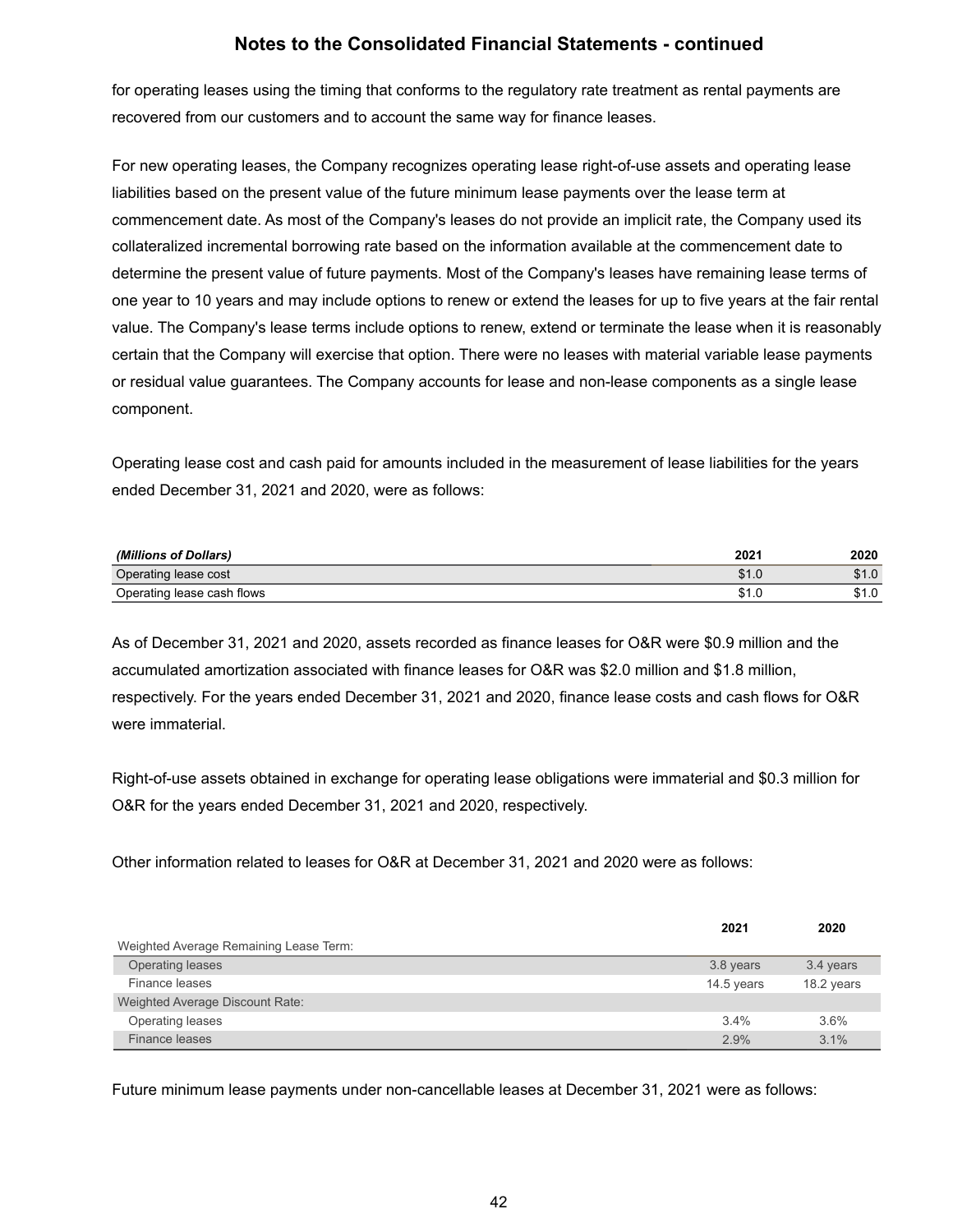for operating leases using the timing that conforms to the regulatory rate treatment as rental payments are recovered from our customers and to account the same way for finance leases.

For new operating leases, the Company recognizes operating lease right-of-use assets and operating lease liabilities based on the present value of the future minimum lease payments over the lease term at commencement date. As most of the Company's leases do not provide an implicit rate, the Company used its collateralized incremental borrowing rate based on the information available at the commencement date to determine the present value of future payments. Most of the Company's leases have remaining lease terms of one year to 10 years and may include options to renew or extend the leases for up to five years at the fair rental value. The Company's lease terms include options to renew, extend or terminate the lease when it is reasonably certain that the Company will exercise that option. There were no leases with material variable lease payments or residual value guarantees. The Company accounts for lease and non-lease components as a single lease component.

Operating lease cost and cash paid for amounts included in the measurement of lease liabilities for the years ended December 31, 2021 and 2020, were as follows:

| ***(Millions of Dollars)*** | **2021** | **2020** |
|---|---|---|
| Operating lease cost | $1.0 | $1.0 |
| Operating lease cash flows | $1.0 | $1.0 |

As of December 31, 2021 and 2020, assets recorded as finance leases for O&R were $0.9 million and the accumulated amortization associated with finance leases for O&R was $2.0 million and $1.8 million, respectively. For the years ended December 31, 2021 and 2020, finance lease costs and cash flows for O&R were immaterial.

Right-of-use assets obtained in exchange for operating lease obligations were immaterial and $0.3 million for O&R for the years ended December 31, 2021 and 2020, respectively.

Other information related to leases for O&R at December 31, 2021 and 2020 were as follows:

| | **2021** | **2020** |
|---|---|---|
| Weighted Average Remaining Lease Term: | | |
| Operating leases | 3.8 years | 3.4 years |
| Finance leases | 14.5 years | 18.2 years |
| Weighted Average Discount Rate: | | |
| Operating leases | 3.4% | 3.6% |
| Finance leases | 2.9% | 3.1% |

Future minimum lease payments under non-cancellable leases at December 31, 2021 were as follows: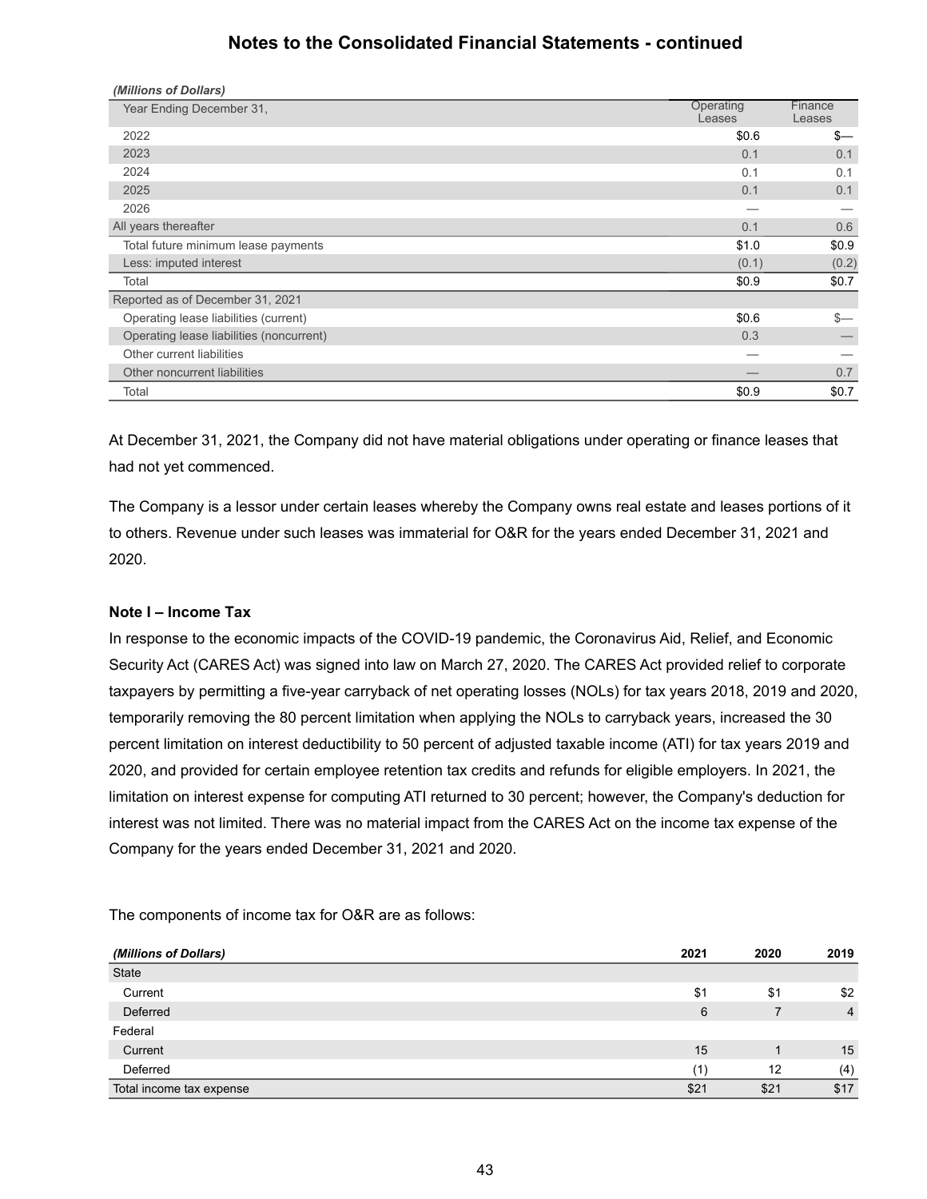## Notes to the Consolidated Financial Statements - continued

| *(Millions of Dollars)* | | |
|---|---|---|
| Year Ending December 31, | Operating Leases | Finance Leases |
| 2022 | $0.6 | $— |
| 2023 | 0.1 | 0.1 |
| 2024 | 0.1 | 0.1 |
| 2025 | 0.1 | 0.1 |
| 2026 | — | — |
| All years thereafter | 0.1 | 0.6 |
| Total future minimum lease payments | $1.0 | $0.9 |
| Less: imputed interest | (0.1) | (0.2) |
| Total | $0.9 | $0.7 |
| Reported as of December 31, 2021 | | |
| Operating lease liabilities (current) | $0.6 | $— |
| Operating lease liabilities (noncurrent) | 0.3 | — |
| Other current liabilities | — | — |
| Other noncurrent liabilities | — | 0.7 |
| Total | $0.9 | $0.7 |

At December 31, 2021, the Company did not have material obligations under operating or finance leases that had not yet commenced.

The Company is a lessor under certain leases whereby the Company owns real estate and leases portions of it to others. Revenue under such leases was immaterial for O&R for the years ended December 31, 2021 and 2020.

**Note I – Income Tax**

In response to the economic impacts of the COVID-19 pandemic, the Coronavirus Aid, Relief, and Economic Security Act (CARES Act) was signed into law on March 27, 2020. The CARES Act provided relief to corporate taxpayers by permitting a five-year carryback of net operating losses (NOLs) for tax years 2018, 2019 and 2020, temporarily removing the 80 percent limitation when applying the NOLs to carryback years, increased the 30 percent limitation on interest deductibility to 50 percent of adjusted taxable income (ATI) for tax years 2019 and 2020, and provided for certain employee retention tax credits and refunds for eligible employers. In 2021, the limitation on interest expense for computing ATI returned to 30 percent; however, the Company's deduction for interest was not limited. There was no material impact from the CARES Act on the income tax expense of the Company for the years ended December 31, 2021 and 2020.

The components of income tax for O&R are as follows:

| *(Millions of Dollars)* | 2021 | 2020 | 2019 |
|---|---|---|---|
| State | | | |
| Current | $1 | $1 | $2 |
| Deferred | 6 | 7 | 4 |
| Federal | | | |
| Current | 15 | 1 | 15 |
| Deferred | (1) | 12 | (4) |
| Total income tax expense | $21 | $21 | $17 |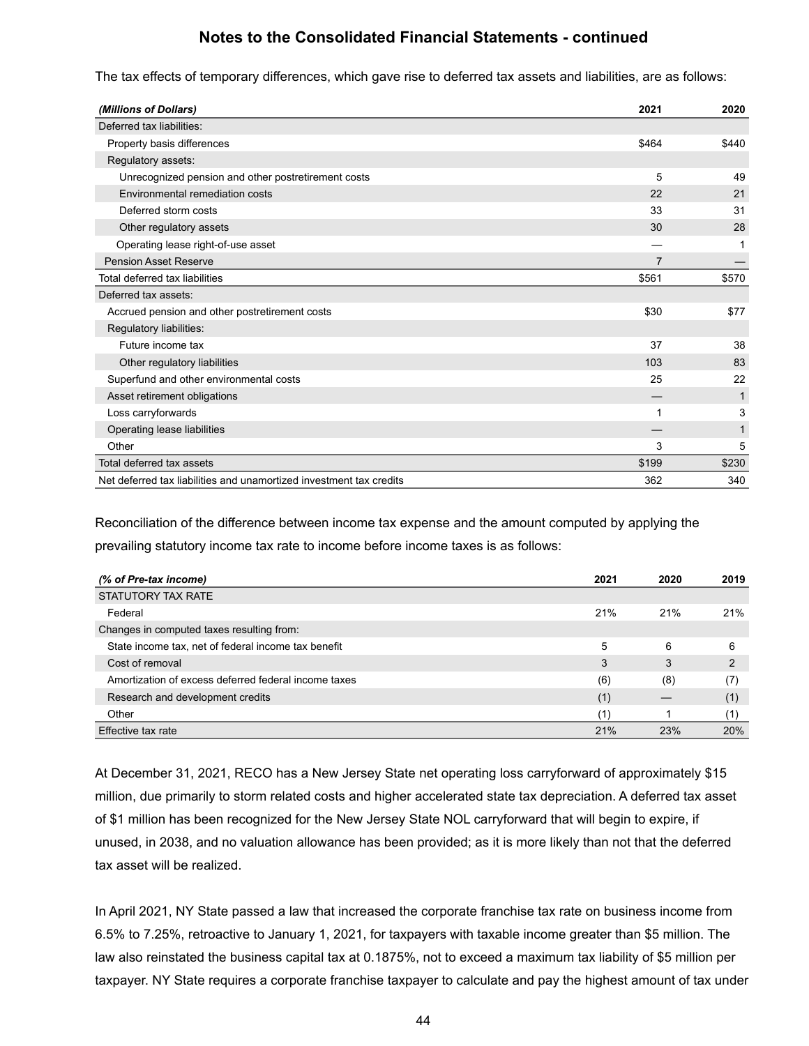## Notes to the Consolidated Financial Statements - continued

The tax effects of temporary differences, which gave rise to deferred tax assets and liabilities, are as follows:

| *(Millions of Dollars)* | 2021 | 2020 |
|---|---|---|
| Deferred tax liabilities: | | |
| Property basis differences | $464 | $440 |
| Regulatory assets: | | |
| Unrecognized pension and other postretirement costs | 5 | 49 |
| Environmental remediation costs | 22 | 21 |
| Deferred storm costs | 33 | 31 |
| Other regulatory assets | 30 | 28 |
| Operating lease right-of-use asset | — | 1 |
| Pension Asset Reserve | 7 | — |
| Total deferred tax liabilities | $561 | $570 |
| Deferred tax assets: | | |
| Accrued pension and other postretirement costs | $30 | $77 |
| Regulatory liabilities: | | |
| Future income tax | 37 | 38 |
| Other regulatory liabilities | 103 | 83 |
| Superfund and other environmental costs | 25 | 22 |
| Asset retirement obligations | — | 1 |
| Loss carryforwards | 1 | 3 |
| Operating lease liabilities | — | 1 |
| Other | 3 | 5 |
| Total deferred tax assets | $199 | $230 |
| Net deferred tax liabilities and unamortized investment tax credits | 362 | 340 |

Reconciliation of the difference between income tax expense and the amount computed by applying the prevailing statutory income tax rate to income before income taxes is as follows:

| *(% of Pre-tax income)* | 2021 | 2020 | 2019 |
|---|---|---|---|
| STATUTORY TAX RATE | | | |
| Federal | 21% | 21% | 21% |
| Changes in computed taxes resulting from: | | | |
| State income tax, net of federal income tax benefit | 5 | 6 | 6 |
| Cost of removal | 3 | 3 | 2 |
| Amortization of excess deferred federal income taxes | (6) | (8) | (7) |
| Research and development credits | (1) | — | (1) |
| Other | (1) | 1 | (1) |
| Effective tax rate | 21% | 23% | 20% |

At December 31, 2021, RECO has a New Jersey State net operating loss carryforward of approximately $15 million, due primarily to storm related costs and higher accelerated state tax depreciation. A deferred tax asset of $1 million has been recognized for the New Jersey State NOL carryforward that will begin to expire, if unused, in 2038, and no valuation allowance has been provided; as it is more likely than not that the deferred tax asset will be realized.

In April 2021, NY State passed a law that increased the corporate franchise tax rate on business income from 6.5% to 7.25%, retroactive to January 1, 2021, for taxpayers with taxable income greater than $5 million. The law also reinstated the business capital tax at 0.1875%, not to exceed a maximum tax liability of $5 million per taxpayer. NY State requires a corporate franchise taxpayer to calculate and pay the highest amount of tax under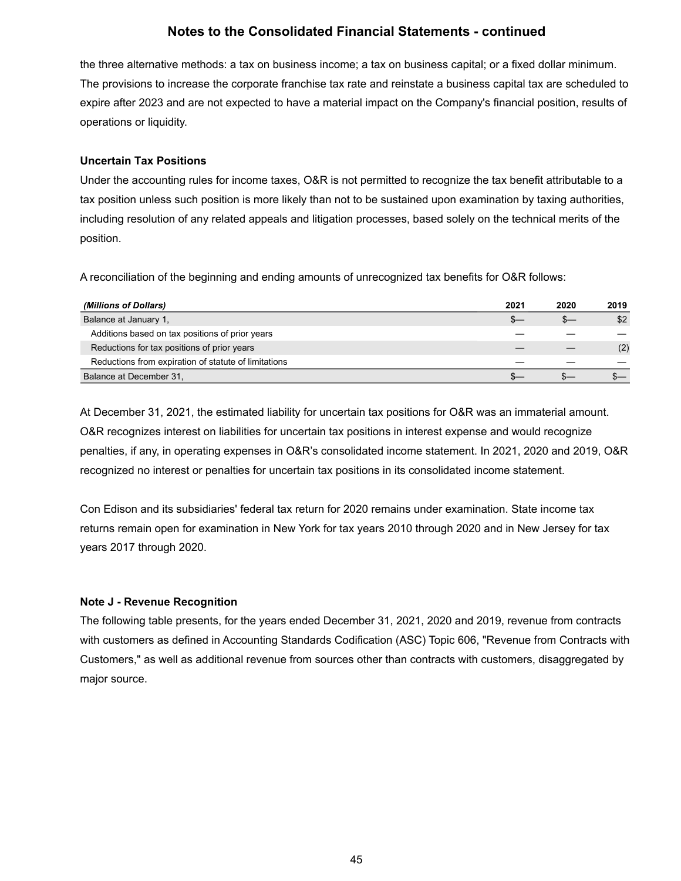the three alternative methods: a tax on business income; a tax on business capital; or a fixed dollar minimum. The provisions to increase the corporate franchise tax rate and reinstate a business capital tax are scheduled to expire after 2023 and are not expected to have a material impact on the Company's financial position, results of operations or liquidity.

**Uncertain Tax Positions**

Under the accounting rules for income taxes, O&R is not permitted to recognize the tax benefit attributable to a tax position unless such position is more likely than not to be sustained upon examination by taxing authorities, including resolution of any related appeals and litigation processes, based solely on the technical merits of the position.

A reconciliation of the beginning and ending amounts of unrecognized tax benefits for O&R follows:

| *(Millions of Dollars)* | 2021 | 2020 | 2019 |
|---|---|---|---|
| Balance at January 1, | $— | $— | $2 |
| Additions based on tax positions of prior years | — | — | — |
| Reductions for tax positions of prior years | — | — | (2) |
| Reductions from expiration of statute of limitations | — | — | — |
| Balance at December 31, | $— | $— | $— |

At December 31, 2021, the estimated liability for uncertain tax positions for O&R was an immaterial amount. O&R recognizes interest on liabilities for uncertain tax positions in interest expense and would recognize penalties, if any, in operating expenses in O&R's consolidated income statement. In 2021, 2020 and 2019, O&R recognized no interest or penalties for uncertain tax positions in its consolidated income statement.

Con Edison and its subsidiaries' federal tax return for 2020 remains under examination. State income tax returns remain open for examination in New York for tax years 2010 through 2020 and in New Jersey for tax years 2017 through 2020.

**Note J - Revenue Recognition**

The following table presents, for the years ended December 31, 2021, 2020 and 2019, revenue from contracts with customers as defined in Accounting Standards Codification (ASC) Topic 606, "Revenue from Contracts with Customers," as well as additional revenue from sources other than contracts with customers, disaggregated by major source.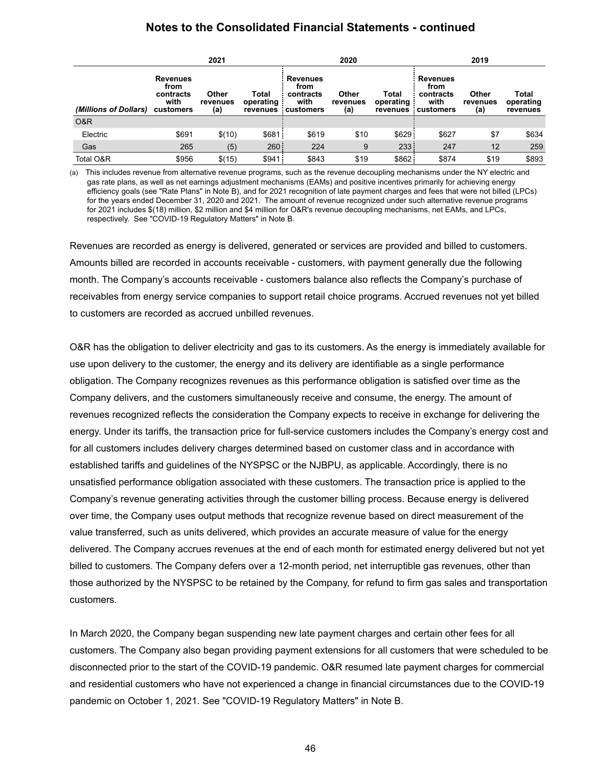## Notes to the Consolidated Financial Statements - continued

| | 2021 | | | 2020 | | | 2019 | | |
|---|---|---|---|---|---|---|---|---|---|
| *(Millions of Dollars)* | Revenues from contracts with customers | Other revenues (a) | Total operating revenues | Revenues from contracts with customers | Other revenues (a) | Total operating revenues | Revenues from contracts with customers | Other revenues (a) | Total operating revenues |
| O&R | | | | | | | | | |
| Electric | $691 | $(10) | $681 | $619 | $10 | $629 | $627 | $7 | $634 |
| Gas | 265 | (5) | 260 | 224 | 9 | 233 | 247 | 12 | 259 |
| Total O&R | $956 | $(15) | $941 | $843 | $19 | $862 | $874 | $19 | $893 |

(a) This includes revenue from alternative revenue programs, such as the revenue decoupling mechanisms under the NY electric and gas rate plans, as well as net earnings adjustment mechanisms (EAMs) and positive incentives primarily for achieving energy efficiency goals (see "Rate Plans" in Note B), and for 2021 recognition of late payment charges and fees that were not billed (LPCs) for the years ended December 31, 2020 and 2021. The amount of revenue recognized under such alternative revenue programs for 2021 includes $(18) million, $2 million and $4 million for O&R's revenue decoupling mechanisms, net EAMs, and LPCs, respectively. See "COVID-19 Regulatory Matters" in Note B.

Revenues are recorded as energy is delivered, generated or services are provided and billed to customers. Amounts billed are recorded in accounts receivable - customers, with payment generally due the following month. The Company's accounts receivable - customers balance also reflects the Company's purchase of receivables from energy service companies to support retail choice programs. Accrued revenues not yet billed to customers are recorded as accrued unbilled revenues.

O&R has the obligation to deliver electricity and gas to its customers. As the energy is immediately available for use upon delivery to the customer, the energy and its delivery are identifiable as a single performance obligation. The Company recognizes revenues as this performance obligation is satisfied over time as the Company delivers, and the customers simultaneously receive and consume, the energy. The amount of revenues recognized reflects the consideration the Company expects to receive in exchange for delivering the energy. Under its tariffs, the transaction price for full-service customers includes the Company's energy cost and for all customers includes delivery charges determined based on customer class and in accordance with established tariffs and guidelines of the NYSPSC or the NJBPU, as applicable. Accordingly, there is no unsatisfied performance obligation associated with these customers. The transaction price is applied to the Company's revenue generating activities through the customer billing process. Because energy is delivered over time, the Company uses output methods that recognize revenue based on direct measurement of the value transferred, such as units delivered, which provides an accurate measure of value for the energy delivered. The Company accrues revenues at the end of each month for estimated energy delivered but not yet billed to customers. The Company defers over a 12-month period, net interruptible gas revenues, other than those authorized by the NYSPSC to be retained by the Company, for refund to firm gas sales and transportation customers.

In March 2020, the Company began suspending new late payment charges and certain other fees for all customers. The Company also began providing payment extensions for all customers that were scheduled to be disconnected prior to the start of the COVID-19 pandemic. O&R resumed late payment charges for commercial and residential customers who have not experienced a change in financial circumstances due to the COVID-19 pandemic on October 1, 2021. See "COVID-19 Regulatory Matters" in Note B.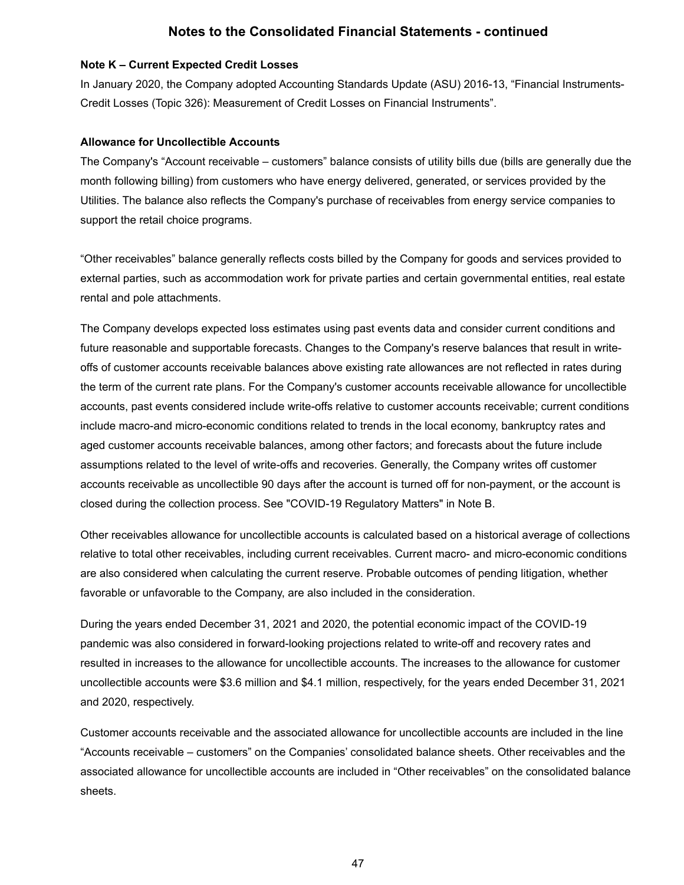## Notes to the Consolidated Financial Statements - continued

**Note K – Current Expected Credit Losses**

In January 2020, the Company adopted Accounting Standards Update (ASU) 2016-13, "Financial Instruments-Credit Losses (Topic 326): Measurement of Credit Losses on Financial Instruments".

**Allowance for Uncollectible Accounts**

The Company's "Account receivable – customers" balance consists of utility bills due (bills are generally due the month following billing) from customers who have energy delivered, generated, or services provided by the Utilities. The balance also reflects the Company's purchase of receivables from energy service companies to support the retail choice programs.

"Other receivables" balance generally reflects costs billed by the Company for goods and services provided to external parties, such as accommodation work for private parties and certain governmental entities, real estate rental and pole attachments.

The Company develops expected loss estimates using past events data and consider current conditions and future reasonable and supportable forecasts. Changes to the Company's reserve balances that result in write-offs of customer accounts receivable balances above existing rate allowances are not reflected in rates during the term of the current rate plans. For the Company's customer accounts receivable allowance for uncollectible accounts, past events considered include write-offs relative to customer accounts receivable; current conditions include macro-and micro-economic conditions related to trends in the local economy, bankruptcy rates and aged customer accounts receivable balances, among other factors; and forecasts about the future include assumptions related to the level of write-offs and recoveries. Generally, the Company writes off customer accounts receivable as uncollectible 90 days after the account is turned off for non-payment, or the account is closed during the collection process. See "COVID-19 Regulatory Matters" in Note B.

Other receivables allowance for uncollectible accounts is calculated based on a historical average of collections relative to total other receivables, including current receivables. Current macro- and micro-economic conditions are also considered when calculating the current reserve. Probable outcomes of pending litigation, whether favorable or unfavorable to the Company, are also included in the consideration.

During the years ended December 31, 2021 and 2020, the potential economic impact of the COVID-19 pandemic was also considered in forward-looking projections related to write-off and recovery rates and resulted in increases to the allowance for uncollectible accounts. The increases to the allowance for customer uncollectible accounts were \$3.6 million and \$4.1 million, respectively, for the years ended December 31, 2021 and 2020, respectively.

Customer accounts receivable and the associated allowance for uncollectible accounts are included in the line "Accounts receivable – customers" on the Companies' consolidated balance sheets. Other receivables and the associated allowance for uncollectible accounts are included in "Other receivables" on the consolidated balance sheets.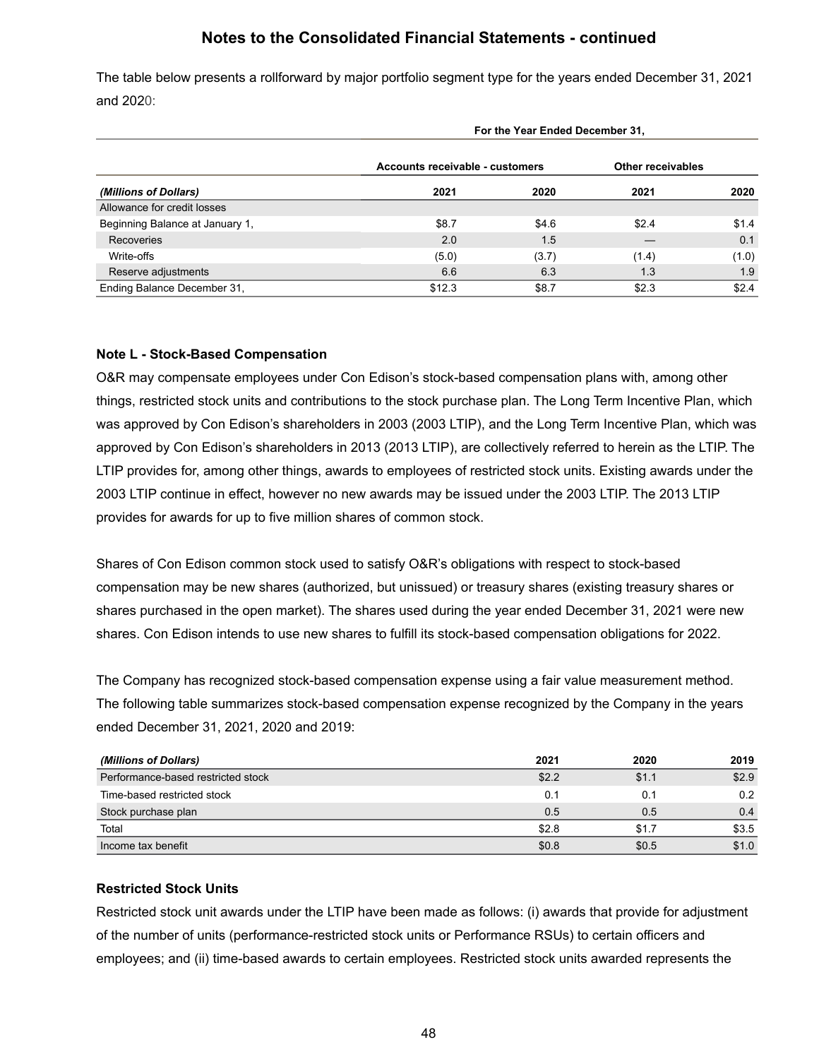## Notes to the Consolidated Financial Statements - continued

The table below presents a rollforward by major portfolio segment type for the years ended December 31, 2021 and 2020:

| | For the Year Ended December 31, | | | |
|---|---|---|---|---|
| | Accounts receivable - customers | | Other receivables | |
| *(Millions of Dollars)* | 2021 | 2020 | 2021 | 2020 |
| Allowance for credit losses | | | | |
| Beginning Balance at January 1, | $8.7 | $4.6 | $2.4 | $1.4 |
| Recoveries | 2.0 | 1.5 | — | 0.1 |
| Write-offs | (5.0) | (3.7) | (1.4) | (1.0) |
| Reserve adjustments | 6.6 | 6.3 | 1.3 | 1.9 |
| Ending Balance December 31, | $12.3 | $8.7 | $2.3 | $2.4 |

### Note L - Stock-Based Compensation

O&R may compensate employees under Con Edison's stock-based compensation plans with, among other things, restricted stock units and contributions to the stock purchase plan. The Long Term Incentive Plan, which was approved by Con Edison's shareholders in 2003 (2003 LTIP), and the Long Term Incentive Plan, which was approved by Con Edison's shareholders in 2013 (2013 LTIP), are collectively referred to herein as the LTIP. The LTIP provides for, among other things, awards to employees of restricted stock units. Existing awards under the 2003 LTIP continue in effect, however no new awards may be issued under the 2003 LTIP. The 2013 LTIP provides for awards for up to five million shares of common stock.

Shares of Con Edison common stock used to satisfy O&R's obligations with respect to stock-based compensation may be new shares (authorized, but unissued) or treasury shares (existing treasury shares or shares purchased in the open market). The shares used during the year ended December 31, 2021 were new shares. Con Edison intends to use new shares to fulfill its stock-based compensation obligations for 2022.

The Company has recognized stock-based compensation expense using a fair value measurement method. The following table summarizes stock-based compensation expense recognized by the Company in the years ended December 31, 2021, 2020 and 2019:

| *(Millions of Dollars)* | 2021 | 2020 | 2019 |
|---|---|---|---|
| Performance-based restricted stock | $2.2 | $1.1 | $2.9 |
| Time-based restricted stock | 0.1 | 0.1 | 0.2 |
| Stock purchase plan | 0.5 | 0.5 | 0.4 |
| Total | $2.8 | $1.7 | $3.5 |
| Income tax benefit | $0.8 | $0.5 | $1.0 |

### Restricted Stock Units

Restricted stock unit awards under the LTIP have been made as follows: (i) awards that provide for adjustment of the number of units (performance-restricted stock units or Performance RSUs) to certain officers and employees; and (ii) time-based awards to certain employees. Restricted stock units awarded represents the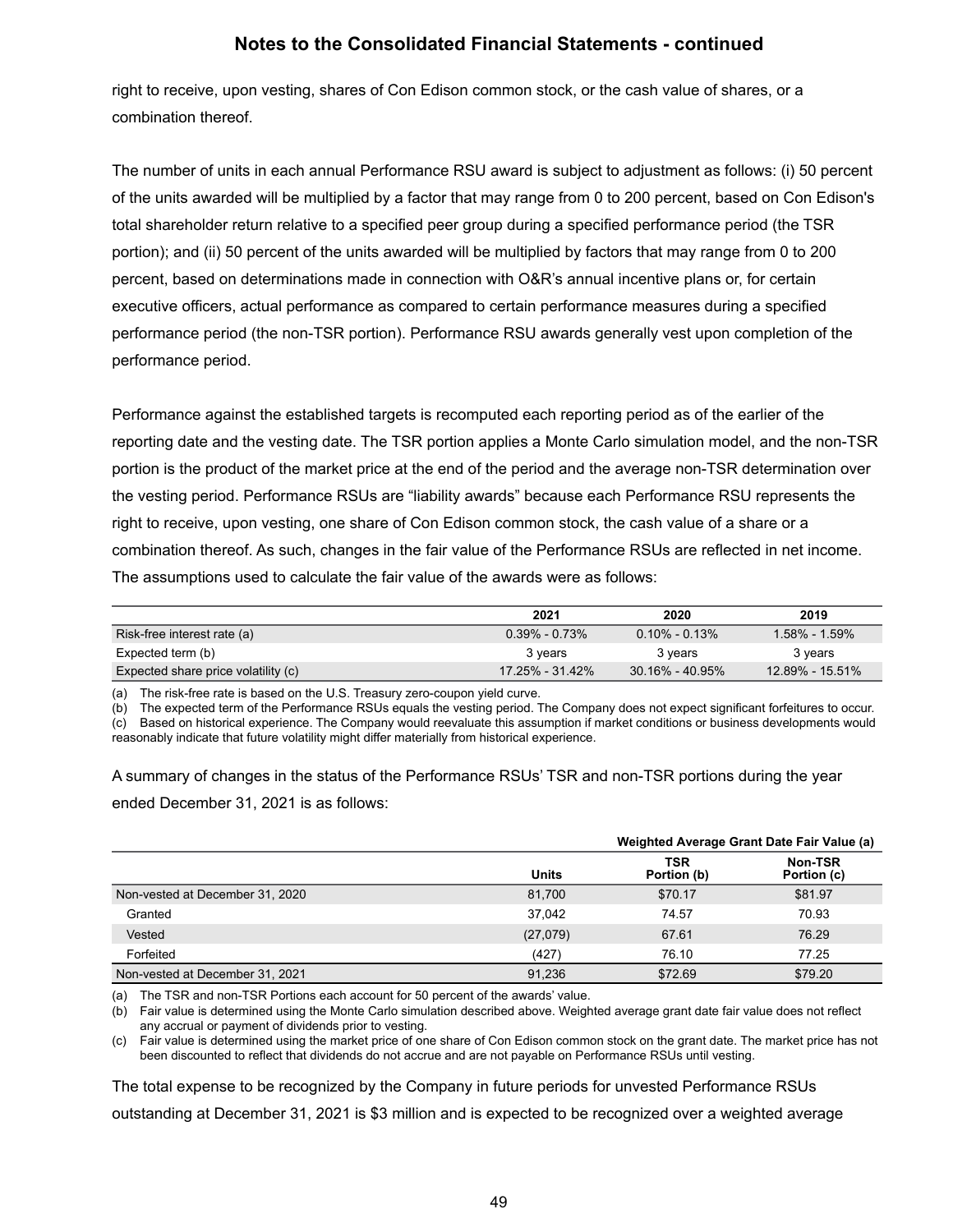right to receive, upon vesting, shares of Con Edison common stock, or the cash value of shares, or a combination thereof.

The number of units in each annual Performance RSU award is subject to adjustment as follows: (i) 50 percent of the units awarded will be multiplied by a factor that may range from 0 to 200 percent, based on Con Edison's total shareholder return relative to a specified peer group during a specified performance period (the TSR portion); and (ii) 50 percent of the units awarded will be multiplied by factors that may range from 0 to 200 percent, based on determinations made in connection with O&R's annual incentive plans or, for certain executive officers, actual performance as compared to certain performance measures during a specified performance period (the non-TSR portion). Performance RSU awards generally vest upon completion of the performance period.

Performance against the established targets is recomputed each reporting period as of the earlier of the reporting date and the vesting date. The TSR portion applies a Monte Carlo simulation model, and the non-TSR portion is the product of the market price at the end of the period and the average non-TSR determination over the vesting period. Performance RSUs are "liability awards" because each Performance RSU represents the right to receive, upon vesting, one share of Con Edison common stock, the cash value of a share or a combination thereof. As such, changes in the fair value of the Performance RSUs are reflected in net income. The assumptions used to calculate the fair value of the awards were as follows:

| | 2021 | 2020 | 2019 |
|---|---|---|---|
| Risk-free interest rate (a) | 0.39% - 0.73% | 0.10% - 0.13% | 1.58% - 1.59% |
| Expected term (b) | 3 years | 3 years | 3 years |
| Expected share price volatility (c) | 17.25% - 31.42% | 30.16% - 40.95% | 12.89% - 15.51% |

(a) The risk-free rate is based on the U.S. Treasury zero-coupon yield curve.
(b) The expected term of the Performance RSUs equals the vesting period. The Company does not expect significant forfeitures to occur.
(c) Based on historical experience. The Company would reevaluate this assumption if market conditions or business developments would reasonably indicate that future volatility might differ materially from historical experience.

A summary of changes in the status of the Performance RSUs' TSR and non-TSR portions during the year ended December 31, 2021 is as follows:

| | | Weighted Average Grant Date Fair Value (a) | |
|---|---|---|---|
| | Units | TSR Portion (b) | Non-TSR Portion (c) |
| Non-vested at December 31, 2020 | 81,700 | $70.17 | $81.97 |
| Granted | 37,042 | 74.57 | 70.93 |
| Vested | (27,079) | 67.61 | 76.29 |
| Forfeited | (427) | 76.10 | 77.25 |
| Non-vested at December 31, 2021 | 91,236 | $72.69 | $79.20 |

(a) The TSR and non-TSR Portions each account for 50 percent of the awards' value.
(b) Fair value is determined using the Monte Carlo simulation described above. Weighted average grant date fair value does not reflect any accrual or payment of dividends prior to vesting.
(c) Fair value is determined using the market price of one share of Con Edison common stock on the grant date. The market price has not been discounted to reflect that dividends do not accrue and are not payable on Performance RSUs until vesting.

The total expense to be recognized by the Company in future periods for unvested Performance RSUs outstanding at December 31, 2021 is $3 million and is expected to be recognized over a weighted average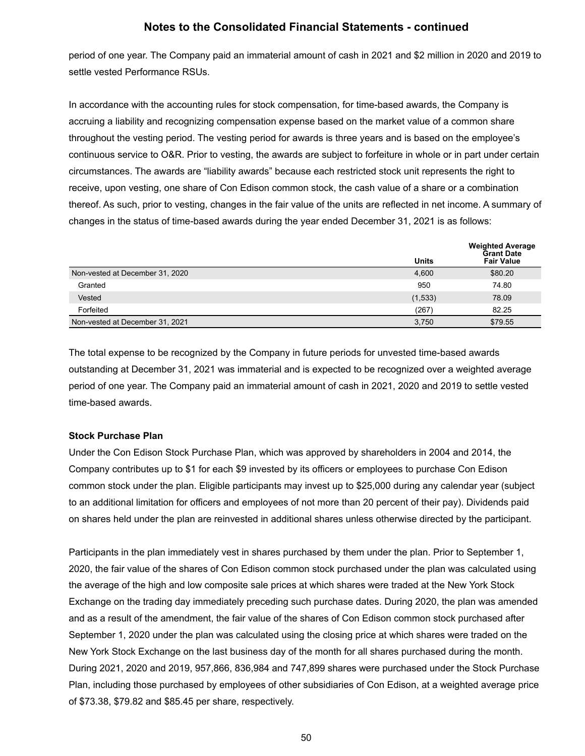period of one year. The Company paid an immaterial amount of cash in 2021 and $2 million in 2020 and 2019 to settle vested Performance RSUs.

In accordance with the accounting rules for stock compensation, for time-based awards, the Company is accruing a liability and recognizing compensation expense based on the market value of a common share throughout the vesting period. The vesting period for awards is three years and is based on the employee's continuous service to O&R. Prior to vesting, the awards are subject to forfeiture in whole or in part under certain circumstances. The awards are "liability awards" because each restricted stock unit represents the right to receive, upon vesting, one share of Con Edison common stock, the cash value of a share or a combination thereof. As such, prior to vesting, changes in the fair value of the units are reflected in net income. A summary of changes in the status of time-based awards during the year ended December 31, 2021 is as follows:

| | Units | Weighted Average Grant Date Fair Value |
|---|---|---|
| Non-vested at December 31, 2020 | 4,600 | $80.20 |
| Granted | 950 | 74.80 |
| Vested | (1,533) | 78.09 |
| Forfeited | (267) | 82.25 |
| Non-vested at December 31, 2021 | 3,750 | $79.55 |

The total expense to be recognized by the Company in future periods for unvested time-based awards outstanding at December 31, 2021 was immaterial and is expected to be recognized over a weighted average period of one year. The Company paid an immaterial amount of cash in 2021, 2020 and 2019 to settle vested time-based awards.

**Stock Purchase Plan**

Under the Con Edison Stock Purchase Plan, which was approved by shareholders in 2004 and 2014, the Company contributes up to $1 for each $9 invested by its officers or employees to purchase Con Edison common stock under the plan. Eligible participants may invest up to $25,000 during any calendar year (subject to an additional limitation for officers and employees of not more than 20 percent of their pay). Dividends paid on shares held under the plan are reinvested in additional shares unless otherwise directed by the participant.

Participants in the plan immediately vest in shares purchased by them under the plan. Prior to September 1, 2020, the fair value of the shares of Con Edison common stock purchased under the plan was calculated using the average of the high and low composite sale prices at which shares were traded at the New York Stock Exchange on the trading day immediately preceding such purchase dates. During 2020, the plan was amended and as a result of the amendment, the fair value of the shares of Con Edison common stock purchased after September 1, 2020 under the plan was calculated using the closing price at which shares were traded on the New York Stock Exchange on the last business day of the month for all shares purchased during the month. During 2021, 2020 and 2019, 957,866, 836,984 and 747,899 shares were purchased under the Stock Purchase Plan, including those purchased by employees of other subsidiaries of Con Edison, at a weighted average price of $73.38, $79.82 and $85.45 per share, respectively.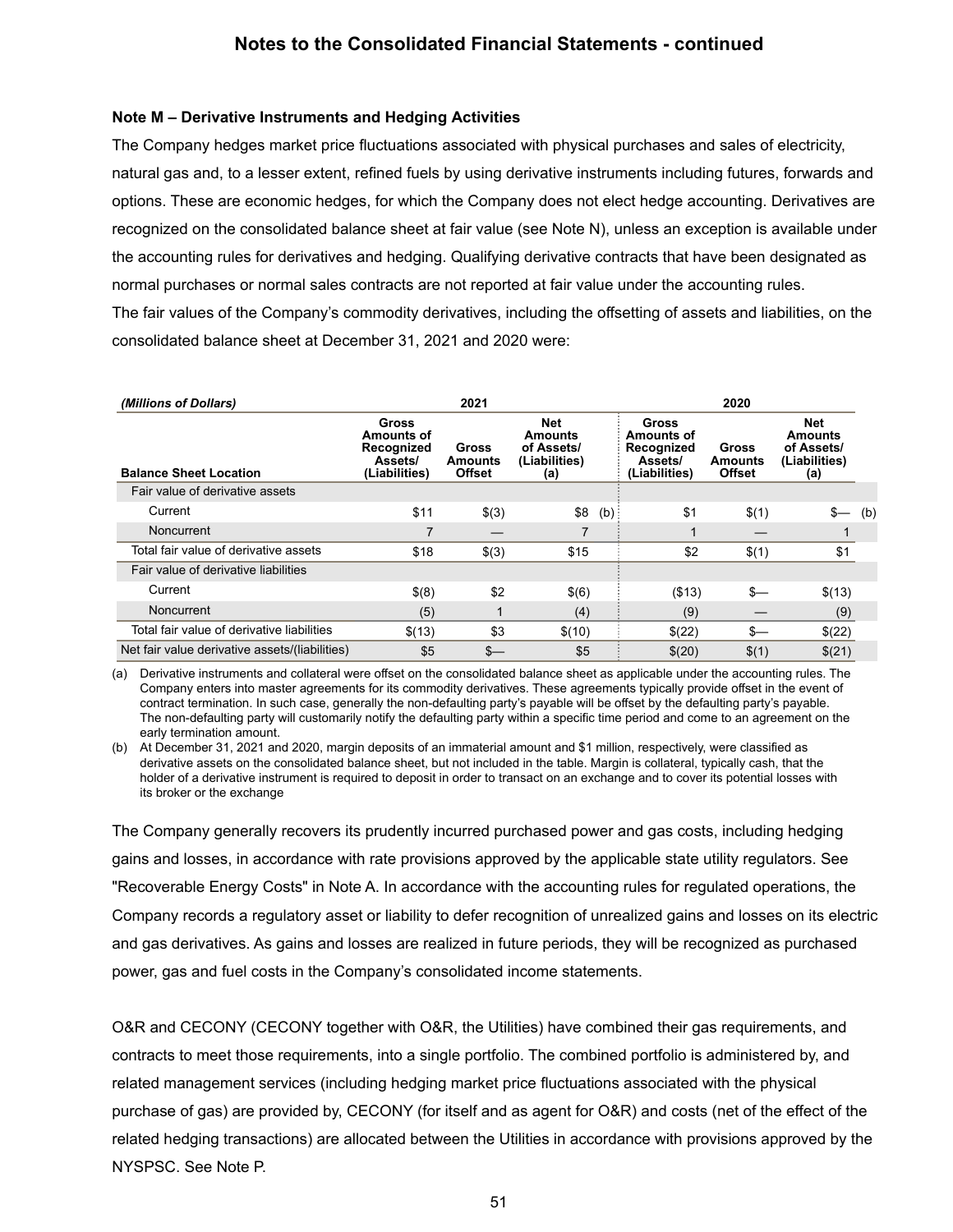**Notes to the Consolidated Financial Statements - continued**

**Note M – Derivative Instruments and Hedging Activities**

The Company hedges market price fluctuations associated with physical purchases and sales of electricity, natural gas and, to a lesser extent, refined fuels by using derivative instruments including futures, forwards and options. These are economic hedges, for which the Company does not elect hedge accounting. Derivatives are recognized on the consolidated balance sheet at fair value (see Note N), unless an exception is available under the accounting rules for derivatives and hedging. Qualifying derivative contracts that have been designated as normal purchases or normal sales contracts are not reported at fair value under the accounting rules.

The fair values of the Company's commodity derivatives, including the offsetting of assets and liabilities, on the consolidated balance sheet at December 31, 2021 and 2020 were:

| *(Millions of Dollars)* | 2021 | | | 2020 | | |
|---|---|---|---|---|---|---|
| **Balance Sheet Location** | **Gross Amounts of Recognized Assets/ (Liabilities)** | **Gross Amounts Offset** | **Net Amounts of Assets/ (Liabilities) (a)** | **Gross Amounts of Recognized Assets/ (Liabilities)** | **Gross Amounts Offset** | **Net Amounts of Assets/ (Liabilities) (a)** |
| Fair value of derivative assets | | | | | | |
| Current | $11 | $(3) | $8 (b) | $1 | $(1) | $— (b) |
| Noncurrent | 7 | — | 7 | 1 | — | 1 |
| Total fair value of derivative assets | $18 | $(3) | $15 | $2 | $(1) | $1 |
| Fair value of derivative liabilities | | | | | | |
| Current | $(8) | $2 | $(6) | ($13) | $— | $(13) |
| Noncurrent | (5) | 1 | (4) | (9) | — | (9) |
| Total fair value of derivative liabilities | $(13) | $3 | $(10) | $(22) | $— | $(22) |
| Net fair value derivative assets/(liabilities) | $5 | $— | $5 | $(20) | $(1) | $(21) |

(a) Derivative instruments and collateral were offset on the consolidated balance sheet as applicable under the accounting rules. The Company enters into master agreements for its commodity derivatives. These agreements typically provide offset in the event of contract termination. In such case, generally the non-defaulting party's payable will be offset by the defaulting party's payable. The non-defaulting party will customarily notify the defaulting party within a specific time period and come to an agreement on the early termination amount.

(b) At December 31, 2021 and 2020, margin deposits of an immaterial amount and $1 million, respectively, were classified as derivative assets on the consolidated balance sheet, but not included in the table. Margin is collateral, typically cash, that the holder of a derivative instrument is required to deposit in order to transact on an exchange and to cover its potential losses with its broker or the exchange

The Company generally recovers its prudently incurred purchased power and gas costs, including hedging gains and losses, in accordance with rate provisions approved by the applicable state utility regulators. See "Recoverable Energy Costs" in Note A. In accordance with the accounting rules for regulated operations, the Company records a regulatory asset or liability to defer recognition of unrealized gains and losses on its electric and gas derivatives. As gains and losses are realized in future periods, they will be recognized as purchased power, gas and fuel costs in the Company's consolidated income statements.

O&R and CECONY (CECONY together with O&R, the Utilities) have combined their gas requirements, and contracts to meet those requirements, into a single portfolio. The combined portfolio is administered by, and related management services (including hedging market price fluctuations associated with the physical purchase of gas) are provided by, CECONY (for itself and as agent for O&R) and costs (net of the effect of the related hedging transactions) are allocated between the Utilities in accordance with provisions approved by the NYSPSC. See Note P.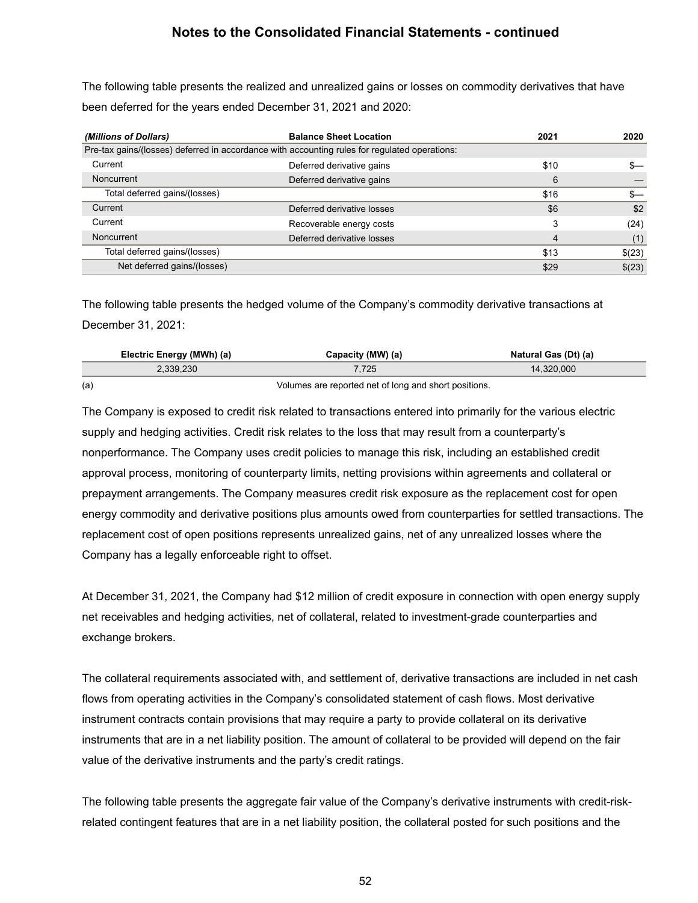The following table presents the realized and unrealized gains or losses on commodity derivatives that have been deferred for the years ended December 31, 2021 and 2020:

| *(Millions of Dollars)* | Balance Sheet Location | 2021 | 2020 |
|---|---|---|---|
| Pre-tax gains/(losses) deferred in accordance with accounting rules for regulated operations: | | | |
| Current | Deferred derivative gains | $10 | $— |
| Noncurrent | Deferred derivative gains | 6 | — |
| Total deferred gains/(losses) | | $16 | $— |
| Current | Deferred derivative losses | $6 | $2 |
| Current | Recoverable energy costs | 3 | (24) |
| Noncurrent | Deferred derivative losses | 4 | (1) |
| Total deferred gains/(losses) | | $13 | $(23) |
| Net deferred gains/(losses) | | $29 | $(23) |

The following table presents the hedged volume of the Company's commodity derivative transactions at December 31, 2021:

| Electric Energy (MWh) (a) | Capacity (MW) (a) | Natural Gas (Dt) (a) |
|---|---|---|
| 2,339,230 | 7,725 | 14,320,000 |

(a) Volumes are reported net of long and short positions.

The Company is exposed to credit risk related to transactions entered into primarily for the various electric supply and hedging activities. Credit risk relates to the loss that may result from a counterparty's nonperformance. The Company uses credit policies to manage this risk, including an established credit approval process, monitoring of counterparty limits, netting provisions within agreements and collateral or prepayment arrangements. The Company measures credit risk exposure as the replacement cost for open energy commodity and derivative positions plus amounts owed from counterparties for settled transactions. The replacement cost of open positions represents unrealized gains, net of any unrealized losses where the Company has a legally enforceable right to offset.

At December 31, 2021, the Company had $12 million of credit exposure in connection with open energy supply net receivables and hedging activities, net of collateral, related to investment-grade counterparties and exchange brokers.

The collateral requirements associated with, and settlement of, derivative transactions are included in net cash flows from operating activities in the Company's consolidated statement of cash flows. Most derivative instrument contracts contain provisions that may require a party to provide collateral on its derivative instruments that are in a net liability position. The amount of collateral to be provided will depend on the fair value of the derivative instruments and the party's credit ratings.

The following table presents the aggregate fair value of the Company's derivative instruments with credit-risk-related contingent features that are in a net liability position, the collateral posted for such positions and the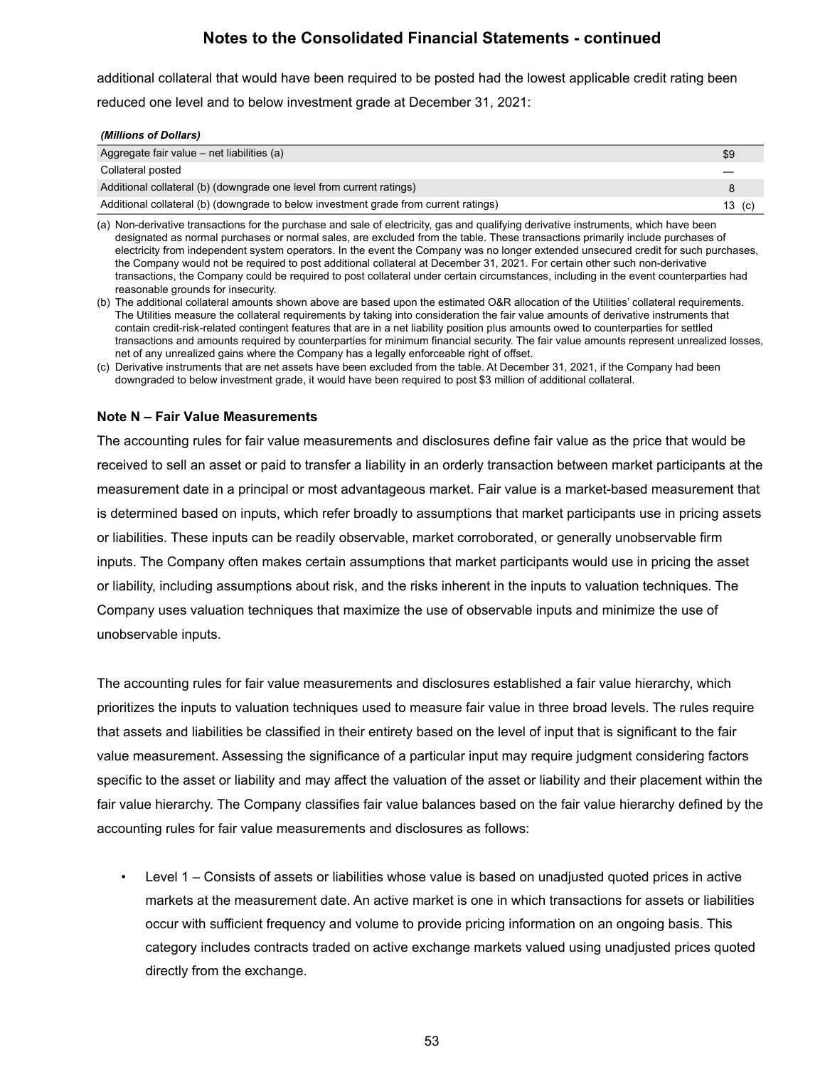additional collateral that would have been required to be posted had the lowest applicable credit rating been reduced one level and to below investment grade at December 31, 2021:

| *(Millions of Dollars)* | |
|---|---|
| Aggregate fair value – net liabilities (a) | $9 |
| Collateral posted | — |
| Additional collateral (b) (downgrade one level from current ratings) | 8 |
| Additional collateral (b) (downgrade to below investment grade from current ratings) | 13 (c) |

(a) Non-derivative transactions for the purchase and sale of electricity, gas and qualifying derivative instruments, which have been designated as normal purchases or normal sales, are excluded from the table. These transactions primarily include purchases of electricity from independent system operators. In the event the Company was no longer extended unsecured credit for such purchases, the Company would not be required to post additional collateral at December 31, 2021. For certain other such non-derivative transactions, the Company could be required to post collateral under certain circumstances, including in the event counterparties had reasonable grounds for insecurity.

(b) The additional collateral amounts shown above are based upon the estimated O&R allocation of the Utilities' collateral requirements. The Utilities measure the collateral requirements by taking into consideration the fair value amounts of derivative instruments that contain credit-risk-related contingent features that are in a net liability position plus amounts owed to counterparties for settled transactions and amounts required by counterparties for minimum financial security. The fair value amounts represent unrealized losses, net of any unrealized gains where the Company has a legally enforceable right of offset.

(c) Derivative instruments that are net assets have been excluded from the table. At December 31, 2021, if the Company had been downgraded to below investment grade, it would have been required to post $3 million of additional collateral.

**Note N – Fair Value Measurements**

The accounting rules for fair value measurements and disclosures define fair value as the price that would be received to sell an asset or paid to transfer a liability in an orderly transaction between market participants at the measurement date in a principal or most advantageous market. Fair value is a market-based measurement that is determined based on inputs, which refer broadly to assumptions that market participants use in pricing assets or liabilities. These inputs can be readily observable, market corroborated, or generally unobservable firm inputs. The Company often makes certain assumptions that market participants would use in pricing the asset or liability, including assumptions about risk, and the risks inherent in the inputs to valuation techniques. The Company uses valuation techniques that maximize the use of observable inputs and minimize the use of unobservable inputs.

The accounting rules for fair value measurements and disclosures established a fair value hierarchy, which prioritizes the inputs to valuation techniques used to measure fair value in three broad levels. The rules require that assets and liabilities be classified in their entirety based on the level of input that is significant to the fair value measurement. Assessing the significance of a particular input may require judgment considering factors specific to the asset or liability and may affect the valuation of the asset or liability and their placement within the fair value hierarchy. The Company classifies fair value balances based on the fair value hierarchy defined by the accounting rules for fair value measurements and disclosures as follows:

- Level 1 – Consists of assets or liabilities whose value is based on unadjusted quoted prices in active markets at the measurement date. An active market is one in which transactions for assets or liabilities occur with sufficient frequency and volume to provide pricing information on an ongoing basis. This category includes contracts traded on active exchange markets valued using unadjusted prices quoted directly from the exchange.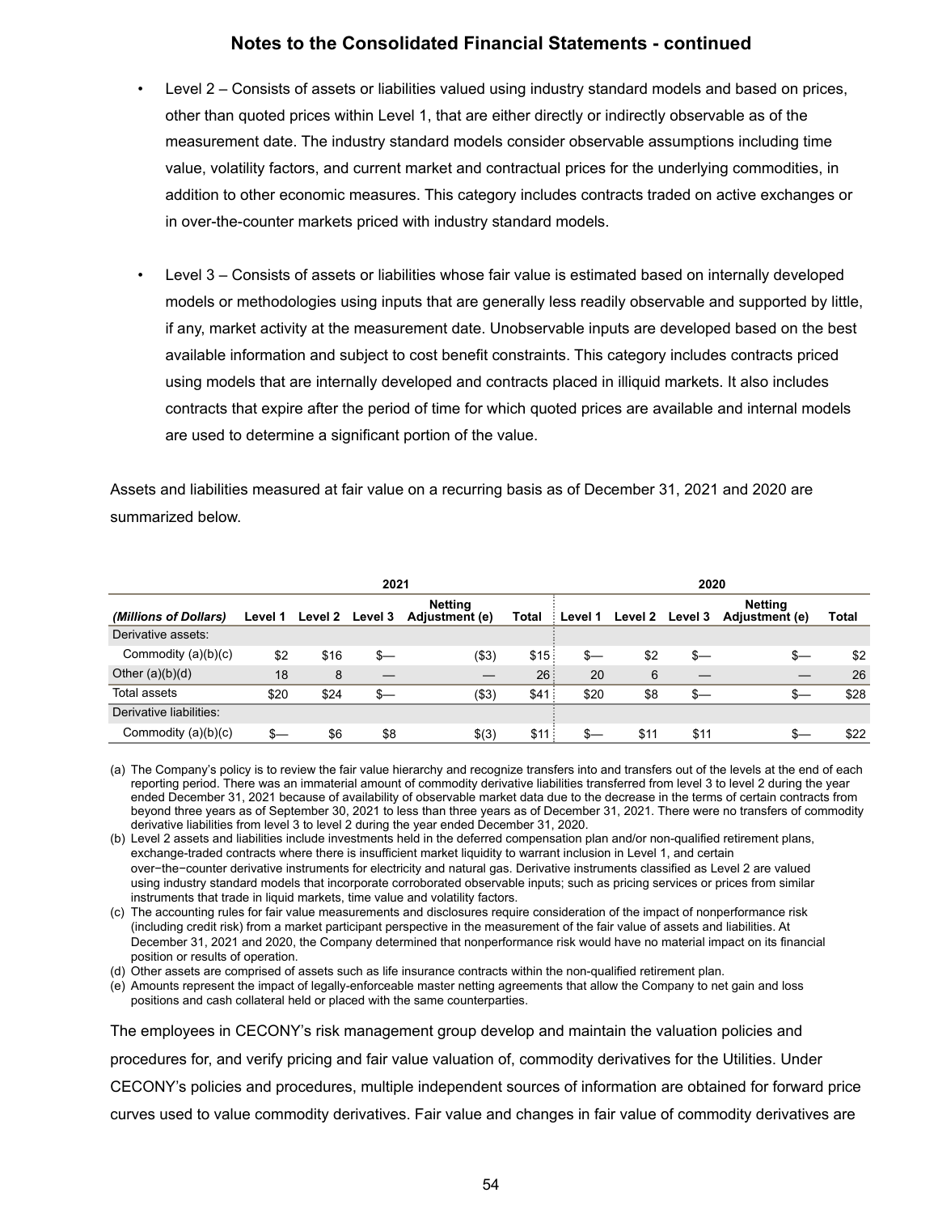## Notes to the Consolidated Financial Statements - continued

- Level 2 – Consists of assets or liabilities valued using industry standard models and based on prices, other than quoted prices within Level 1, that are either directly or indirectly observable as of the measurement date. The industry standard models consider observable assumptions including time value, volatility factors, and current market and contractual prices for the underlying commodities, in addition to other economic measures. This category includes contracts traded on active exchanges or in over-the-counter markets priced with industry standard models.

- Level 3 – Consists of assets or liabilities whose fair value is estimated based on internally developed models or methodologies using inputs that are generally less readily observable and supported by little, if any, market activity at the measurement date. Unobservable inputs are developed based on the best available information and subject to cost benefit constraints. This category includes contracts priced using models that are internally developed and contracts placed in illiquid markets. It also includes contracts that expire after the period of time for which quoted prices are available and internal models are used to determine a significant portion of the value.

Assets and liabilities measured at fair value on a recurring basis as of December 31, 2021 and 2020 are summarized below.

| | 2021 | | | | | 2020 | | | | |
|---|---|---|---|---|---|---|---|---|---|---|
| *(Millions of Dollars)* | Level 1 | Level 2 | Level 3 | Netting Adjustment (e) | Total | Level 1 | Level 2 | Level 3 | Netting Adjustment (e) | Total |
| Derivative assets: | | | | | | | | | | |
| Commodity (a)(b)(c) | $2 | $16 | $— | ($3) | $15 | $— | $2 | $— | $— | $2 |
| Other (a)(b)(d) | 18 | 8 | — | — | 26 | 20 | 6 | — | — | 26 |
| Total assets | $20 | $24 | $— | ($3) | $41 | $20 | $8 | $— | $— | $28 |
| Derivative liabilities: | | | | | | | | | | |
| Commodity (a)(b)(c) | $— | $6 | $8 | $(3) | $11 | $— | $11 | $11 | $— | $22 |

(a) The Company's policy is to review the fair value hierarchy and recognize transfers into and transfers out of the levels at the end of each reporting period. There was an immaterial amount of commodity derivative liabilities transferred from level 3 to level 2 during the year ended December 31, 2021 because of availability of observable market data due to the decrease in the terms of certain contracts from beyond three years as of September 30, 2021 to less than three years as of December 31, 2021. There were no transfers of commodity derivative liabilities from level 3 to level 2 during the year ended December 31, 2020.
(b) Level 2 assets and liabilities include investments held in the deferred compensation plan and/or non-qualified retirement plans, exchange-traded contracts where there is insufficient market liquidity to warrant inclusion in Level 1, and certain over−the−counter derivative instruments for electricity and natural gas. Derivative instruments classified as Level 2 are valued using industry standard models that incorporate corroborated observable inputs; such as pricing services or prices from similar instruments that trade in liquid markets, time value and volatility factors.
(c) The accounting rules for fair value measurements and disclosures require consideration of the impact of nonperformance risk (including credit risk) from a market participant perspective in the measurement of the fair value of assets and liabilities. At December 31, 2021 and 2020, the Company determined that nonperformance risk would have no material impact on its financial position or results of operation.
(d) Other assets are comprised of assets such as life insurance contracts within the non-qualified retirement plan.
(e) Amounts represent the impact of legally-enforceable master netting agreements that allow the Company to net gain and loss positions and cash collateral held or placed with the same counterparties.

The employees in CECONY's risk management group develop and maintain the valuation policies and procedures for, and verify pricing and fair value valuation of, commodity derivatives for the Utilities. Under CECONY's policies and procedures, multiple independent sources of information are obtained for forward price curves used to value commodity derivatives. Fair value and changes in fair value of commodity derivatives are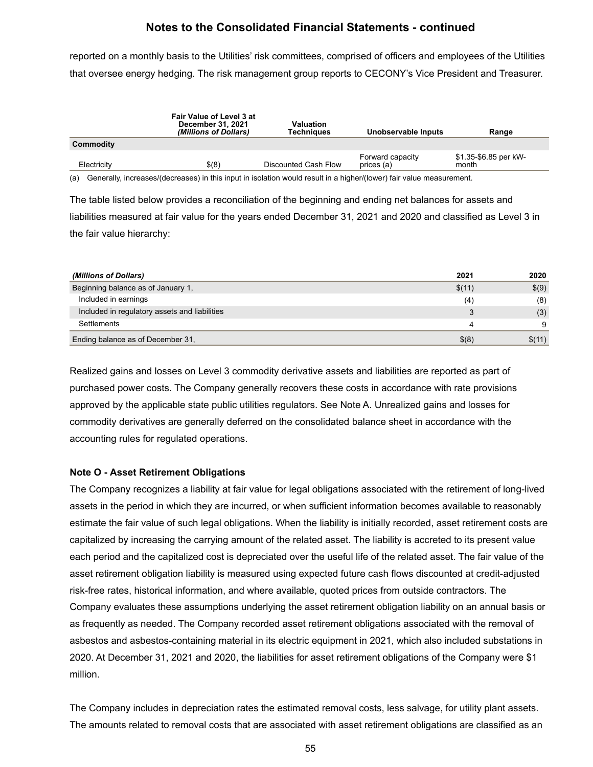reported on a monthly basis to the Utilities' risk committees, comprised of officers and employees of the Utilities that oversee energy hedging. The risk management group reports to CECONY's Vice President and Treasurer.

| | Fair Value of Level 3 at December 31, 2021 *(Millions of Dollars)* | Valuation Techniques | Unobservable Inputs | Range |
|---|---|---|---|---|
| **Commodity** | | | | |
| Electricity | $(8) | Discounted Cash Flow | Forward capacity prices (a) | $1.35-$6.85 per kW-month |

(a) Generally, increases/(decreases) in this input in isolation would result in a higher/(lower) fair value measurement.

The table listed below provides a reconciliation of the beginning and ending net balances for assets and liabilities measured at fair value for the years ended December 31, 2021 and 2020 and classified as Level 3 in the fair value hierarchy:

| *(Millions of Dollars)* | 2021 | 2020 |
|---|---|---|
| Beginning balance as of January 1, | $(11) | $(9) |
| Included in earnings | (4) | (8) |
| Included in regulatory assets and liabilities | 3 | (3) |
| Settlements | 4 | 9 |
| Ending balance as of December 31, | $(8) | $(11) |

Realized gains and losses on Level 3 commodity derivative assets and liabilities are reported as part of purchased power costs. The Company generally recovers these costs in accordance with rate provisions approved by the applicable state public utilities regulators. See Note A. Unrealized gains and losses for commodity derivatives are generally deferred on the consolidated balance sheet in accordance with the accounting rules for regulated operations.

**Note O - Asset Retirement Obligations**

The Company recognizes a liability at fair value for legal obligations associated with the retirement of long-lived assets in the period in which they are incurred, or when sufficient information becomes available to reasonably estimate the fair value of such legal obligations. When the liability is initially recorded, asset retirement costs are capitalized by increasing the carrying amount of the related asset. The liability is accreted to its present value each period and the capitalized cost is depreciated over the useful life of the related asset. The fair value of the asset retirement obligation liability is measured using expected future cash flows discounted at credit-adjusted risk-free rates, historical information, and where available, quoted prices from outside contractors. The Company evaluates these assumptions underlying the asset retirement obligation liability on an annual basis or as frequently as needed. The Company recorded asset retirement obligations associated with the removal of asbestos and asbestos-containing material in its electric equipment in 2021, which also included substations in 2020. At December 31, 2021 and 2020, the liabilities for asset retirement obligations of the Company were $1 million.

The Company includes in depreciation rates the estimated removal costs, less salvage, for utility plant assets. The amounts related to removal costs that are associated with asset retirement obligations are classified as an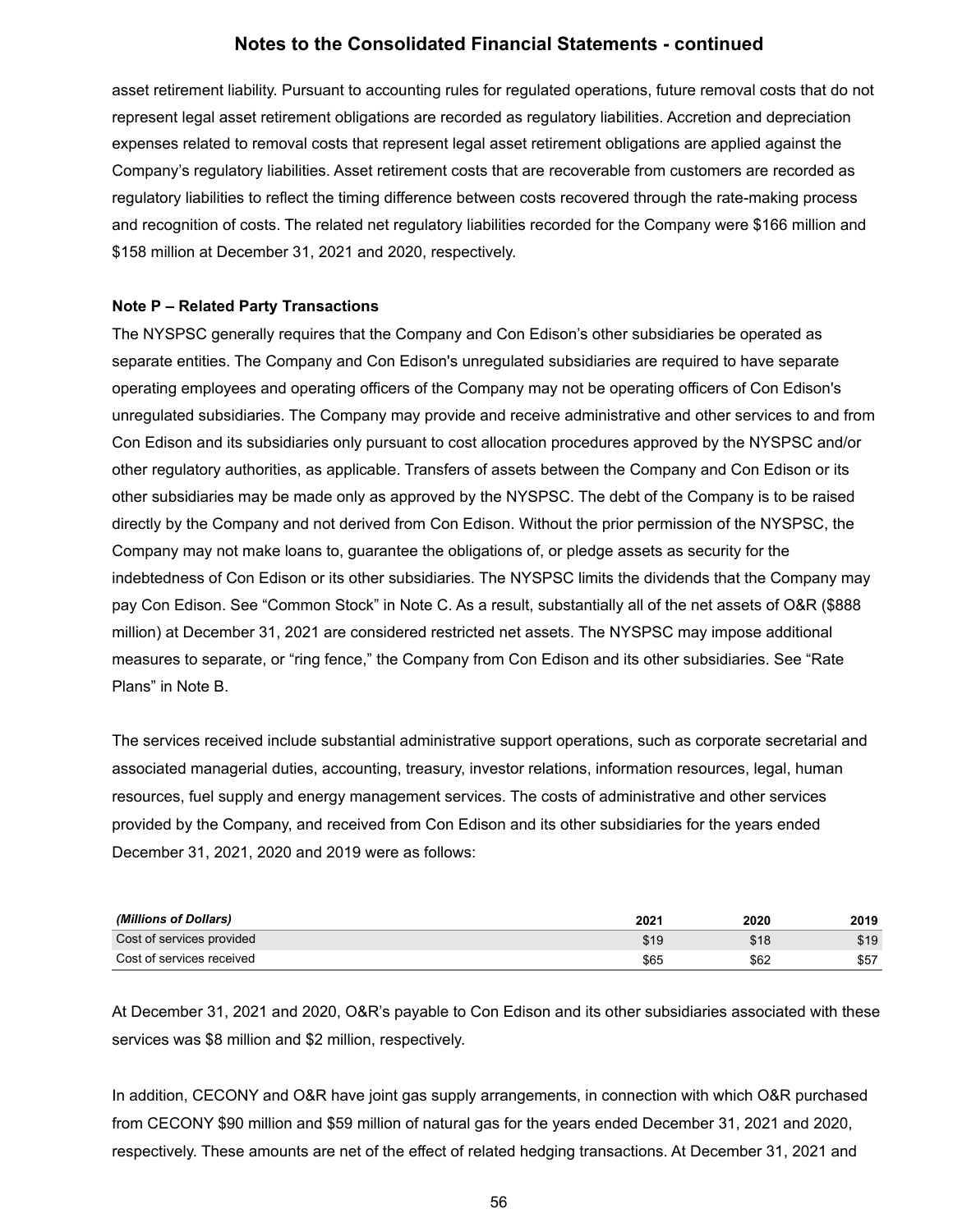asset retirement liability. Pursuant to accounting rules for regulated operations, future removal costs that do not represent legal asset retirement obligations are recorded as regulatory liabilities. Accretion and depreciation expenses related to removal costs that represent legal asset retirement obligations are applied against the Company's regulatory liabilities. Asset retirement costs that are recoverable from customers are recorded as regulatory liabilities to reflect the timing difference between costs recovered through the rate-making process and recognition of costs. The related net regulatory liabilities recorded for the Company were $166 million and $158 million at December 31, 2021 and 2020, respectively.

**Note P – Related Party Transactions**

The NYSPSC generally requires that the Company and Con Edison's other subsidiaries be operated as separate entities. The Company and Con Edison's unregulated subsidiaries are required to have separate operating employees and operating officers of the Company may not be operating officers of Con Edison's unregulated subsidiaries. The Company may provide and receive administrative and other services to and from Con Edison and its subsidiaries only pursuant to cost allocation procedures approved by the NYSPSC and/or other regulatory authorities, as applicable. Transfers of assets between the Company and Con Edison or its other subsidiaries may be made only as approved by the NYSPSC. The debt of the Company is to be raised directly by the Company and not derived from Con Edison. Without the prior permission of the NYSPSC, the Company may not make loans to, guarantee the obligations of, or pledge assets as security for the indebtedness of Con Edison or its other subsidiaries. The NYSPSC limits the dividends that the Company may pay Con Edison. See "Common Stock" in Note C. As a result, substantially all of the net assets of O&R ($888 million) at December 31, 2021 are considered restricted net assets. The NYSPSC may impose additional measures to separate, or "ring fence," the Company from Con Edison and its other subsidiaries. See "Rate Plans" in Note B.

The services received include substantial administrative support operations, such as corporate secretarial and associated managerial duties, accounting, treasury, investor relations, information resources, legal, human resources, fuel supply and energy management services. The costs of administrative and other services provided by the Company, and received from Con Edison and its other subsidiaries for the years ended December 31, 2021, 2020 and 2019 were as follows:

| *(Millions of Dollars)* | 2021 | 2020 | 2019 |
|---|---|---|---|
| Cost of services provided | $19 | $18 | $19 |
| Cost of services received | $65 | $62 | $57 |

At December 31, 2021 and 2020, O&R's payable to Con Edison and its other subsidiaries associated with these services was $8 million and $2 million, respectively.

In addition, CECONY and O&R have joint gas supply arrangements, in connection with which O&R purchased from CECONY $90 million and $59 million of natural gas for the years ended December 31, 2021 and 2020, respectively. These amounts are net of the effect of related hedging transactions. At December 31, 2021 and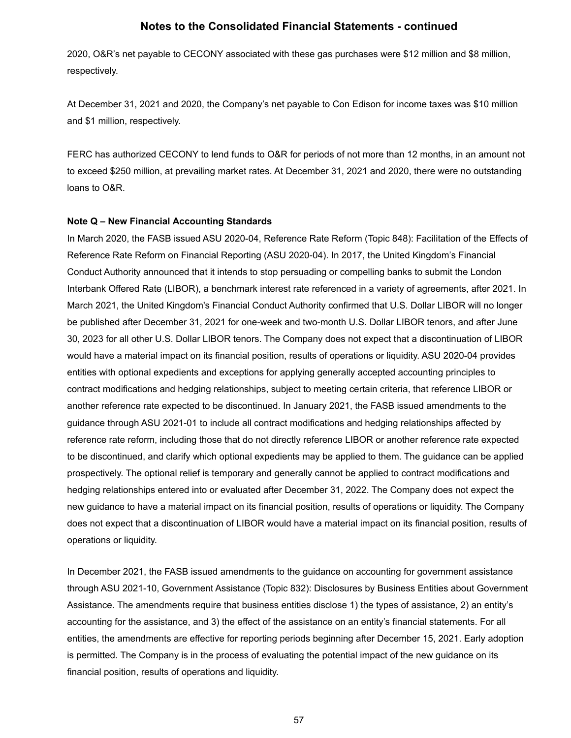2020, O&R’s net payable to CECONY associated with these gas purchases were $12 million and $8 million, respectively.

At December 31, 2021 and 2020, the Company’s net payable to Con Edison for income taxes was $10 million and $1 million, respectively.

FERC has authorized CECONY to lend funds to O&R for periods of not more than 12 months, in an amount not to exceed $250 million, at prevailing market rates. At December 31, 2021 and 2020, there were no outstanding loans to O&R.

**Note Q – New Financial Accounting Standards**

In March 2020, the FASB issued ASU 2020-04, Reference Rate Reform (Topic 848): Facilitation of the Effects of Reference Rate Reform on Financial Reporting (ASU 2020-04). In 2017, the United Kingdom’s Financial Conduct Authority announced that it intends to stop persuading or compelling banks to submit the London Interbank Offered Rate (LIBOR), a benchmark interest rate referenced in a variety of agreements, after 2021. In March 2021, the United Kingdom's Financial Conduct Authority confirmed that U.S. Dollar LIBOR will no longer be published after December 31, 2021 for one-week and two-month U.S. Dollar LIBOR tenors, and after June 30, 2023 for all other U.S. Dollar LIBOR tenors. The Company does not expect that a discontinuation of LIBOR would have a material impact on its financial position, results of operations or liquidity. ASU 2020-04 provides entities with optional expedients and exceptions for applying generally accepted accounting principles to contract modifications and hedging relationships, subject to meeting certain criteria, that reference LIBOR or another reference rate expected to be discontinued. In January 2021, the FASB issued amendments to the guidance through ASU 2021-01 to include all contract modifications and hedging relationships affected by reference rate reform, including those that do not directly reference LIBOR or another reference rate expected to be discontinued, and clarify which optional expedients may be applied to them. The guidance can be applied prospectively. The optional relief is temporary and generally cannot be applied to contract modifications and hedging relationships entered into or evaluated after December 31, 2022. The Company does not expect the new guidance to have a material impact on its financial position, results of operations or liquidity. The Company does not expect that a discontinuation of LIBOR would have a material impact on its financial position, results of operations or liquidity.

In December 2021, the FASB issued amendments to the guidance on accounting for government assistance through ASU 2021-10, Government Assistance (Topic 832): Disclosures by Business Entities about Government Assistance. The amendments require that business entities disclose 1) the types of assistance, 2) an entity’s accounting for the assistance, and 3) the effect of the assistance on an entity’s financial statements. For all entities, the amendments are effective for reporting periods beginning after December 15, 2021. Early adoption is permitted. The Company is in the process of evaluating the potential impact of the new guidance on its financial position, results of operations and liquidity.